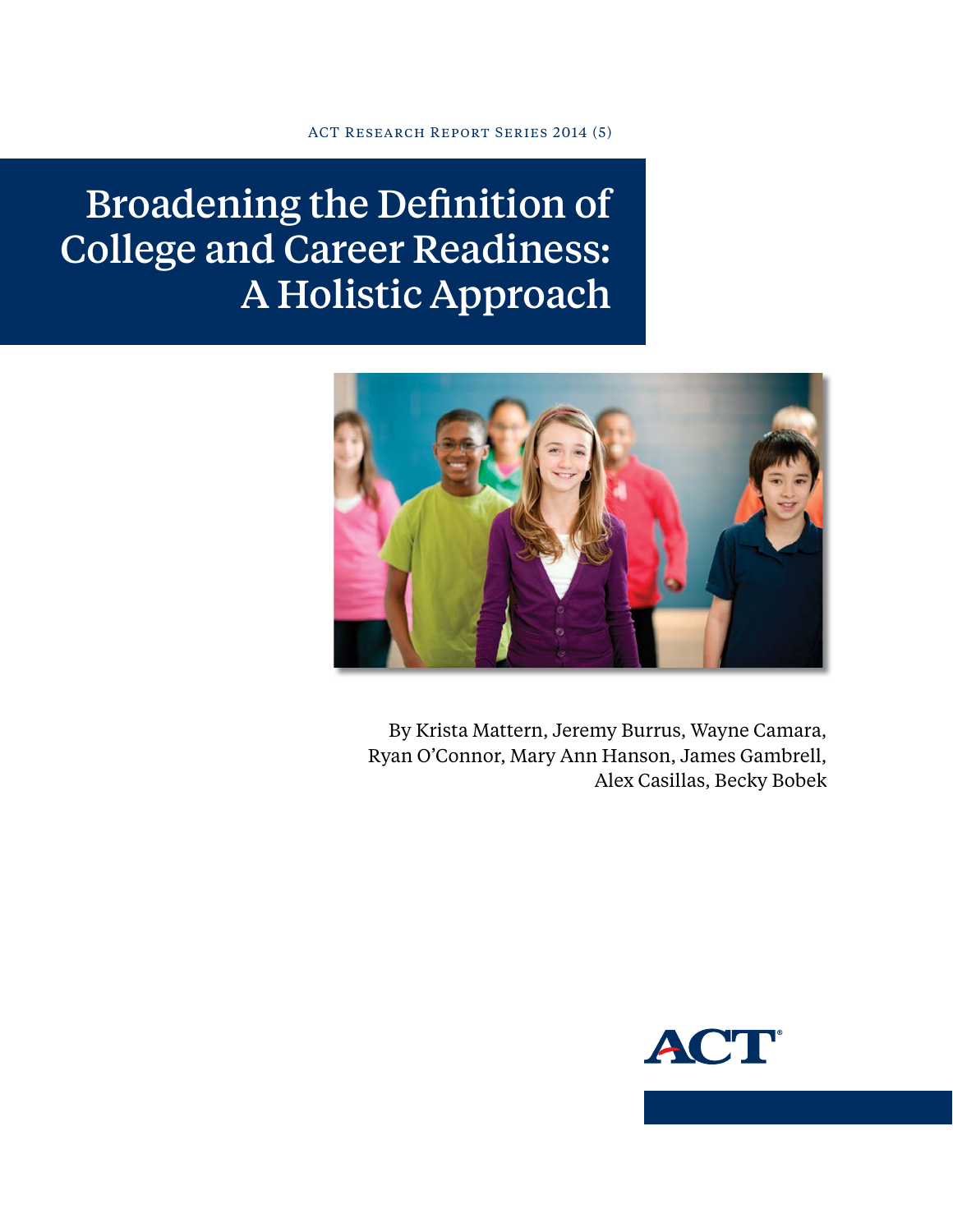ACT Research Report Series 2014 (5)

# Broadening the Definition of College and Career Readiness: A Holistic Approach

By Krista Mattern, Jeremy Burrus, Wayne Camara, Ryan O'Connor, Mary Ann Hanson, James Gambrell, Alex Casillas, Becky Bobek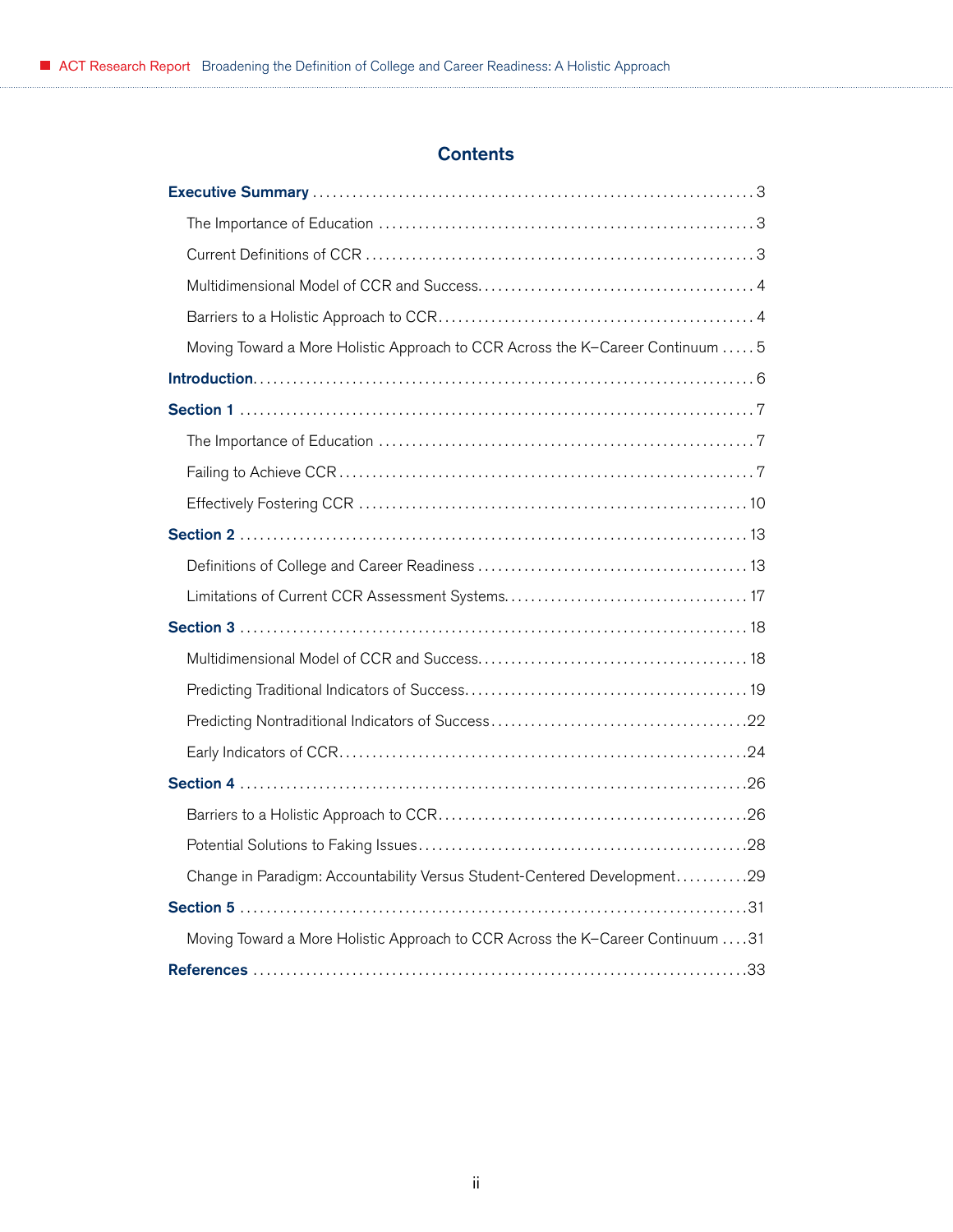# Contents

**Executive Summary** .......... 3

- The Importance of Education .......... 3
- Current Definitions of CCR .......... 3
- Multidimensional Model of CCR and Success .......... 4
- Barriers to a Holistic Approach to CCR .......... 4
- Moving Toward a More Holistic Approach to CCR Across the K–Career Continuum .......... 5

**Introduction** .......... 6

**Section 1** .......... 7

- The Importance of Education .......... 7
- Failing to Achieve CCR .......... 7
- Effectively Fostering CCR .......... 10

**Section 2** .......... 13

- Definitions of College and Career Readiness .......... 13
- Limitations of Current CCR Assessment Systems .......... 17

**Section 3** .......... 18

- Multidimensional Model of CCR and Success .......... 18
- Predicting Traditional Indicators of Success .......... 19
- Predicting Nontraditional Indicators of Success .......... 22
- Early Indicators of CCR .......... 24

**Section 4** .......... 26

- Barriers to a Holistic Approach to CCR .......... 26
- Potential Solutions to Faking Issues .......... 28
- Change in Paradigm: Accountability Versus Student-Centered Development .......... 29

**Section 5** .......... 31

- Moving Toward a More Holistic Approach to CCR Across the K–Career Continuum .......... 31

**References** .......... 33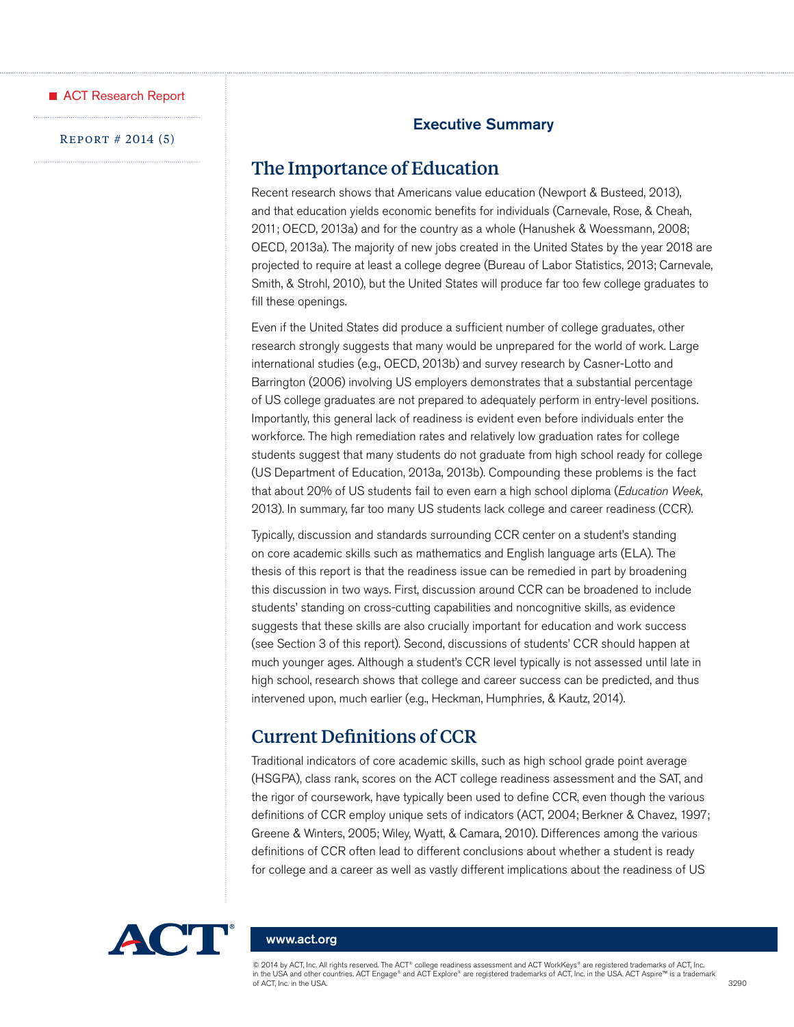## Executive Summary

## The Importance of Education

Recent research shows that Americans value education (Newport & Busteed, 2013), and that education yields economic benefits for individuals (Carnevale, Rose, & Cheah, 2011; OECD, 2013a) and for the country as a whole (Hanushek & Woessmann, 2008; OECD, 2013a). The majority of new jobs created in the United States by the year 2018 are projected to require at least a college degree (Bureau of Labor Statistics, 2013; Carnevale, Smith, & Strohl, 2010), but the United States will produce far too few college graduates to fill these openings.

Even if the United States did produce a sufficient number of college graduates, other research strongly suggests that many would be unprepared for the world of work. Large international studies (e.g., OECD, 2013b) and survey research by Casner-Lotto and Barrington (2006) involving US employers demonstrates that a substantial percentage of US college graduates are not prepared to adequately perform in entry-level positions. Importantly, this general lack of readiness is evident even before individuals enter the workforce. The high remediation rates and relatively low graduation rates for college students suggest that many students do not graduate from high school ready for college (US Department of Education, 2013a, 2013b). Compounding these problems is the fact that about 20% of US students fail to even earn a high school diploma (*Education Week*, 2013). In summary, far too many US students lack college and career readiness (CCR).

Typically, discussion and standards surrounding CCR center on a student's standing on core academic skills such as mathematics and English language arts (ELA). The thesis of this report is that the readiness issue can be remedied in part by broadening this discussion in two ways. First, discussion around CCR can be broadened to include students' standing on cross-cutting capabilities and noncognitive skills, as evidence suggests that these skills are also crucially important for education and work success (see Section 3 of this report). Second, discussions of students' CCR should happen at much younger ages. Although a student's CCR level typically is not assessed until late in high school, research shows that college and career success can be predicted, and thus intervened upon, much earlier (e.g., Heckman, Humphries, & Kautz, 2014).

## Current Definitions of CCR

Traditional indicators of core academic skills, such as high school grade point average (HSGPA), class rank, scores on the ACT college readiness assessment and the SAT, and the rigor of coursework, have typically been used to define CCR, even though the various definitions of CCR employ unique sets of indicators (ACT, 2004; Berkner & Chavez, 1997; Greene & Winters, 2005; Wiley, Wyatt, & Camara, 2010). Differences among the various definitions of CCR often lead to different conclusions about whether a student is ready for college and a career as well as vastly different implications about the readiness of US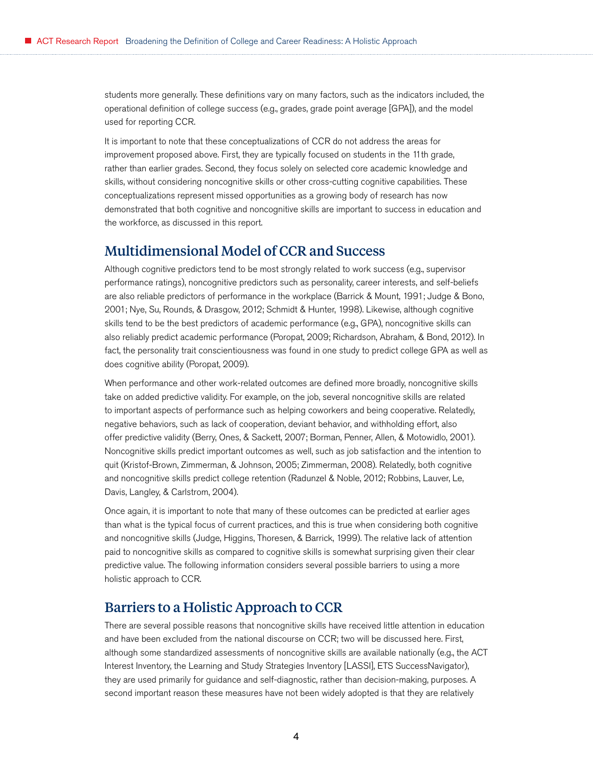students more generally. These definitions vary on many factors, such as the indicators included, the operational definition of college success (e.g., grades, grade point average [GPA]), and the model used for reporting CCR.

It is important to note that these conceptualizations of CCR do not address the areas for improvement proposed above. First, they are typically focused on students in the 11th grade, rather than earlier grades. Second, they focus solely on selected core academic knowledge and skills, without considering noncognitive skills or other cross-cutting cognitive capabilities. These conceptualizations represent missed opportunities as a growing body of research has now demonstrated that both cognitive and noncognitive skills are important to success in education and the workforce, as discussed in this report.

## Multidimensional Model of CCR and Success

Although cognitive predictors tend to be most strongly related to work success (e.g., supervisor performance ratings), noncognitive predictors such as personality, career interests, and self-beliefs are also reliable predictors of performance in the workplace (Barrick & Mount, 1991; Judge & Bono, 2001; Nye, Su, Rounds, & Drasgow, 2012; Schmidt & Hunter, 1998). Likewise, although cognitive skills tend to be the best predictors of academic performance (e.g., GPA), noncognitive skills can also reliably predict academic performance (Poropat, 2009; Richardson, Abraham, & Bond, 2012). In fact, the personality trait conscientiousness was found in one study to predict college GPA as well as does cognitive ability (Poropat, 2009).

When performance and other work-related outcomes are defined more broadly, noncognitive skills take on added predictive validity. For example, on the job, several noncognitive skills are related to important aspects of performance such as helping coworkers and being cooperative. Relatedly, negative behaviors, such as lack of cooperation, deviant behavior, and withholding effort, also offer predictive validity (Berry, Ones, & Sackett, 2007; Borman, Penner, Allen, & Motowidlo, 2001). Noncognitive skills predict important outcomes as well, such as job satisfaction and the intention to quit (Kristof-Brown, Zimmerman, & Johnson, 2005; Zimmerman, 2008). Relatedly, both cognitive and noncognitive skills predict college retention (Radunzel & Noble, 2012; Robbins, Lauver, Le, Davis, Langley, & Carlstrom, 2004).

Once again, it is important to note that many of these outcomes can be predicted at earlier ages than what is the typical focus of current practices, and this is true when considering both cognitive and noncognitive skills (Judge, Higgins, Thoresen, & Barrick, 1999). The relative lack of attention paid to noncognitive skills as compared to cognitive skills is somewhat surprising given their clear predictive value. The following information considers several possible barriers to using a more holistic approach to CCR.

## Barriers to a Holistic Approach to CCR

There are several possible reasons that noncognitive skills have received little attention in education and have been excluded from the national discourse on CCR; two will be discussed here. First, although some standardized assessments of noncognitive skills are available nationally (e.g., the ACT Interest Inventory, the Learning and Study Strategies Inventory [LASSI], ETS SuccessNavigator), they are used primarily for guidance and self-diagnostic, rather than decision-making, purposes. A second important reason these measures have not been widely adopted is that they are relatively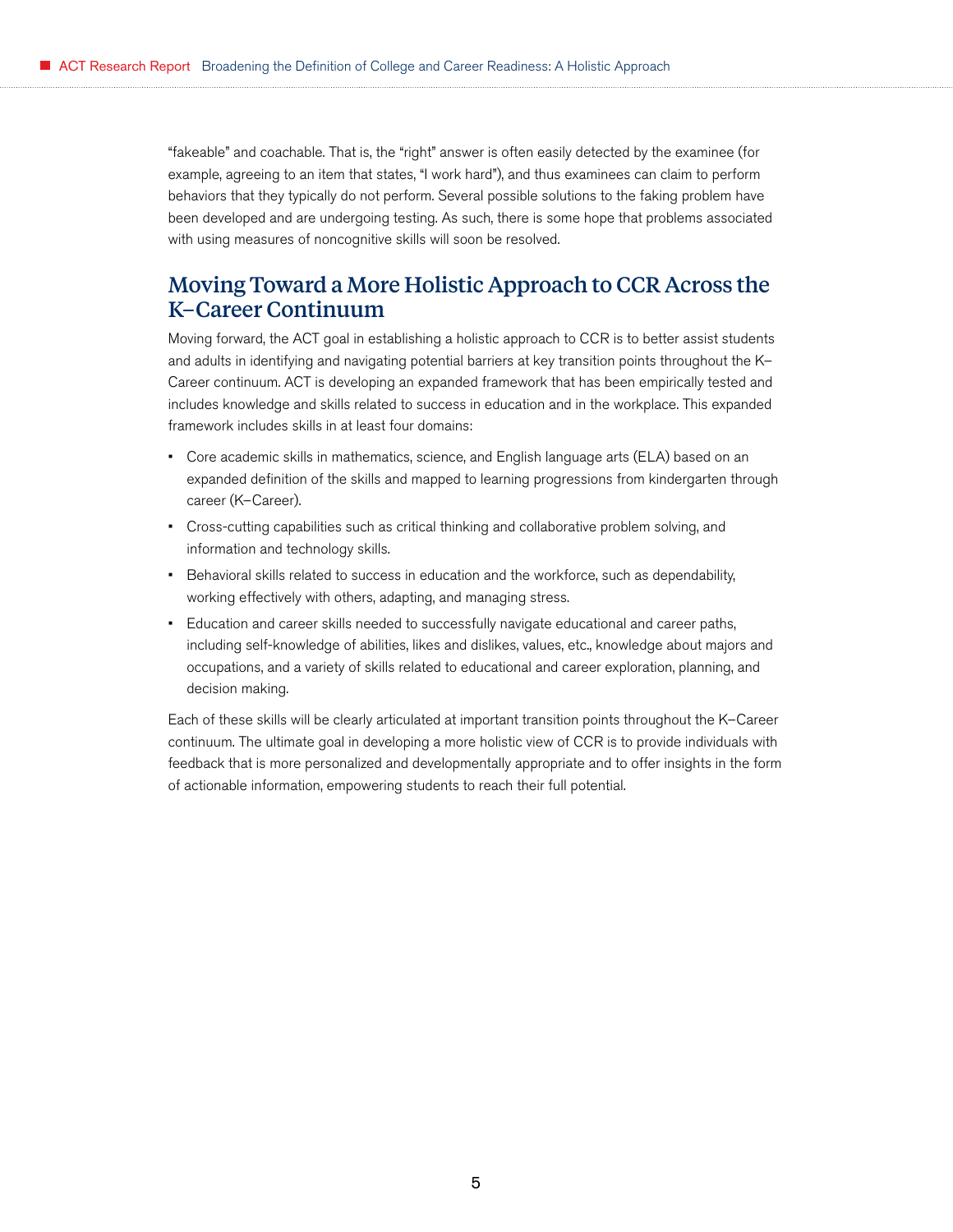"fakeable" and coachable. That is, the "right" answer is often easily detected by the examinee (for example, agreeing to an item that states, "I work hard"), and thus examinees can claim to perform behaviors that they typically do not perform. Several possible solutions to the faking problem have been developed and are undergoing testing. As such, there is some hope that problems associated with using measures of noncognitive skills will soon be resolved.

## Moving Toward a More Holistic Approach to CCR Across the K–Career Continuum

Moving forward, the ACT goal in establishing a holistic approach to CCR is to better assist students and adults in identifying and navigating potential barriers at key transition points throughout the K–Career continuum. ACT is developing an expanded framework that has been empirically tested and includes knowledge and skills related to success in education and in the workplace. This expanded framework includes skills in at least four domains:

- Core academic skills in mathematics, science, and English language arts (ELA) based on an expanded definition of the skills and mapped to learning progressions from kindergarten through career (K–Career).
- Cross-cutting capabilities such as critical thinking and collaborative problem solving, and information and technology skills.
- Behavioral skills related to success in education and the workforce, such as dependability, working effectively with others, adapting, and managing stress.
- Education and career skills needed to successfully navigate educational and career paths, including self-knowledge of abilities, likes and dislikes, values, etc., knowledge about majors and occupations, and a variety of skills related to educational and career exploration, planning, and decision making.

Each of these skills will be clearly articulated at important transition points throughout the K–Career continuum. The ultimate goal in developing a more holistic view of CCR is to provide individuals with feedback that is more personalized and developmentally appropriate and to offer insights in the form of actionable information, empowering students to reach their full potential.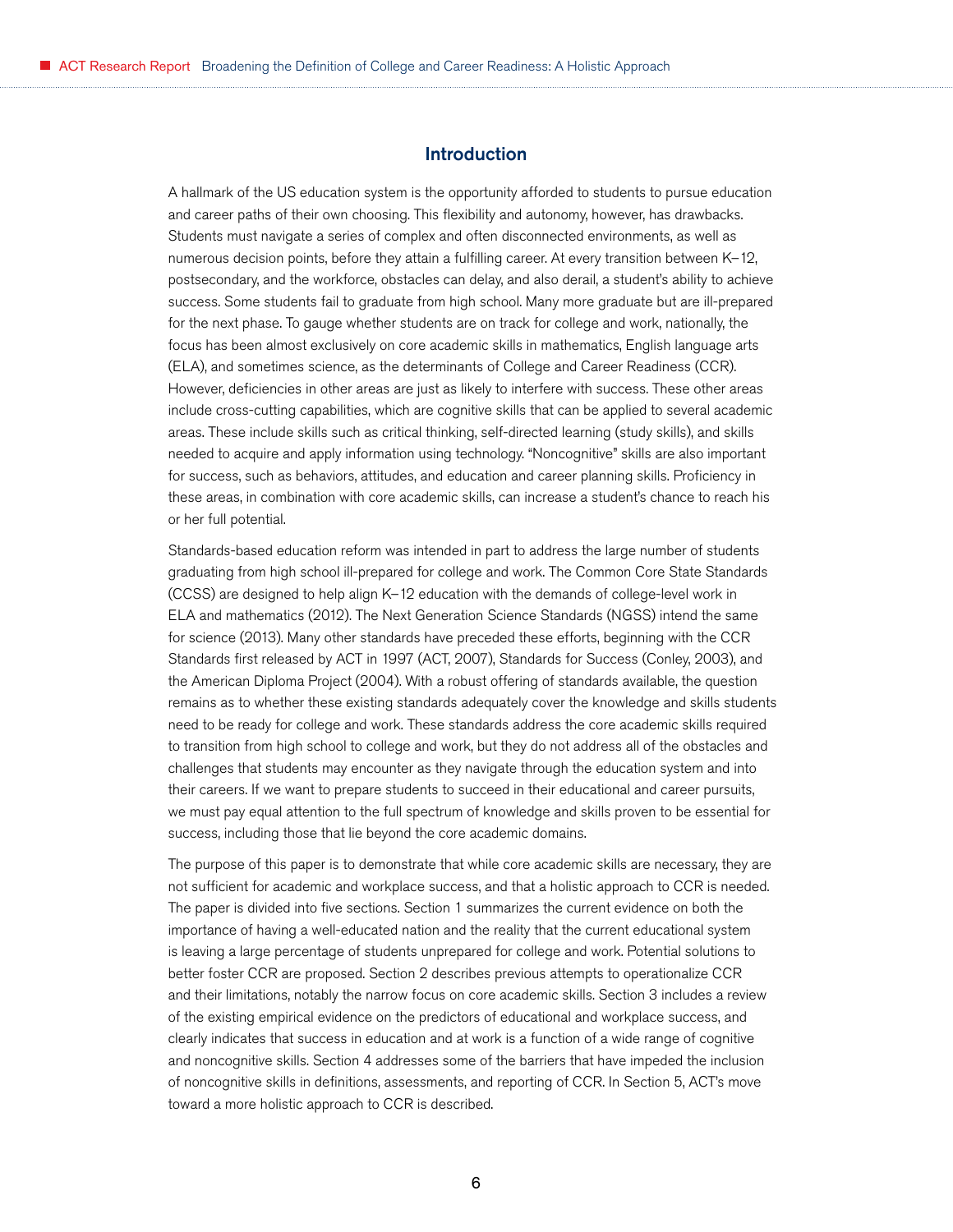## Introduction

A hallmark of the US education system is the opportunity afforded to students to pursue education and career paths of their own choosing. This flexibility and autonomy, however, has drawbacks. Students must navigate a series of complex and often disconnected environments, as well as numerous decision points, before they attain a fulfilling career. At every transition between K–12, postsecondary, and the workforce, obstacles can delay, and also derail, a student's ability to achieve success. Some students fail to graduate from high school. Many more graduate but are ill-prepared for the next phase. To gauge whether students are on track for college and work, nationally, the focus has been almost exclusively on core academic skills in mathematics, English language arts (ELA), and sometimes science, as the determinants of College and Career Readiness (CCR). However, deficiencies in other areas are just as likely to interfere with success. These other areas include cross-cutting capabilities, which are cognitive skills that can be applied to several academic areas. These include skills such as critical thinking, self-directed learning (study skills), and skills needed to acquire and apply information using technology. "Noncognitive" skills are also important for success, such as behaviors, attitudes, and education and career planning skills. Proficiency in these areas, in combination with core academic skills, can increase a student's chance to reach his or her full potential.

Standards-based education reform was intended in part to address the large number of students graduating from high school ill-prepared for college and work. The Common Core State Standards (CCSS) are designed to help align K–12 education with the demands of college-level work in ELA and mathematics (2012). The Next Generation Science Standards (NGSS) intend the same for science (2013). Many other standards have preceded these efforts, beginning with the CCR Standards first released by ACT in 1997 (ACT, 2007), Standards for Success (Conley, 2003), and the American Diploma Project (2004). With a robust offering of standards available, the question remains as to whether these existing standards adequately cover the knowledge and skills students need to be ready for college and work. These standards address the core academic skills required to transition from high school to college and work, but they do not address all of the obstacles and challenges that students may encounter as they navigate through the education system and into their careers. If we want to prepare students to succeed in their educational and career pursuits, we must pay equal attention to the full spectrum of knowledge and skills proven to be essential for success, including those that lie beyond the core academic domains.

The purpose of this paper is to demonstrate that while core academic skills are necessary, they are not sufficient for academic and workplace success, and that a holistic approach to CCR is needed. The paper is divided into five sections. Section 1 summarizes the current evidence on both the importance of having a well-educated nation and the reality that the current educational system is leaving a large percentage of students unprepared for college and work. Potential solutions to better foster CCR are proposed. Section 2 describes previous attempts to operationalize CCR and their limitations, notably the narrow focus on core academic skills. Section 3 includes a review of the existing empirical evidence on the predictors of educational and workplace success, and clearly indicates that success in education and at work is a function of a wide range of cognitive and noncognitive skills. Section 4 addresses some of the barriers that have impeded the inclusion of noncognitive skills in definitions, assessments, and reporting of CCR. In Section 5, ACT's move toward a more holistic approach to CCR is described.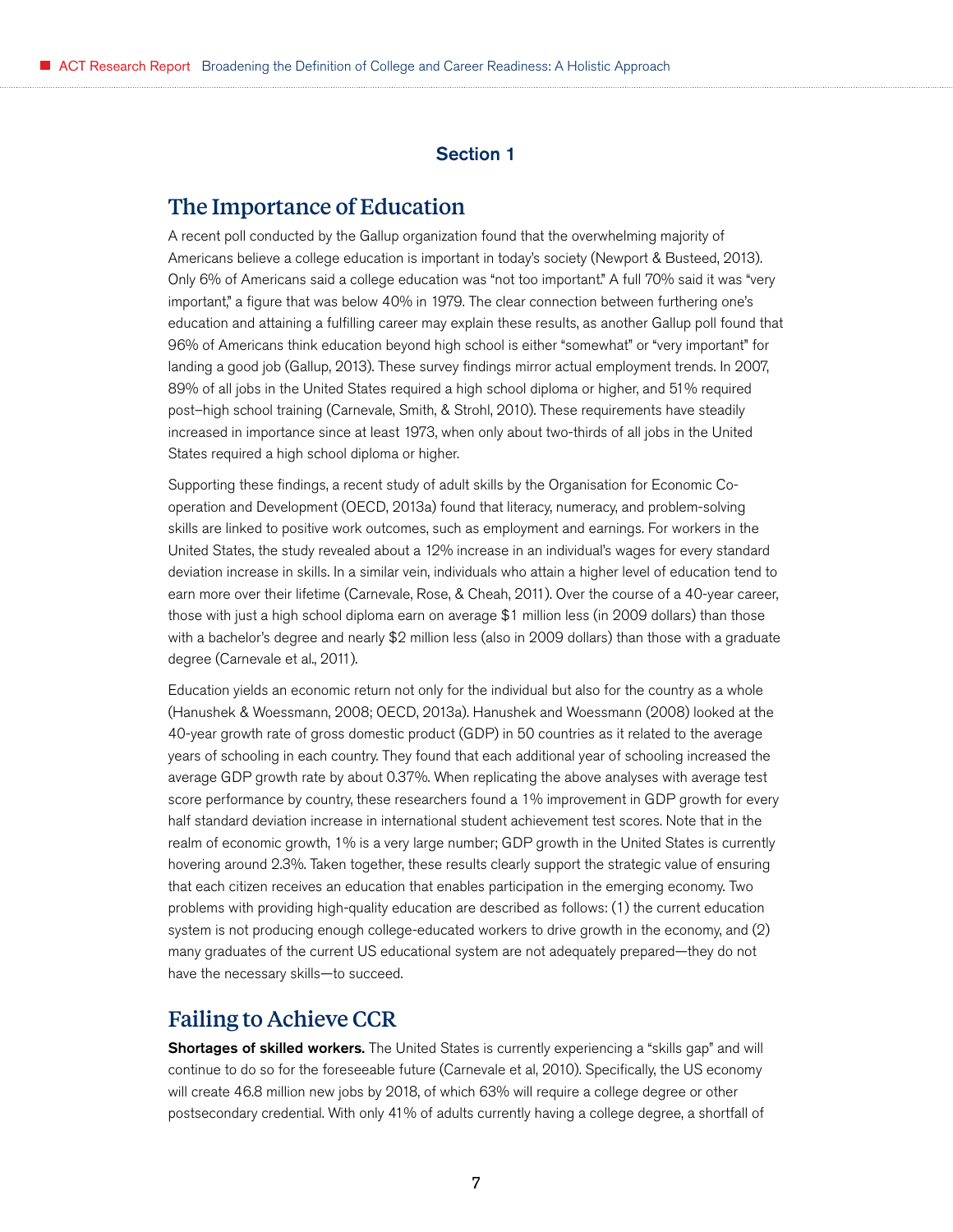## Section 1

# The Importance of Education

A recent poll conducted by the Gallup organization found that the overwhelming majority of Americans believe a college education is important in today's society (Newport & Busteed, 2013). Only 6% of Americans said a college education was "not too important." A full 70% said it was "very important," a figure that was below 40% in 1979. The clear connection between furthering one's education and attaining a fulfilling career may explain these results, as another Gallup poll found that 96% of Americans think education beyond high school is either "somewhat" or "very important" for landing a good job (Gallup, 2013). These survey findings mirror actual employment trends. In 2007, 89% of all jobs in the United States required a high school diploma or higher, and 51% required post–high school training (Carnevale, Smith, & Strohl, 2010). These requirements have steadily increased in importance since at least 1973, when only about two-thirds of all jobs in the United States required a high school diploma or higher.

Supporting these findings, a recent study of adult skills by the Organisation for Economic Co-operation and Development (OECD, 2013a) found that literacy, numeracy, and problem-solving skills are linked to positive work outcomes, such as employment and earnings. For workers in the United States, the study revealed about a 12% increase in an individual's wages for every standard deviation increase in skills. In a similar vein, individuals who attain a higher level of education tend to earn more over their lifetime (Carnevale, Rose, & Cheah, 2011). Over the course of a 40-year career, those with just a high school diploma earn on average $1 million less (in 2009 dollars) than those with a bachelor's degree and nearly $2 million less (also in 2009 dollars) than those with a graduate degree (Carnevale et al., 2011).

Education yields an economic return not only for the individual but also for the country as a whole (Hanushek & Woessmann, 2008; OECD, 2013a). Hanushek and Woessmann (2008) looked at the 40-year growth rate of gross domestic product (GDP) in 50 countries as it related to the average years of schooling in each country. They found that each additional year of schooling increased the average GDP growth rate by about 0.37%. When replicating the above analyses with average test score performance by country, these researchers found a 1% improvement in GDP growth for every half standard deviation increase in international student achievement test scores. Note that in the realm of economic growth, 1% is a very large number; GDP growth in the United States is currently hovering around 2.3%. Taken together, these results clearly support the strategic value of ensuring that each citizen receives an education that enables participation in the emerging economy. Two problems with providing high-quality education are described as follows: (1) the current education system is not producing enough college-educated workers to drive growth in the economy, and (2) many graduates of the current US educational system are not adequately prepared—they do not have the necessary skills—to succeed.

# Failing to Achieve CCR

**Shortages of skilled workers.** The United States is currently experiencing a "skills gap" and will continue to do so for the foreseeable future (Carnevale et al, 2010). Specifically, the US economy will create 46.8 million new jobs by 2018, of which 63% will require a college degree or other postsecondary credential. With only 41% of adults currently having a college degree, a shortfall of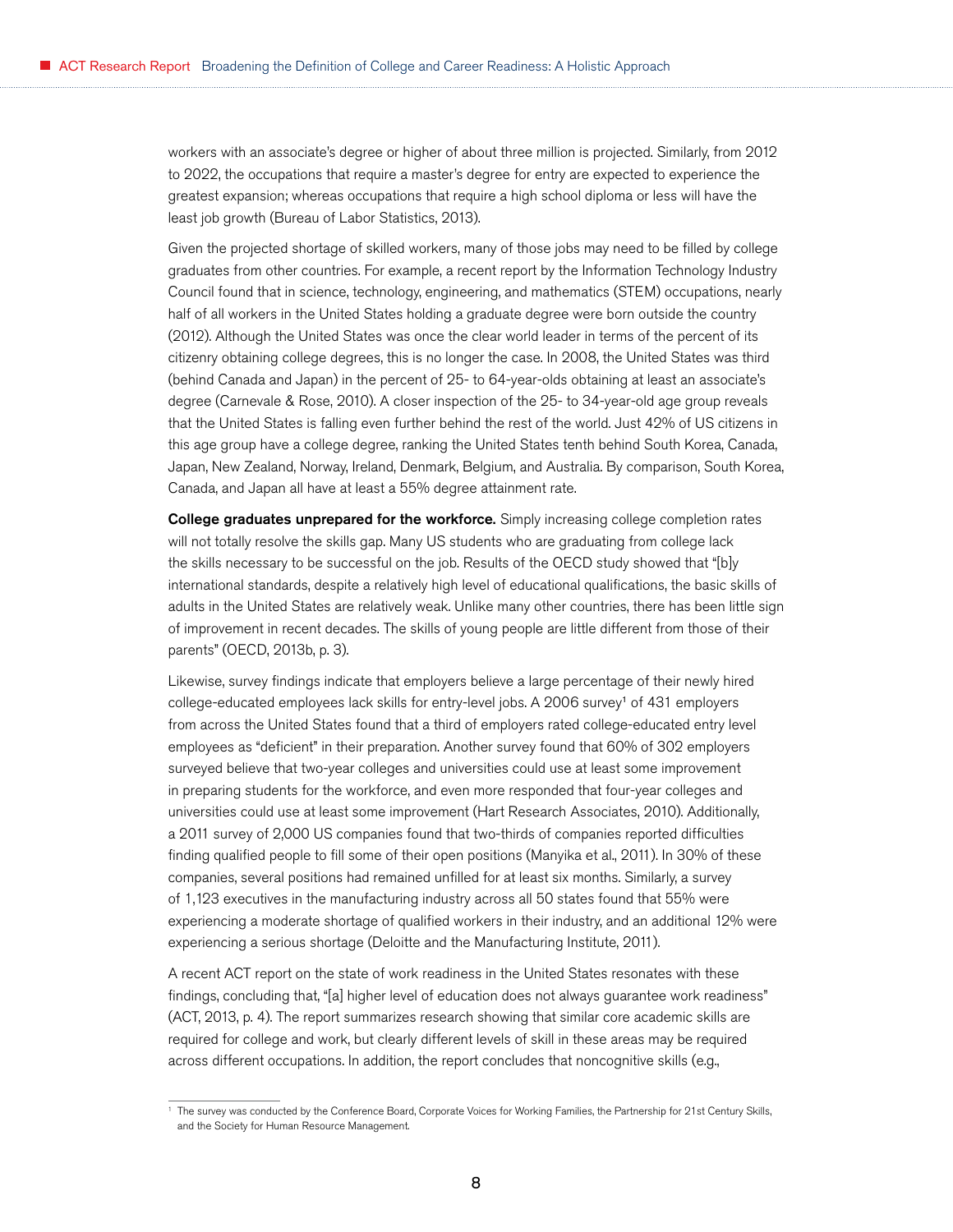workers with an associate's degree or higher of about three million is projected. Similarly, from 2012 to 2022, the occupations that require a master's degree for entry are expected to experience the greatest expansion; whereas occupations that require a high school diploma or less will have the least job growth (Bureau of Labor Statistics, 2013).

Given the projected shortage of skilled workers, many of those jobs may need to be filled by college graduates from other countries. For example, a recent report by the Information Technology Industry Council found that in science, technology, engineering, and mathematics (STEM) occupations, nearly half of all workers in the United States holding a graduate degree were born outside the country (2012). Although the United States was once the clear world leader in terms of the percent of its citizenry obtaining college degrees, this is no longer the case. In 2008, the United States was third (behind Canada and Japan) in the percent of 25- to 64-year-olds obtaining at least an associate's degree (Carnevale & Rose, 2010). A closer inspection of the 25- to 34-year-old age group reveals that the United States is falling even further behind the rest of the world. Just 42% of US citizens in this age group have a college degree, ranking the United States tenth behind South Korea, Canada, Japan, New Zealand, Norway, Ireland, Denmark, Belgium, and Australia. By comparison, South Korea, Canada, and Japan all have at least a 55% degree attainment rate.

**College graduates unprepared for the workforce.** Simply increasing college completion rates will not totally resolve the skills gap. Many US students who are graduating from college lack the skills necessary to be successful on the job. Results of the OECD study showed that "[b]y international standards, despite a relatively high level of educational qualifications, the basic skills of adults in the United States are relatively weak. Unlike many other countries, there has been little sign of improvement in recent decades. The skills of young people are little different from those of their parents" (OECD, 2013b, p. 3).

Likewise, survey findings indicate that employers believe a large percentage of their newly hired college-educated employees lack skills for entry-level jobs. A 2006 survey[1] of 431 employers from across the United States found that a third of employers rated college-educated entry level employees as "deficient" in their preparation. Another survey found that 60% of 302 employers surveyed believe that two-year colleges and universities could use at least some improvement in preparing students for the workforce, and even more responded that four-year colleges and universities could use at least some improvement (Hart Research Associates, 2010). Additionally, a 2011 survey of 2,000 US companies found that two-thirds of companies reported difficulties finding qualified people to fill some of their open positions (Manyika et al., 2011). In 30% of these companies, several positions had remained unfilled for at least six months. Similarly, a survey of 1,123 executives in the manufacturing industry across all 50 states found that 55% were experiencing a moderate shortage of qualified workers in their industry, and an additional 12% were experiencing a serious shortage (Deloitte and the Manufacturing Institute, 2011).

A recent ACT report on the state of work readiness in the United States resonates with these findings, concluding that, "[a] higher level of education does not always guarantee work readiness" (ACT, 2013, p. 4). The report summarizes research showing that similar core academic skills are required for college and work, but clearly different levels of skill in these areas may be required across different occupations. In addition, the report concludes that noncognitive skills (e.g.,

[1] The survey was conducted by the Conference Board, Corporate Voices for Working Families, the Partnership for 21st Century Skills, and the Society for Human Resource Management.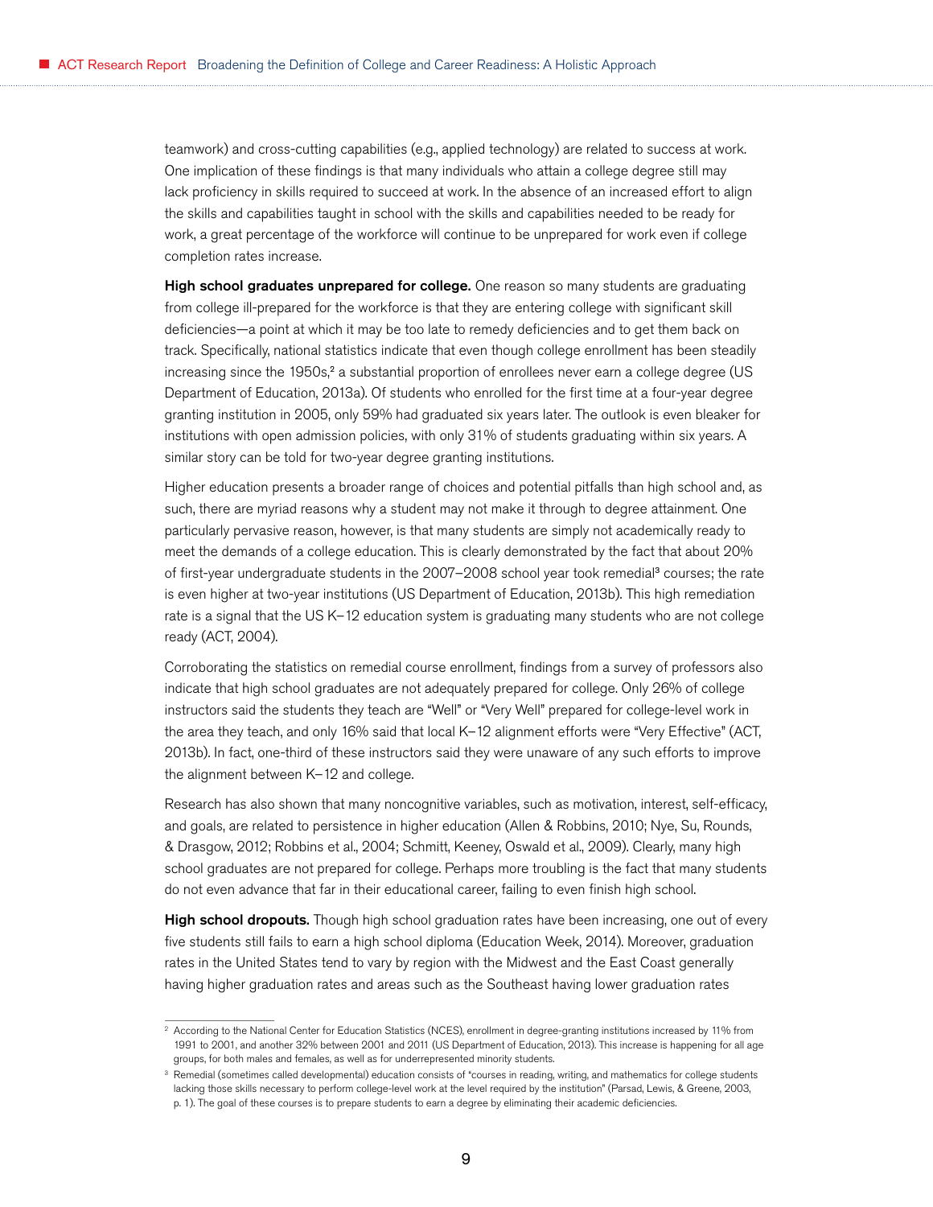teamwork) and cross-cutting capabilities (e.g., applied technology) are related to success at work. One implication of these findings is that many individuals who attain a college degree still may lack proficiency in skills required to succeed at work. In the absence of an increased effort to align the skills and capabilities taught in school with the skills and capabilities needed to be ready for work, a great percentage of the workforce will continue to be unprepared for work even if college completion rates increase.

**High school graduates unprepared for college.** One reason so many students are graduating from college ill-prepared for the workforce is that they are entering college with significant skill deficiencies—a point at which it may be too late to remedy deficiencies and to get them back on track. Specifically, national statistics indicate that even though college enrollment has been steadily increasing since the 1950s,[2] a substantial proportion of enrollees never earn a college degree (US Department of Education, 2013a). Of students who enrolled for the first time at a four-year degree granting institution in 2005, only 59% had graduated six years later. The outlook is even bleaker for institutions with open admission policies, with only 31% of students graduating within six years. A similar story can be told for two-year degree granting institutions.

Higher education presents a broader range of choices and potential pitfalls than high school and, as such, there are myriad reasons why a student may not make it through to degree attainment. One particularly pervasive reason, however, is that many students are simply not academically ready to meet the demands of a college education. This is clearly demonstrated by the fact that about 20% of first-year undergraduate students in the 2007–2008 school year took remedial[3] courses; the rate is even higher at two-year institutions (US Department of Education, 2013b). This high remediation rate is a signal that the US K–12 education system is graduating many students who are not college ready (ACT, 2004).

Corroborating the statistics on remedial course enrollment, findings from a survey of professors also indicate that high school graduates are not adequately prepared for college. Only 26% of college instructors said the students they teach are "Well" or "Very Well" prepared for college-level work in the area they teach, and only 16% said that local K–12 alignment efforts were "Very Effective" (ACT, 2013b). In fact, one-third of these instructors said they were unaware of any such efforts to improve the alignment between K–12 and college.

Research has also shown that many noncognitive variables, such as motivation, interest, self-efficacy, and goals, are related to persistence in higher education (Allen & Robbins, 2010; Nye, Su, Rounds, & Drasgow, 2012; Robbins et al., 2004; Schmitt, Keeney, Oswald et al., 2009). Clearly, many high school graduates are not prepared for college. Perhaps more troubling is the fact that many students do not even advance that far in their educational career, failing to even finish high school.

**High school dropouts.** Though high school graduation rates have been increasing, one out of every five students still fails to earn a high school diploma (Education Week, 2014). Moreover, graduation rates in the United States tend to vary by region with the Midwest and the East Coast generally having higher graduation rates and areas such as the Southeast having lower graduation rates

---

[2] According to the National Center for Education Statistics (NCES), enrollment in degree-granting institutions increased by 11% from 1991 to 2001, and another 32% between 2001 and 2011 (US Department of Education, 2013). This increase is happening for all age groups, for both males and females, as well as for underrepresented minority students.

[3] Remedial (sometimes called developmental) education consists of "courses in reading, writing, and mathematics for college students lacking those skills necessary to perform college-level work at the level required by the institution" (Parsad, Lewis, & Greene, 2003, p. 1). The goal of these courses is to prepare students to earn a degree by eliminating their academic deficiencies.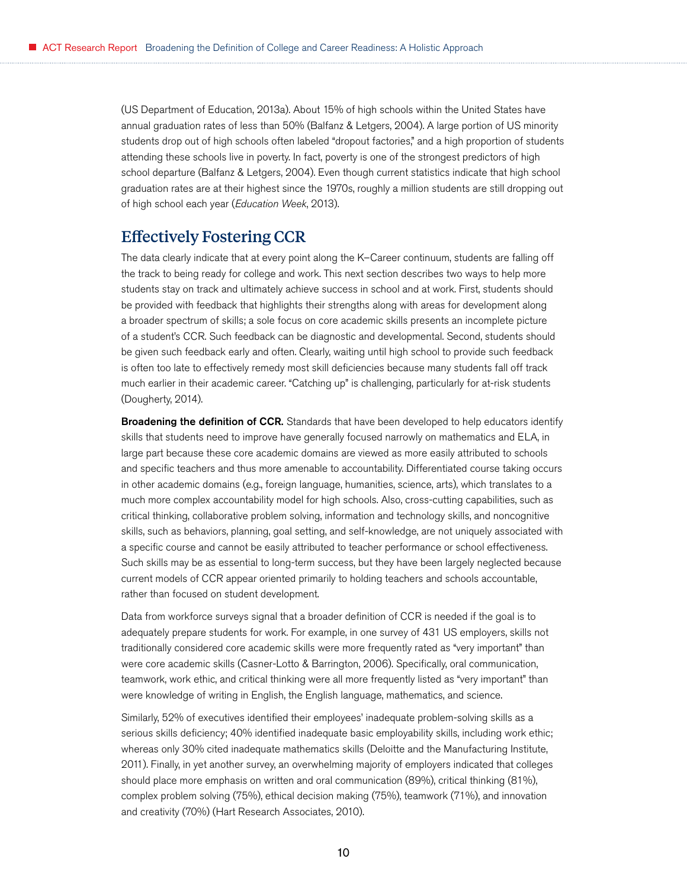(US Department of Education, 2013a). About 15% of high schools within the United States have annual graduation rates of less than 50% (Balfanz & Letgers, 2004). A large portion of US minority students drop out of high schools often labeled "dropout factories," and a high proportion of students attending these schools live in poverty. In fact, poverty is one of the strongest predictors of high school departure (Balfanz & Letgers, 2004). Even though current statistics indicate that high school graduation rates are at their highest since the 1970s, roughly a million students are still dropping out of high school each year (*Education Week*, 2013).

## Effectively Fostering CCR

The data clearly indicate that at every point along the K–Career continuum, students are falling off the track to being ready for college and work. This next section describes two ways to help more students stay on track and ultimately achieve success in school and at work. First, students should be provided with feedback that highlights their strengths along with areas for development along a broader spectrum of skills; a sole focus on core academic skills presents an incomplete picture of a student's CCR. Such feedback can be diagnostic and developmental. Second, students should be given such feedback early and often. Clearly, waiting until high school to provide such feedback is often too late to effectively remedy most skill deficiencies because many students fall off track much earlier in their academic career. "Catching up" is challenging, particularly for at-risk students (Dougherty, 2014).

**Broadening the definition of CCR.** Standards that have been developed to help educators identify skills that students need to improve have generally focused narrowly on mathematics and ELA, in large part because these core academic domains are viewed as more easily attributed to schools and specific teachers and thus more amenable to accountability. Differentiated course taking occurs in other academic domains (e.g., foreign language, humanities, science, arts), which translates to a much more complex accountability model for high schools. Also, cross-cutting capabilities, such as critical thinking, collaborative problem solving, information and technology skills, and noncognitive skills, such as behaviors, planning, goal setting, and self-knowledge, are not uniquely associated with a specific course and cannot be easily attributed to teacher performance or school effectiveness. Such skills may be as essential to long-term success, but they have been largely neglected because current models of CCR appear oriented primarily to holding teachers and schools accountable, rather than focused on student development.

Data from workforce surveys signal that a broader definition of CCR is needed if the goal is to adequately prepare students for work. For example, in one survey of 431 US employers, skills not traditionally considered core academic skills were more frequently rated as "very important" than were core academic skills (Casner-Lotto & Barrington, 2006). Specifically, oral communication, teamwork, work ethic, and critical thinking were all more frequently listed as "very important" than were knowledge of writing in English, the English language, mathematics, and science.

Similarly, 52% of executives identified their employees' inadequate problem-solving skills as a serious skills deficiency; 40% identified inadequate basic employability skills, including work ethic; whereas only 30% cited inadequate mathematics skills (Deloitte and the Manufacturing Institute, 2011). Finally, in yet another survey, an overwhelming majority of employers indicated that colleges should place more emphasis on written and oral communication (89%), critical thinking (81%), complex problem solving (75%), ethical decision making (75%), teamwork (71%), and innovation and creativity (70%) (Hart Research Associates, 2010).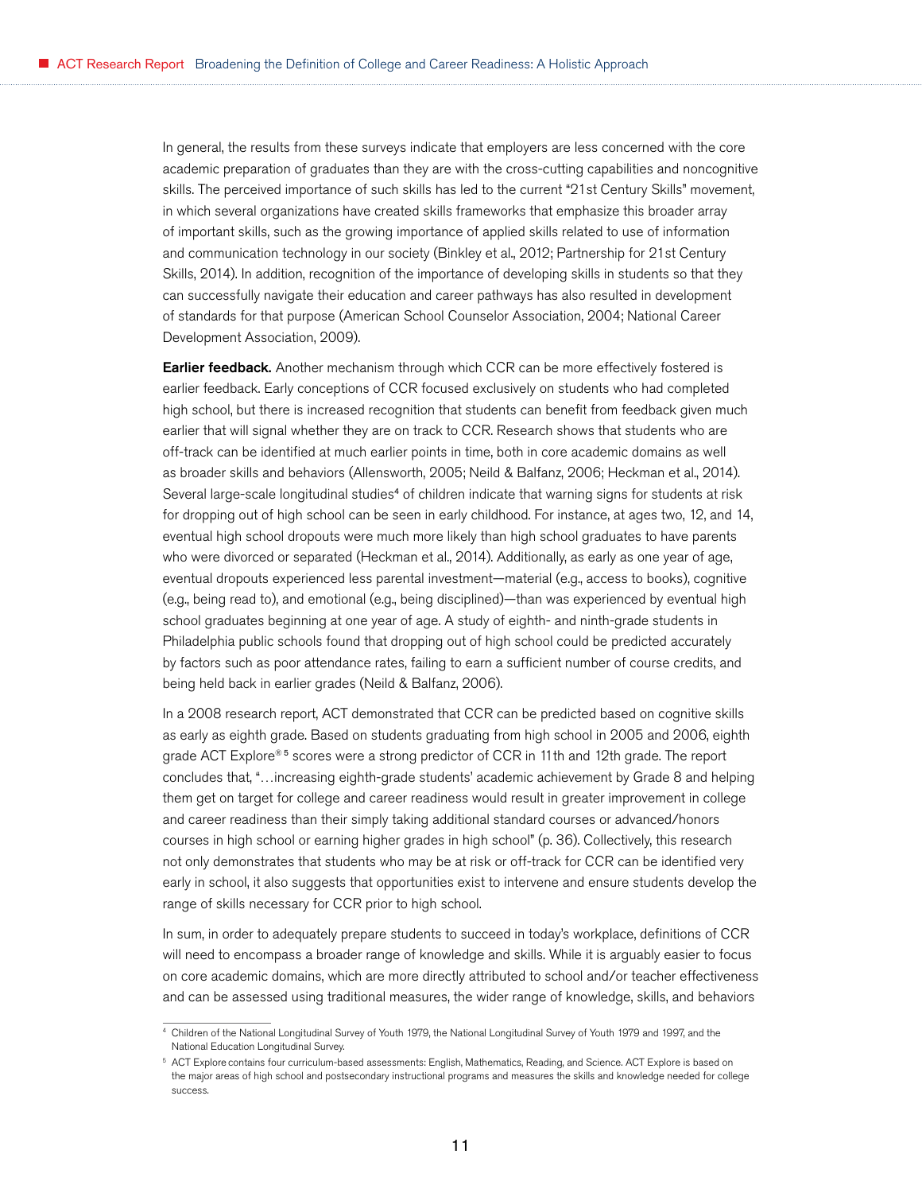In general, the results from these surveys indicate that employers are less concerned with the core academic preparation of graduates than they are with the cross-cutting capabilities and noncognitive skills. The perceived importance of such skills has led to the current "21st Century Skills" movement, in which several organizations have created skills frameworks that emphasize this broader array of important skills, such as the growing importance of applied skills related to use of information and communication technology in our society (Binkley et al., 2012; Partnership for 21st Century Skills, 2014). In addition, recognition of the importance of developing skills in students so that they can successfully navigate their education and career pathways has also resulted in development of standards for that purpose (American School Counselor Association, 2004; National Career Development Association, 2009).

**Earlier feedback.** Another mechanism through which CCR can be more effectively fostered is earlier feedback. Early conceptions of CCR focused exclusively on students who had completed high school, but there is increased recognition that students can benefit from feedback given much earlier that will signal whether they are on track to CCR. Research shows that students who are off-track can be identified at much earlier points in time, both in core academic domains as well as broader skills and behaviors (Allensworth, 2005; Neild & Balfanz, 2006; Heckman et al., 2014). Several large-scale longitudinal studies[4] of children indicate that warning signs for students at risk for dropping out of high school can be seen in early childhood. For instance, at ages two, 12, and 14, eventual high school dropouts were much more likely than high school graduates to have parents who were divorced or separated (Heckman et al., 2014). Additionally, as early as one year of age, eventual dropouts experienced less parental investment—material (e.g., access to books), cognitive (e.g., being read to), and emotional (e.g., being disciplined)—than was experienced by eventual high school graduates beginning at one year of age. A study of eighth- and ninth-grade students in Philadelphia public schools found that dropping out of high school could be predicted accurately by factors such as poor attendance rates, failing to earn a sufficient number of course credits, and being held back in earlier grades (Neild & Balfanz, 2006).

In a 2008 research report, ACT demonstrated that CCR can be predicted based on cognitive skills as early as eighth grade. Based on students graduating from high school in 2005 and 2006, eighth grade ACT Explore®[5] scores were a strong predictor of CCR in 11th and 12th grade. The report concludes that, "…increasing eighth-grade students' academic achievement by Grade 8 and helping them get on target for college and career readiness would result in greater improvement in college and career readiness than their simply taking additional standard courses or advanced/honors courses in high school or earning higher grades in high school" (p. 36). Collectively, this research not only demonstrates that students who may be at risk or off-track for CCR can be identified very early in school, it also suggests that opportunities exist to intervene and ensure students develop the range of skills necessary for CCR prior to high school.

In sum, in order to adequately prepare students to succeed in today's workplace, definitions of CCR will need to encompass a broader range of knowledge and skills. While it is arguably easier to focus on core academic domains, which are more directly attributed to school and/or teacher effectiveness and can be assessed using traditional measures, the wider range of knowledge, skills, and behaviors

---

[4] Children of the National Longitudinal Survey of Youth 1979, the National Longitudinal Survey of Youth 1979 and 1997, and the National Education Longitudinal Survey.

[5] ACT Explore contains four curriculum-based assessments: English, Mathematics, Reading, and Science. ACT Explore is based on the major areas of high school and postsecondary instructional programs and measures the skills and knowledge needed for college success.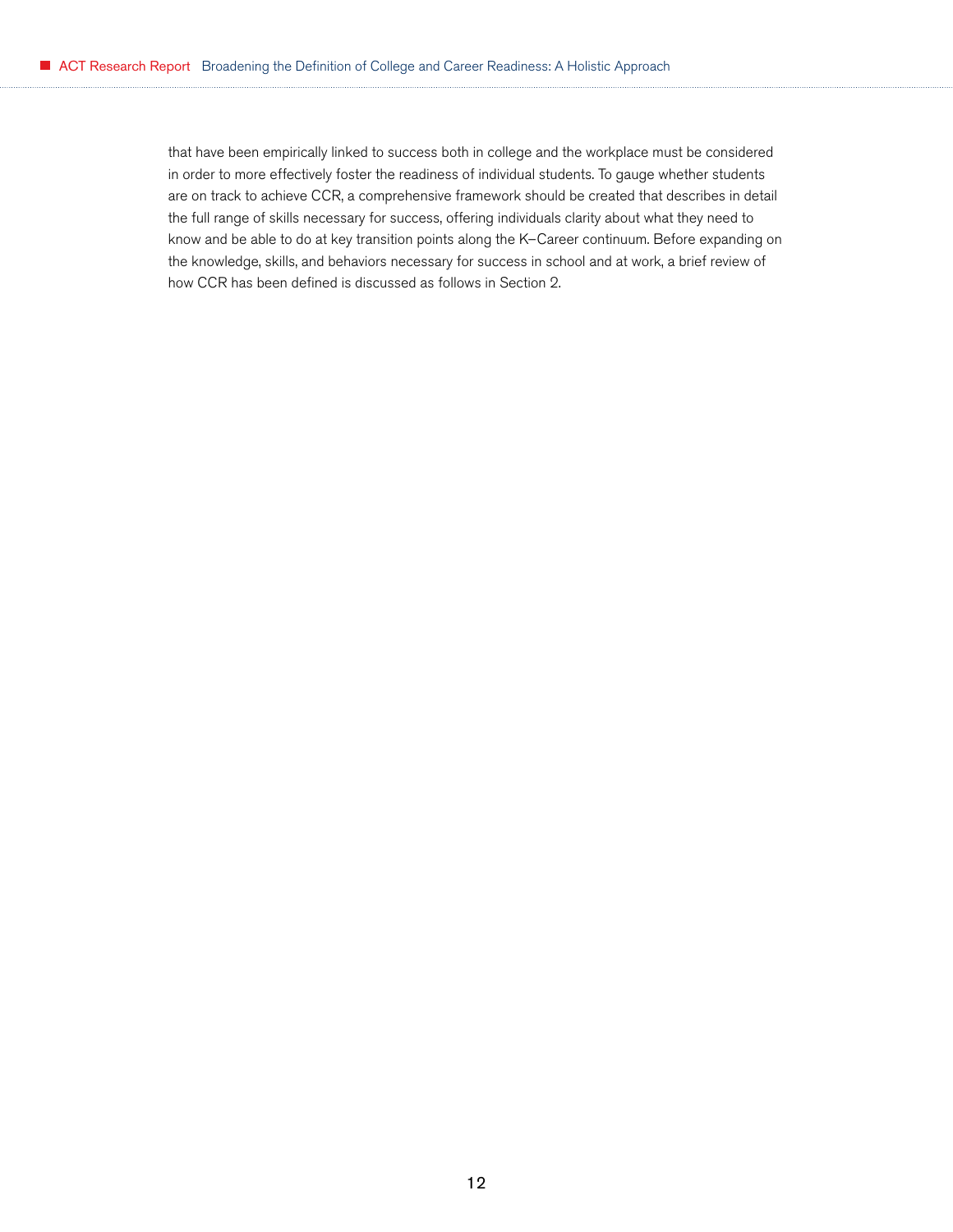that have been empirically linked to success both in college and the workplace must be considered in order to more effectively foster the readiness of individual students. To gauge whether students are on track to achieve CCR, a comprehensive framework should be created that describes in detail the full range of skills necessary for success, offering individuals clarity about what they need to know and be able to do at key transition points along the K–Career continuum. Before expanding on the knowledge, skills, and behaviors necessary for success in school and at work, a brief review of how CCR has been defined is discussed as follows in Section 2.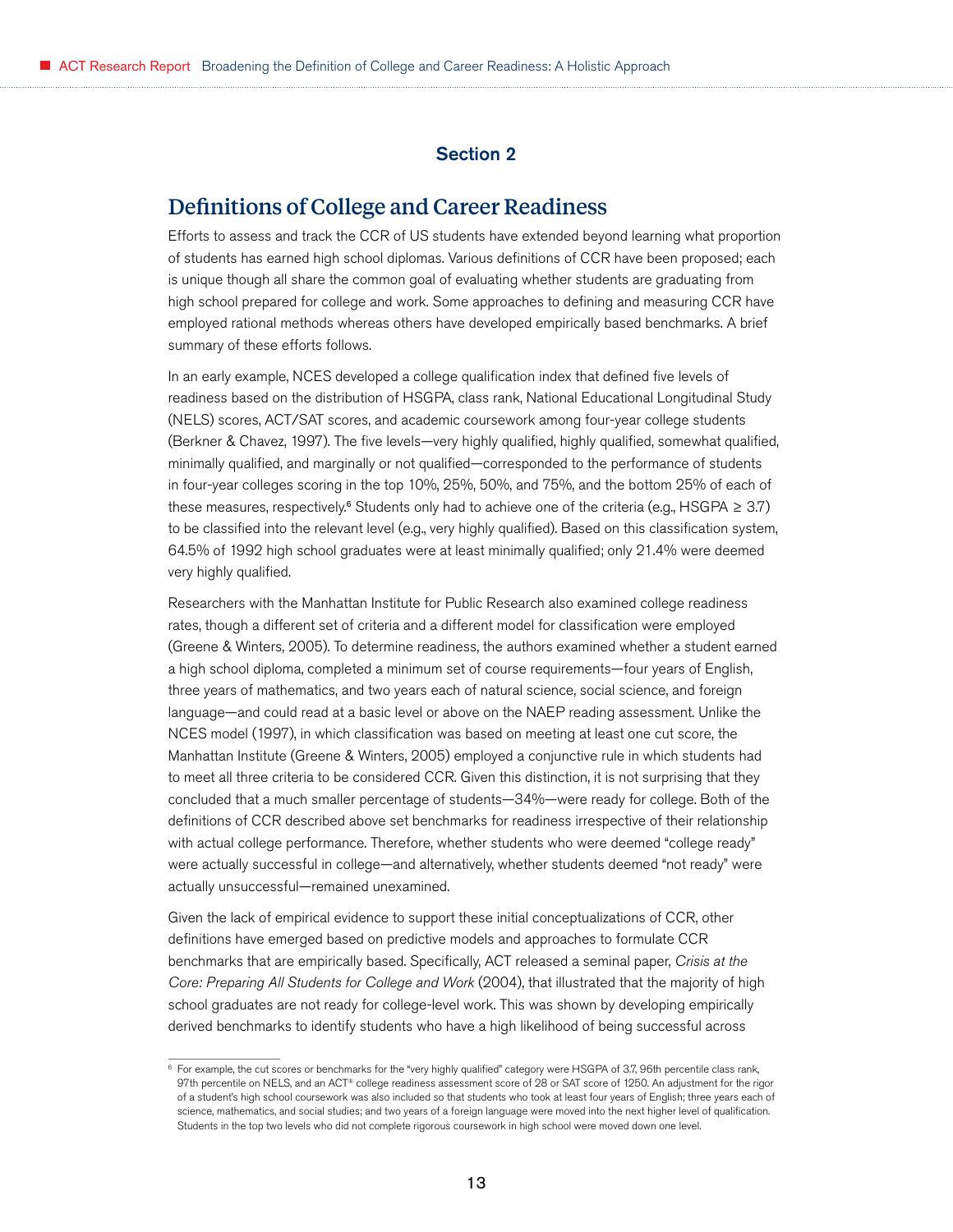Section 2

## Definitions of College and Career Readiness

Efforts to assess and track the CCR of US students have extended beyond learning what proportion of students has earned high school diplomas. Various definitions of CCR have been proposed; each is unique though all share the common goal of evaluating whether students are graduating from high school prepared for college and work. Some approaches to defining and measuring CCR have employed rational methods whereas others have developed empirically based benchmarks. A brief summary of these efforts follows.

In an early example, NCES developed a college qualification index that defined five levels of readiness based on the distribution of HSGPA, class rank, National Educational Longitudinal Study (NELS) scores, ACT/SAT scores, and academic coursework among four-year college students (Berkner & Chavez, 1997). The five levels—very highly qualified, highly qualified, somewhat qualified, minimally qualified, and marginally or not qualified—corresponded to the performance of students in four-year colleges scoring in the top 10%, 25%, 50%, and 75%, and the bottom 25% of each of these measures, respectively.[6] Students only had to achieve one of the criteria (e.g., HSGPA ≥ 3.7) to be classified into the relevant level (e.g., very highly qualified). Based on this classification system, 64.5% of 1992 high school graduates were at least minimally qualified; only 21.4% were deemed very highly qualified.

Researchers with the Manhattan Institute for Public Research also examined college readiness rates, though a different set of criteria and a different model for classification were employed (Greene & Winters, 2005). To determine readiness, the authors examined whether a student earned a high school diploma, completed a minimum set of course requirements—four years of English, three years of mathematics, and two years each of natural science, social science, and foreign language—and could read at a basic level or above on the NAEP reading assessment. Unlike the NCES model (1997), in which classification was based on meeting at least one cut score, the Manhattan Institute (Greene & Winters, 2005) employed a conjunctive rule in which students had to meet all three criteria to be considered CCR. Given this distinction, it is not surprising that they concluded that a much smaller percentage of students—34%—were ready for college. Both of the definitions of CCR described above set benchmarks for readiness irrespective of their relationship with actual college performance. Therefore, whether students who were deemed "college ready" were actually successful in college—and alternatively, whether students deemed "not ready" were actually unsuccessful—remained unexamined.

Given the lack of empirical evidence to support these initial conceptualizations of CCR, other definitions have emerged based on predictive models and approaches to formulate CCR benchmarks that are empirically based. Specifically, ACT released a seminal paper, *Crisis at the Core: Preparing All Students for College and Work* (2004), that illustrated that the majority of high school graduates are not ready for college-level work. This was shown by developing empirically derived benchmarks to identify students who have a high likelihood of being successful across

---

[6] For example, the cut scores or benchmarks for the "very highly qualified" category were HSGPA of 3.7, 96th percentile class rank, 97th percentile on NELS, and an ACT® college readiness assessment score of 28 or SAT score of 1250. An adjustment for the rigor of a student's high school coursework was also included so that students who took at least four years of English; three years each of science, mathematics, and social studies; and two years of a foreign language were moved into the next higher level of qualification. Students in the top two levels who did not complete rigorous coursework in high school were moved down one level.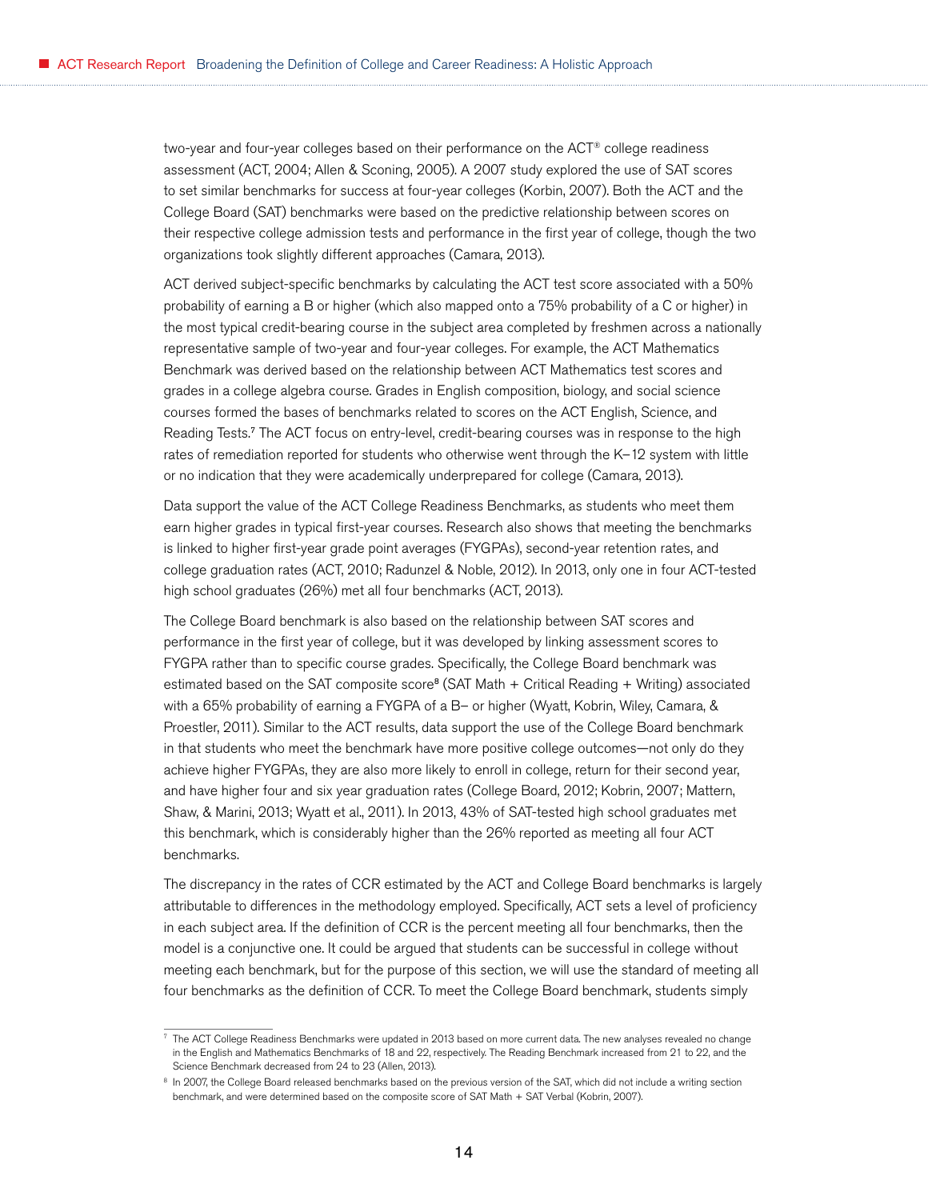two-year and four-year colleges based on their performance on the ACT® college readiness assessment (ACT, 2004; Allen & Sconing, 2005). A 2007 study explored the use of SAT scores to set similar benchmarks for success at four-year colleges (Korbin, 2007). Both the ACT and the College Board (SAT) benchmarks were based on the predictive relationship between scores on their respective college admission tests and performance in the first year of college, though the two organizations took slightly different approaches (Camara, 2013).

ACT derived subject-specific benchmarks by calculating the ACT test score associated with a 50% probability of earning a B or higher (which also mapped onto a 75% probability of a C or higher) in the most typical credit-bearing course in the subject area completed by freshmen across a nationally representative sample of two-year and four-year colleges. For example, the ACT Mathematics Benchmark was derived based on the relationship between ACT Mathematics test scores and grades in a college algebra course. Grades in English composition, biology, and social science courses formed the bases of benchmarks related to scores on the ACT English, Science, and Reading Tests.[7] The ACT focus on entry-level, credit-bearing courses was in response to the high rates of remediation reported for students who otherwise went through the K–12 system with little or no indication that they were academically underprepared for college (Camara, 2013).

Data support the value of the ACT College Readiness Benchmarks, as students who meet them earn higher grades in typical first-year courses. Research also shows that meeting the benchmarks is linked to higher first-year grade point averages (FYGPAs), second-year retention rates, and college graduation rates (ACT, 2010; Radunzel & Noble, 2012). In 2013, only one in four ACT-tested high school graduates (26%) met all four benchmarks (ACT, 2013).

The College Board benchmark is also based on the relationship between SAT scores and performance in the first year of college, but it was developed by linking assessment scores to FYGPA rather than to specific course grades. Specifically, the College Board benchmark was estimated based on the SAT composite score[8] (SAT Math + Critical Reading + Writing) associated with a 65% probability of earning a FYGPA of a B– or higher (Wyatt, Kobrin, Wiley, Camara, & Proestler, 2011). Similar to the ACT results, data support the use of the College Board benchmark in that students who meet the benchmark have more positive college outcomes—not only do they achieve higher FYGPAs, they are also more likely to enroll in college, return for their second year, and have higher four and six year graduation rates (College Board, 2012; Kobrin, 2007; Mattern, Shaw, & Marini, 2013; Wyatt et al., 2011). In 2013, 43% of SAT-tested high school graduates met this benchmark, which is considerably higher than the 26% reported as meeting all four ACT benchmarks.

The discrepancy in the rates of CCR estimated by the ACT and College Board benchmarks is largely attributable to differences in the methodology employed. Specifically, ACT sets a level of proficiency in each subject area. If the definition of CCR is the percent meeting all four benchmarks, then the model is a conjunctive one. It could be argued that students can be successful in college without meeting each benchmark, but for the purpose of this section, we will use the standard of meeting all four benchmarks as the definition of CCR. To meet the College Board benchmark, students simply

---

[7] The ACT College Readiness Benchmarks were updated in 2013 based on more current data. The new analyses revealed no change in the English and Mathematics Benchmarks of 18 and 22, respectively. The Reading Benchmark increased from 21 to 22, and the Science Benchmark decreased from 24 to 23 (Allen, 2013).

[8] In 2007, the College Board released benchmarks based on the previous version of the SAT, which did not include a writing section benchmark, and were determined based on the composite score of SAT Math + SAT Verbal (Kobrin, 2007).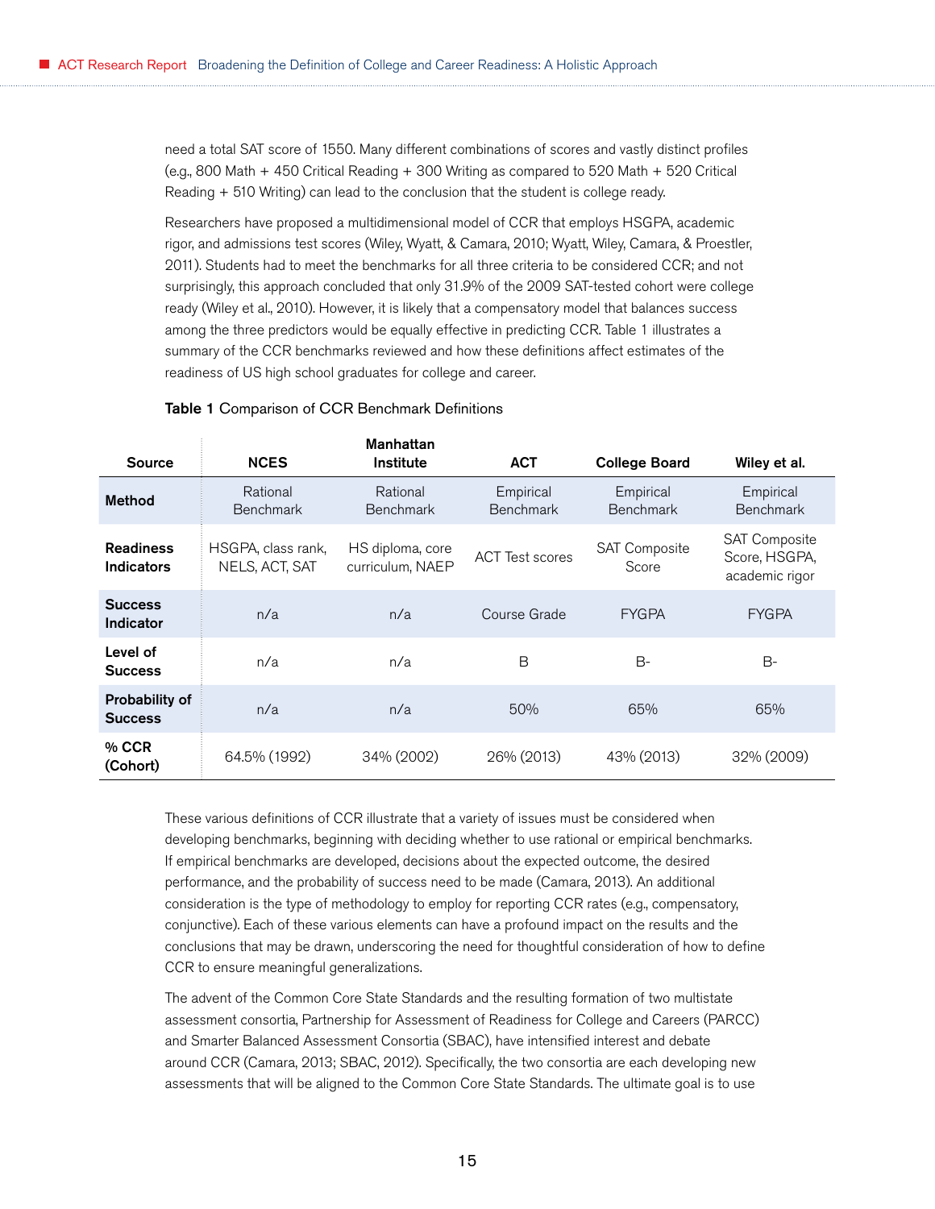need a total SAT score of 1550. Many different combinations of scores and vastly distinct profiles (e.g., 800 Math + 450 Critical Reading + 300 Writing as compared to 520 Math + 520 Critical Reading + 510 Writing) can lead to the conclusion that the student is college ready.

Researchers have proposed a multidimensional model of CCR that employs HSGPA, academic rigor, and admissions test scores (Wiley, Wyatt, & Camara, 2010; Wyatt, Wiley, Camara, & Proestler, 2011). Students had to meet the benchmarks for all three criteria to be considered CCR; and not surprisingly, this approach concluded that only 31.9% of the 2009 SAT-tested cohort were college ready (Wiley et al., 2010). However, it is likely that a compensatory model that balances success among the three predictors would be equally effective in predicting CCR. Table 1 illustrates a summary of the CCR benchmarks reviewed and how these definitions affect estimates of the readiness of US high school graduates for college and career.

**Table 1** Comparison of CCR Benchmark Definitions

| Source | NCES | Manhattan Institute | ACT | College Board | Wiley et al. |
|---|---|---|---|---|---|
| **Method** | Rational Benchmark | Rational Benchmark | Empirical Benchmark | Empirical Benchmark | Empirical Benchmark |
| **Readiness Indicators** | HSGPA, class rank, NELS, ACT, SAT | HS diploma, core curriculum, NAEP | ACT Test scores | SAT Composite Score | SAT Composite Score, HSGPA, academic rigor |
| **Success Indicator** | n/a | n/a | Course Grade | FYGPA | FYGPA |
| **Level of Success** | n/a | n/a | B | B- | B- |
| **Probability of Success** | n/a | n/a | 50% | 65% | 65% |
| **% CCR (Cohort)** | 64.5% (1992) | 34% (2002) | 26% (2013) | 43% (2013) | 32% (2009) |

These various definitions of CCR illustrate that a variety of issues must be considered when developing benchmarks, beginning with deciding whether to use rational or empirical benchmarks. If empirical benchmarks are developed, decisions about the expected outcome, the desired performance, and the probability of success need to be made (Camara, 2013). An additional consideration is the type of methodology to employ for reporting CCR rates (e.g., compensatory, conjunctive). Each of these various elements can have a profound impact on the results and the conclusions that may be drawn, underscoring the need for thoughtful consideration of how to define CCR to ensure meaningful generalizations.

The advent of the Common Core State Standards and the resulting formation of two multistate assessment consortia, Partnership for Assessment of Readiness for College and Careers (PARCC) and Smarter Balanced Assessment Consortia (SBAC), have intensified interest and debate around CCR (Camara, 2013; SBAC, 2012). Specifically, the two consortia are each developing new assessments that will be aligned to the Common Core State Standards. The ultimate goal is to use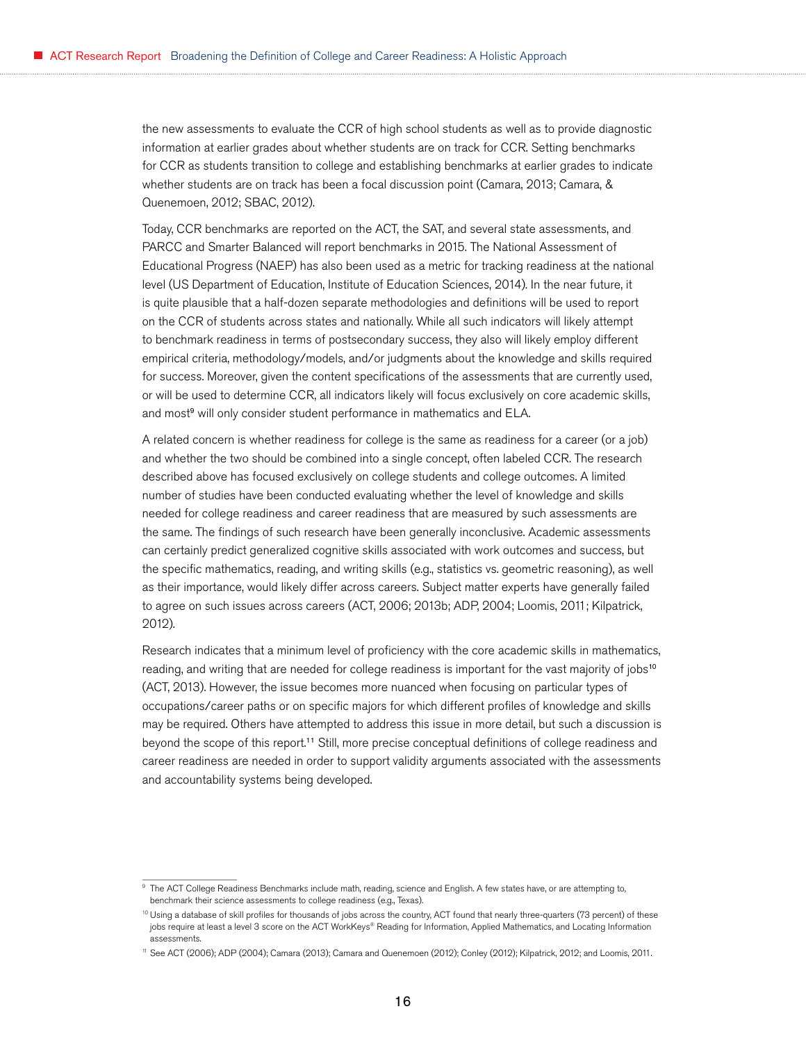the new assessments to evaluate the CCR of high school students as well as to provide diagnostic information at earlier grades about whether students are on track for CCR. Setting benchmarks for CCR as students transition to college and establishing benchmarks at earlier grades to indicate whether students are on track has been a focal discussion point (Camara, 2013; Camara, & Quenemoen, 2012; SBAC, 2012).

Today, CCR benchmarks are reported on the ACT, the SAT, and several state assessments, and PARCC and Smarter Balanced will report benchmarks in 2015. The National Assessment of Educational Progress (NAEP) has also been used as a metric for tracking readiness at the national level (US Department of Education, Institute of Education Sciences, 2014). In the near future, it is quite plausible that a half-dozen separate methodologies and definitions will be used to report on the CCR of students across states and nationally. While all such indicators will likely attempt to benchmark readiness in terms of postsecondary success, they also will likely employ different empirical criteria, methodology/models, and/or judgments about the knowledge and skills required for success. Moreover, given the content specifications of the assessments that are currently used, or will be used to determine CCR, all indicators likely will focus exclusively on core academic skills, and most[9] will only consider student performance in mathematics and ELA.

A related concern is whether readiness for college is the same as readiness for a career (or a job) and whether the two should be combined into a single concept, often labeled CCR. The research described above has focused exclusively on college students and college outcomes. A limited number of studies have been conducted evaluating whether the level of knowledge and skills needed for college readiness and career readiness that are measured by such assessments are the same. The findings of such research have been generally inconclusive. Academic assessments can certainly predict generalized cognitive skills associated with work outcomes and success, but the specific mathematics, reading, and writing skills (e.g., statistics vs. geometric reasoning), as well as their importance, would likely differ across careers. Subject matter experts have generally failed to agree on such issues across careers (ACT, 2006; 2013b; ADP, 2004; Loomis, 2011; Kilpatrick, 2012).

Research indicates that a minimum level of proficiency with the core academic skills in mathematics, reading, and writing that are needed for college readiness is important for the vast majority of jobs[10] (ACT, 2013). However, the issue becomes more nuanced when focusing on particular types of occupations/career paths or on specific majors for which different profiles of knowledge and skills may be required. Others have attempted to address this issue in more detail, but such a discussion is beyond the scope of this report.[11] Still, more precise conceptual definitions of college readiness and career readiness are needed in order to support validity arguments associated with the assessments and accountability systems being developed.

---

[9] The ACT College Readiness Benchmarks include math, reading, science and English. A few states have, or are attempting to, benchmark their science assessments to college readiness (e.g., Texas).

[10] Using a database of skill profiles for thousands of jobs across the country, ACT found that nearly three-quarters (73 percent) of these jobs require at least a level 3 score on the ACT WorkKeys® Reading for Information, Applied Mathematics, and Locating Information assessments.

[11] See ACT (2006); ADP (2004); Camara (2013); Camara and Quenemoen (2012); Conley (2012); Kilpatrick, 2012; and Loomis, 2011.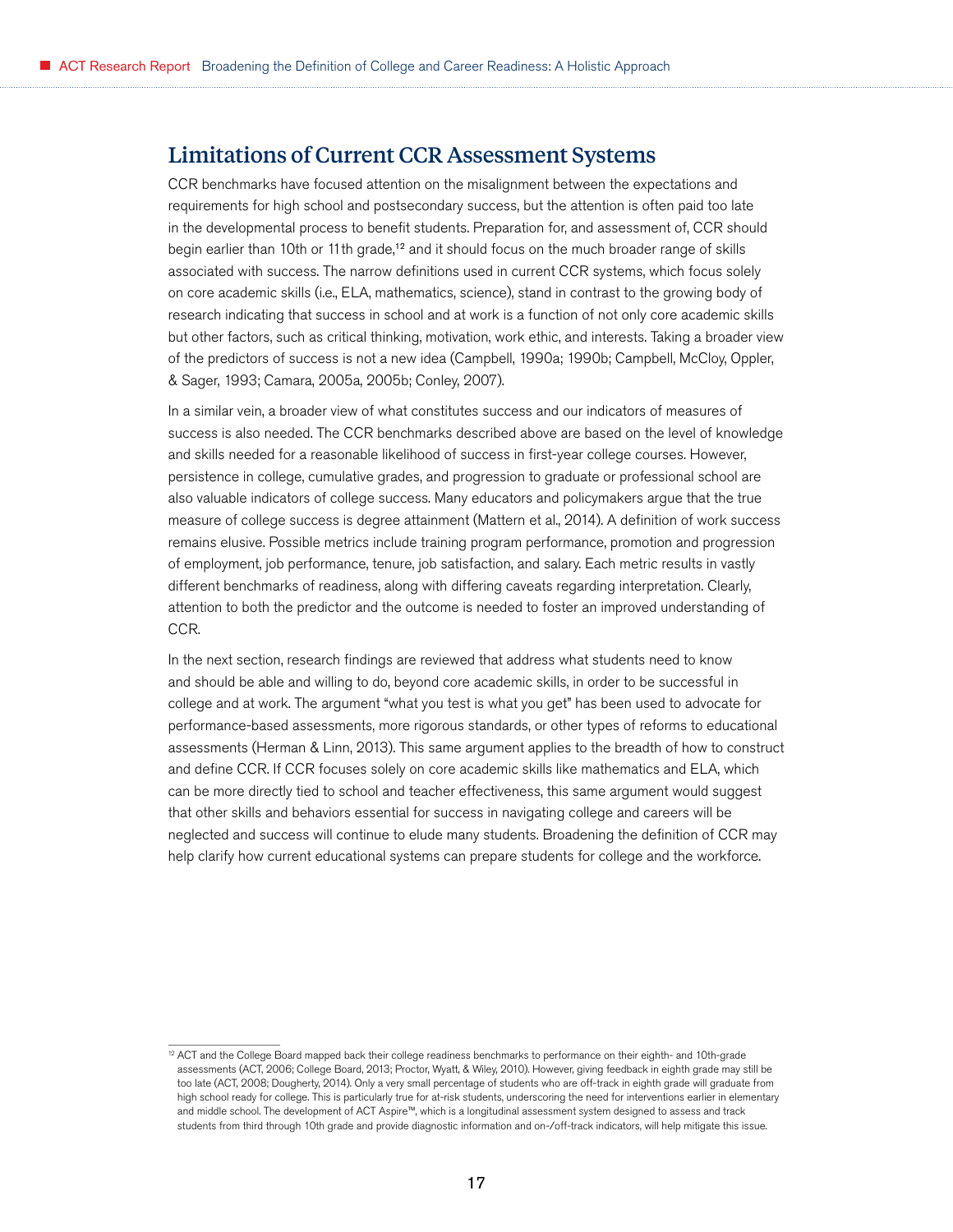## Limitations of Current CCR Assessment Systems

CCR benchmarks have focused attention on the misalignment between the expectations and requirements for high school and postsecondary success, but the attention is often paid too late in the developmental process to benefit students. Preparation for, and assessment of, CCR should begin earlier than 10th or 11th grade,[12] and it should focus on the much broader range of skills associated with success. The narrow definitions used in current CCR systems, which focus solely on core academic skills (i.e., ELA, mathematics, science), stand in contrast to the growing body of research indicating that success in school and at work is a function of not only core academic skills but other factors, such as critical thinking, motivation, work ethic, and interests. Taking a broader view of the predictors of success is not a new idea (Campbell, 1990a; 1990b; Campbell, McCloy, Oppler, & Sager, 1993; Camara, 2005a, 2005b; Conley, 2007).

In a similar vein, a broader view of what constitutes success and our indicators of measures of success is also needed. The CCR benchmarks described above are based on the level of knowledge and skills needed for a reasonable likelihood of success in first-year college courses. However, persistence in college, cumulative grades, and progression to graduate or professional school are also valuable indicators of college success. Many educators and policymakers argue that the true measure of college success is degree attainment (Mattern et al., 2014). A definition of work success remains elusive. Possible metrics include training program performance, promotion and progression of employment, job performance, tenure, job satisfaction, and salary. Each metric results in vastly different benchmarks of readiness, along with differing caveats regarding interpretation. Clearly, attention to both the predictor and the outcome is needed to foster an improved understanding of CCR.

In the next section, research findings are reviewed that address what students need to know and should be able and willing to do, beyond core academic skills, in order to be successful in college and at work. The argument "what you test is what you get" has been used to advocate for performance-based assessments, more rigorous standards, or other types of reforms to educational assessments (Herman & Linn, 2013). This same argument applies to the breadth of how to construct and define CCR. If CCR focuses solely on core academic skills like mathematics and ELA, which can be more directly tied to school and teacher effectiveness, this same argument would suggest that other skills and behaviors essential for success in navigating college and careers will be neglected and success will continue to elude many students. Broadening the definition of CCR may help clarify how current educational systems can prepare students for college and the workforce.

---

[12] ACT and the College Board mapped back their college readiness benchmarks to performance on their eighth- and 10th-grade assessments (ACT, 2006; College Board, 2013; Proctor, Wyatt, & Wiley, 2010). However, giving feedback in eighth grade may still be too late (ACT, 2008; Dougherty, 2014). Only a very small percentage of students who are off-track in eighth grade will graduate from high school ready for college. This is particularly true for at-risk students, underscoring the need for interventions earlier in elementary and middle school. The development of ACT Aspire™, which is a longitudinal assessment system designed to assess and track students from third through 10th grade and provide diagnostic information and on-/off-track indicators, will help mitigate this issue.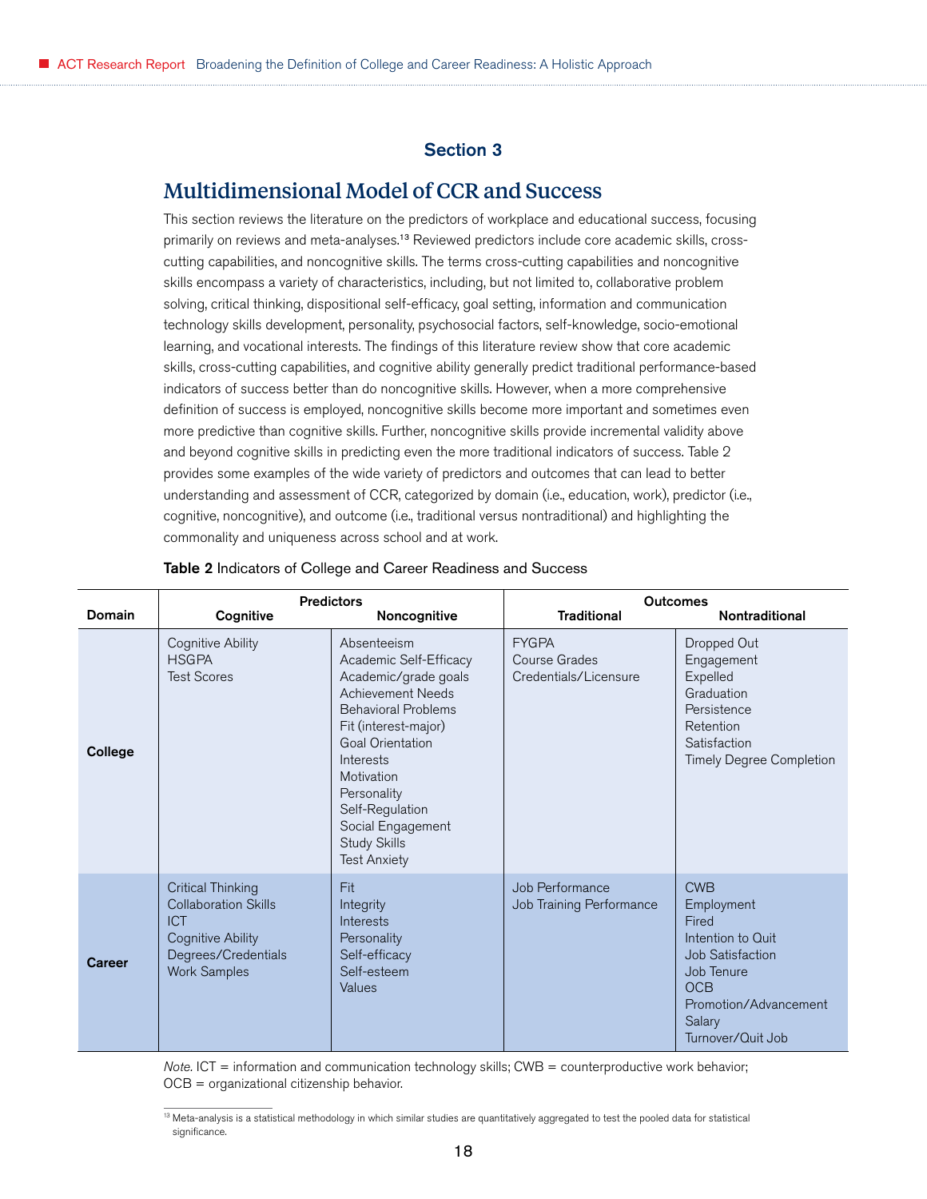## Section 3

# Multidimensional Model of CCR and Success

This section reviews the literature on the predictors of workplace and educational success, focusing primarily on reviews and meta-analyses.[13] Reviewed predictors include core academic skills, cross-cutting capabilities, and noncognitive skills. The terms cross-cutting capabilities and noncognitive skills encompass a variety of characteristics, including, but not limited to, collaborative problem solving, critical thinking, dispositional self-efficacy, goal setting, information and communication technology skills development, personality, psychosocial factors, self-knowledge, socio-emotional learning, and vocational interests. The findings of this literature review show that core academic skills, cross-cutting capabilities, and cognitive ability generally predict traditional performance-based indicators of success better than do noncognitive skills. However, when a more comprehensive definition of success is employed, noncognitive skills become more important and sometimes even more predictive than cognitive skills. Further, noncognitive skills provide incremental validity above and beyond cognitive skills in predicting even the more traditional indicators of success. Table 2 provides some examples of the wide variety of predictors and outcomes that can lead to better understanding and assessment of CCR, categorized by domain (i.e., education, work), predictor (i.e., cognitive, noncognitive), and outcome (i.e., traditional versus nontraditional) and highlighting the commonality and uniqueness across school and at work.

**Table 2** Indicators of College and Career Readiness and Success

| Domain | Predictors | | Outcomes | |
|---|---|---|---|---|
| | Cognitive | Noncognitive | Traditional | Nontraditional |
| **College** | Cognitive Ability<br>HSGPA<br>Test Scores | Absenteeism<br>Academic Self-Efficacy<br>Academic/grade goals<br>Achievement Needs<br>Behavioral Problems<br>Fit (interest-major)<br>Goal Orientation<br>Interests<br>Motivation<br>Personality<br>Self-Regulation<br>Social Engagement<br>Study Skills<br>Test Anxiety | FYGPA<br>Course Grades<br>Credentials/Licensure | Dropped Out<br>Engagement<br>Expelled<br>Graduation<br>Persistence<br>Retention<br>Satisfaction<br>Timely Degree Completion |
| **Career** | Critical Thinking<br>Collaboration Skills<br>ICT<br>Cognitive Ability<br>Degrees/Credentials<br>Work Samples | Fit<br>Integrity<br>Interests<br>Personality<br>Self-efficacy<br>Self-esteem<br>Values | Job Performance<br>Job Training Performance | CWB<br>Employment<br>Fired<br>Intention to Quit<br>Job Satisfaction<br>Job Tenure<br>OCB<br>Promotion/Advancement<br>Salary<br>Turnover/Quit Job |

*Note.* ICT = information and communication technology skills; CWB = counterproductive work behavior; OCB = organizational citizenship behavior.

[13] Meta-analysis is a statistical methodology in which similar studies are quantitatively aggregated to test the pooled data for statistical significance.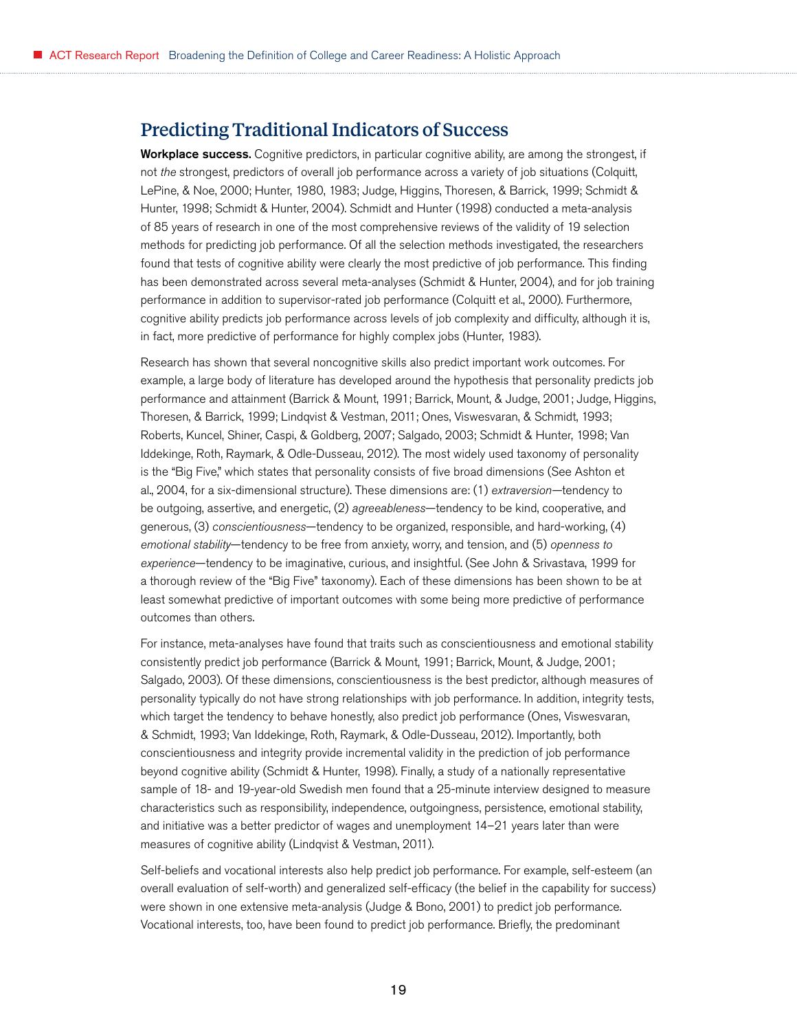## Predicting Traditional Indicators of Success

**Workplace success.** Cognitive predictors, in particular cognitive ability, are among the strongest, if not *the* strongest, predictors of overall job performance across a variety of job situations (Colquitt, LePine, & Noe, 2000; Hunter, 1980, 1983; Judge, Higgins, Thoresen, & Barrick, 1999; Schmidt & Hunter, 1998; Schmidt & Hunter, 2004). Schmidt and Hunter (1998) conducted a meta-analysis of 85 years of research in one of the most comprehensive reviews of the validity of 19 selection methods for predicting job performance. Of all the selection methods investigated, the researchers found that tests of cognitive ability were clearly the most predictive of job performance. This finding has been demonstrated across several meta-analyses (Schmidt & Hunter, 2004), and for job training performance in addition to supervisor-rated job performance (Colquitt et al., 2000). Furthermore, cognitive ability predicts job performance across levels of job complexity and difficulty, although it is, in fact, more predictive of performance for highly complex jobs (Hunter, 1983).

Research has shown that several noncognitive skills also predict important work outcomes. For example, a large body of literature has developed around the hypothesis that personality predicts job performance and attainment (Barrick & Mount, 1991; Barrick, Mount, & Judge, 2001; Judge, Higgins, Thoresen, & Barrick, 1999; Lindqvist & Vestman, 2011; Ones, Viswesvaran, & Schmidt, 1993; Roberts, Kuncel, Shiner, Caspi, & Goldberg, 2007; Salgado, 2003; Schmidt & Hunter, 1998; Van Iddekinge, Roth, Raymark, & Odle-Dusseau, 2012). The most widely used taxonomy of personality is the "Big Five," which states that personality consists of five broad dimensions (See Ashton et al., 2004, for a six-dimensional structure). These dimensions are: (1) *extraversion*—tendency to be outgoing, assertive, and energetic, (2) *agreeableness*—tendency to be kind, cooperative, and generous, (3) *conscientiousness*—tendency to be organized, responsible, and hard-working, (4) *emotional stability*—tendency to be free from anxiety, worry, and tension, and (5) *openness to experience*—tendency to be imaginative, curious, and insightful. (See John & Srivastava, 1999 for a thorough review of the "Big Five" taxonomy). Each of these dimensions has been shown to be at least somewhat predictive of important outcomes with some being more predictive of performance outcomes than others.

For instance, meta-analyses have found that traits such as conscientiousness and emotional stability consistently predict job performance (Barrick & Mount, 1991; Barrick, Mount, & Judge, 2001; Salgado, 2003). Of these dimensions, conscientiousness is the best predictor, although measures of personality typically do not have strong relationships with job performance. In addition, integrity tests, which target the tendency to behave honestly, also predict job performance (Ones, Viswesvaran, & Schmidt, 1993; Van Iddekinge, Roth, Raymark, & Odle-Dusseau, 2012). Importantly, both conscientiousness and integrity provide incremental validity in the prediction of job performance beyond cognitive ability (Schmidt & Hunter, 1998). Finally, a study of a nationally representative sample of 18- and 19-year-old Swedish men found that a 25-minute interview designed to measure characteristics such as responsibility, independence, outgoingness, persistence, emotional stability, and initiative was a better predictor of wages and unemployment 14–21 years later than were measures of cognitive ability (Lindqvist & Vestman, 2011).

Self-beliefs and vocational interests also help predict job performance. For example, self-esteem (an overall evaluation of self-worth) and generalized self-efficacy (the belief in the capability for success) were shown in one extensive meta-analysis (Judge & Bono, 2001) to predict job performance. Vocational interests, too, have been found to predict job performance. Briefly, the predominant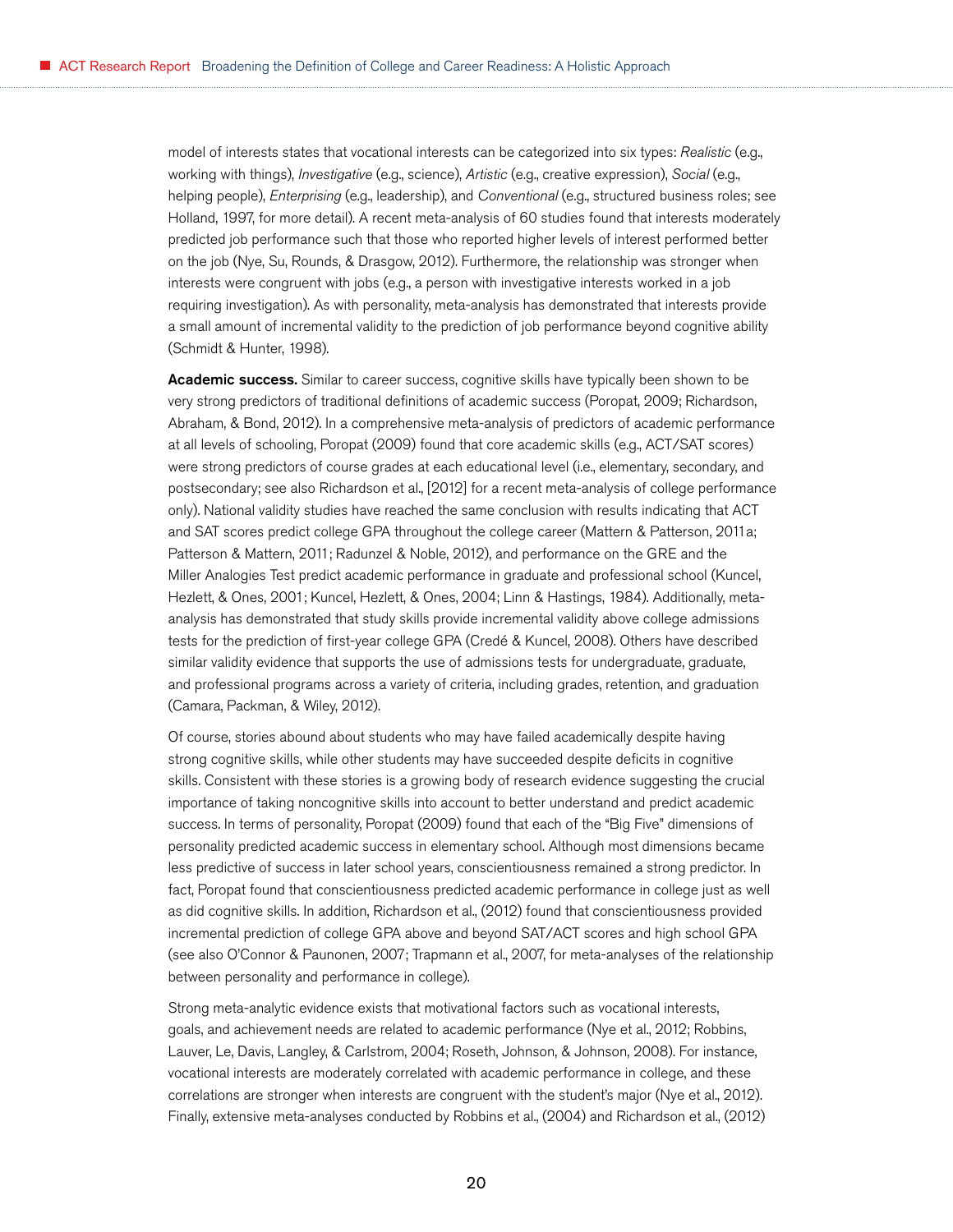model of interests states that vocational interests can be categorized into six types: *Realistic* (e.g., working with things), *Investigative* (e.g., science), *Artistic* (e.g., creative expression), *Social* (e.g., helping people), *Enterprising* (e.g., leadership), and *Conventional* (e.g., structured business roles; see Holland, 1997, for more detail). A recent meta-analysis of 60 studies found that interests moderately predicted job performance such that those who reported higher levels of interest performed better on the job (Nye, Su, Rounds, & Drasgow, 2012). Furthermore, the relationship was stronger when interests were congruent with jobs (e.g., a person with investigative interests worked in a job requiring investigation). As with personality, meta-analysis has demonstrated that interests provide a small amount of incremental validity to the prediction of job performance beyond cognitive ability (Schmidt & Hunter, 1998).

**Academic success.** Similar to career success, cognitive skills have typically been shown to be very strong predictors of traditional definitions of academic success (Poropat, 2009; Richardson, Abraham, & Bond, 2012). In a comprehensive meta-analysis of predictors of academic performance at all levels of schooling, Poropat (2009) found that core academic skills (e.g., ACT/SAT scores) were strong predictors of course grades at each educational level (i.e., elementary, secondary, and postsecondary; see also Richardson et al., [2012] for a recent meta-analysis of college performance only). National validity studies have reached the same conclusion with results indicating that ACT and SAT scores predict college GPA throughout the college career (Mattern & Patterson, 2011a; Patterson & Mattern, 2011; Radunzel & Noble, 2012), and performance on the GRE and the Miller Analogies Test predict academic performance in graduate and professional school (Kuncel, Hezlett, & Ones, 2001; Kuncel, Hezlett, & Ones, 2004; Linn & Hastings, 1984). Additionally, meta-analysis has demonstrated that study skills provide incremental validity above college admissions tests for the prediction of first-year college GPA (Credé & Kuncel, 2008). Others have described similar validity evidence that supports the use of admissions tests for undergraduate, graduate, and professional programs across a variety of criteria, including grades, retention, and graduation (Camara, Packman, & Wiley, 2012).

Of course, stories abound about students who may have failed academically despite having strong cognitive skills, while other students may have succeeded despite deficits in cognitive skills. Consistent with these stories is a growing body of research evidence suggesting the crucial importance of taking noncognitive skills into account to better understand and predict academic success. In terms of personality, Poropat (2009) found that each of the "Big Five" dimensions of personality predicted academic success in elementary school. Although most dimensions became less predictive of success in later school years, conscientiousness remained a strong predictor. In fact, Poropat found that conscientiousness predicted academic performance in college just as well as did cognitive skills. In addition, Richardson et al., (2012) found that conscientiousness provided incremental prediction of college GPA above and beyond SAT/ACT scores and high school GPA (see also O'Connor & Paunonen, 2007; Trapmann et al., 2007, for meta-analyses of the relationship between personality and performance in college).

Strong meta-analytic evidence exists that motivational factors such as vocational interests, goals, and achievement needs are related to academic performance (Nye et al., 2012; Robbins, Lauver, Le, Davis, Langley, & Carlstrom, 2004; Roseth, Johnson, & Johnson, 2008). For instance, vocational interests are moderately correlated with academic performance in college, and these correlations are stronger when interests are congruent with the student's major (Nye et al., 2012). Finally, extensive meta-analyses conducted by Robbins et al., (2004) and Richardson et al., (2012)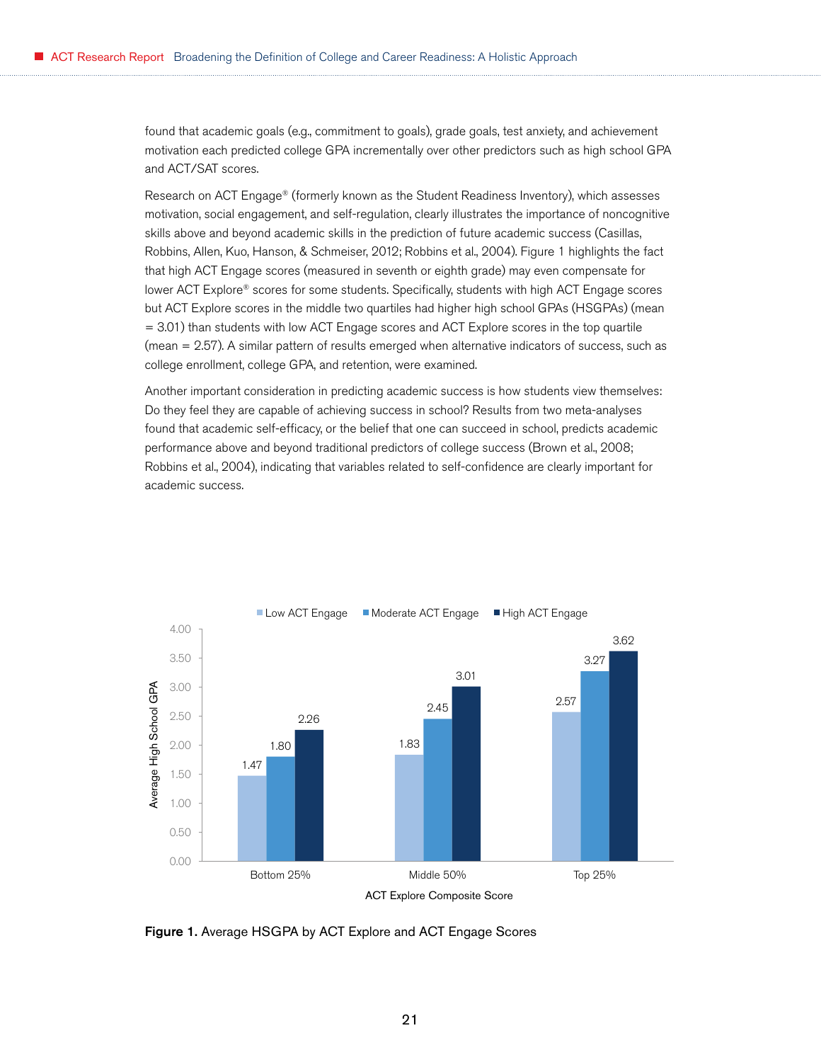found that academic goals (e.g., commitment to goals), grade goals, test anxiety, and achievement motivation each predicted college GPA incrementally over other predictors such as high school GPA and ACT/SAT scores.

Research on ACT Engage® (formerly known as the Student Readiness Inventory), which assesses motivation, social engagement, and self-regulation, clearly illustrates the importance of noncognitive skills above and beyond academic skills in the prediction of future academic success (Casillas, Robbins, Allen, Kuo, Hanson, & Schmeiser, 2012; Robbins et al., 2004). Figure 1 highlights the fact that high ACT Engage scores (measured in seventh or eighth grade) may even compensate for lower ACT Explore® scores for some students. Specifically, students with high ACT Engage scores but ACT Explore scores in the middle two quartiles had higher high school GPAs (HSGPAs) (mean = 3.01) than students with low ACT Engage scores and ACT Explore scores in the top quartile (mean = 2.57). A similar pattern of results emerged when alternative indicators of success, such as college enrollment, college GPA, and retention, were examined.

Another important consideration in predicting academic success is how students view themselves: Do they feel they are capable of achieving success in school? Results from two meta-analyses found that academic self-efficacy, or the belief that one can succeed in school, predicts academic performance above and beyond traditional predictors of college success (Brown et al., 2008; Robbins et al., 2004), indicating that variables related to self-confidence are clearly important for academic success.

| ACT Explore Composite Score | Low ACT Engage | Moderate ACT Engage | High ACT Engage |
|---|---|---|---|
| Bottom 25% | 1.47 | 1.80 | 2.26 |
| Middle 50% | 1.83 | 2.45 | 3.01 |
| Top 25% | 2.57 | 3.27 | 3.62 |

**Figure 1.** Average HSGPA by ACT Explore and ACT Engage Scores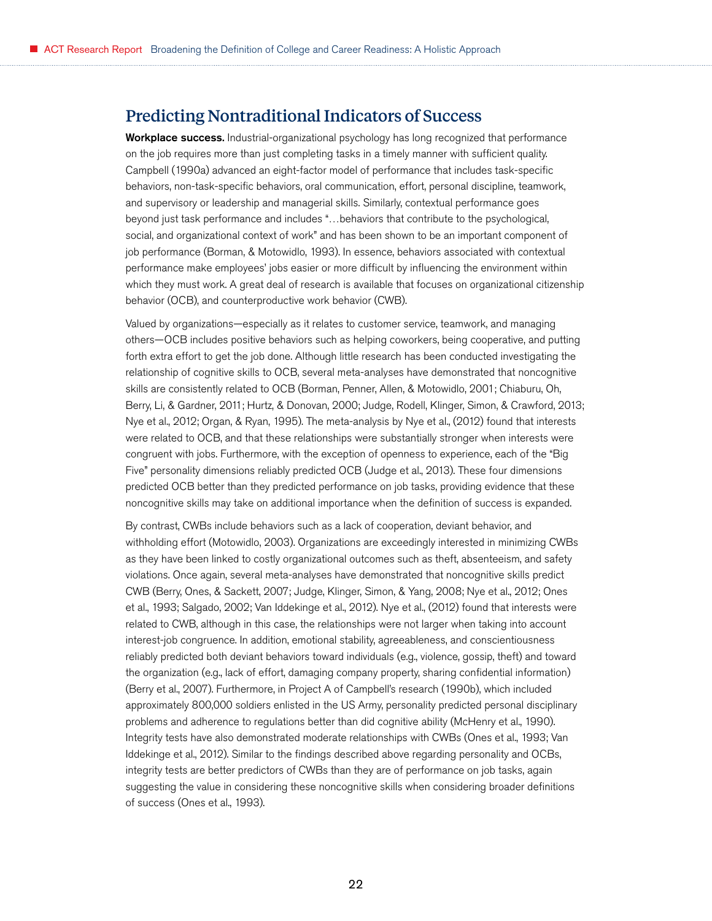## Predicting Nontraditional Indicators of Success

**Workplace success.** Industrial-organizational psychology has long recognized that performance on the job requires more than just completing tasks in a timely manner with sufficient quality. Campbell (1990a) advanced an eight-factor model of performance that includes task-specific behaviors, non-task-specific behaviors, oral communication, effort, personal discipline, teamwork, and supervisory or leadership and managerial skills. Similarly, contextual performance goes beyond just task performance and includes "…behaviors that contribute to the psychological, social, and organizational context of work" and has been shown to be an important component of job performance (Borman, & Motowidlo, 1993). In essence, behaviors associated with contextual performance make employees' jobs easier or more difficult by influencing the environment within which they must work. A great deal of research is available that focuses on organizational citizenship behavior (OCB), and counterproductive work behavior (CWB).

Valued by organizations—especially as it relates to customer service, teamwork, and managing others—OCB includes positive behaviors such as helping coworkers, being cooperative, and putting forth extra effort to get the job done. Although little research has been conducted investigating the relationship of cognitive skills to OCB, several meta-analyses have demonstrated that noncognitive skills are consistently related to OCB (Borman, Penner, Allen, & Motowidlo, 2001; Chiaburu, Oh, Berry, Li, & Gardner, 2011; Hurtz, & Donovan, 2000; Judge, Rodell, Klinger, Simon, & Crawford, 2013; Nye et al., 2012; Organ, & Ryan, 1995). The meta-analysis by Nye et al., (2012) found that interests were related to OCB, and that these relationships were substantially stronger when interests were congruent with jobs. Furthermore, with the exception of openness to experience, each of the "Big Five" personality dimensions reliably predicted OCB (Judge et al., 2013). These four dimensions predicted OCB better than they predicted performance on job tasks, providing evidence that these noncognitive skills may take on additional importance when the definition of success is expanded.

By contrast, CWBs include behaviors such as a lack of cooperation, deviant behavior, and withholding effort (Motowidlo, 2003). Organizations are exceedingly interested in minimizing CWBs as they have been linked to costly organizational outcomes such as theft, absenteeism, and safety violations. Once again, several meta-analyses have demonstrated that noncognitive skills predict CWB (Berry, Ones, & Sackett, 2007; Judge, Klinger, Simon, & Yang, 2008; Nye et al., 2012; Ones et al., 1993; Salgado, 2002; Van Iddekinge et al., 2012). Nye et al., (2012) found that interests were related to CWB, although in this case, the relationships were not larger when taking into account interest-job congruence. In addition, emotional stability, agreeableness, and conscientiousness reliably predicted both deviant behaviors toward individuals (e.g., violence, gossip, theft) and toward the organization (e.g., lack of effort, damaging company property, sharing confidential information) (Berry et al., 2007). Furthermore, in Project A of Campbell's research (1990b), which included approximately 800,000 soldiers enlisted in the US Army, personality predicted personal disciplinary problems and adherence to regulations better than did cognitive ability (McHenry et al., 1990). Integrity tests have also demonstrated moderate relationships with CWBs (Ones et al., 1993; Van Iddekinge et al., 2012). Similar to the findings described above regarding personality and OCBs, integrity tests are better predictors of CWBs than they are of performance on job tasks, again suggesting the value in considering these noncognitive skills when considering broader definitions of success (Ones et al., 1993).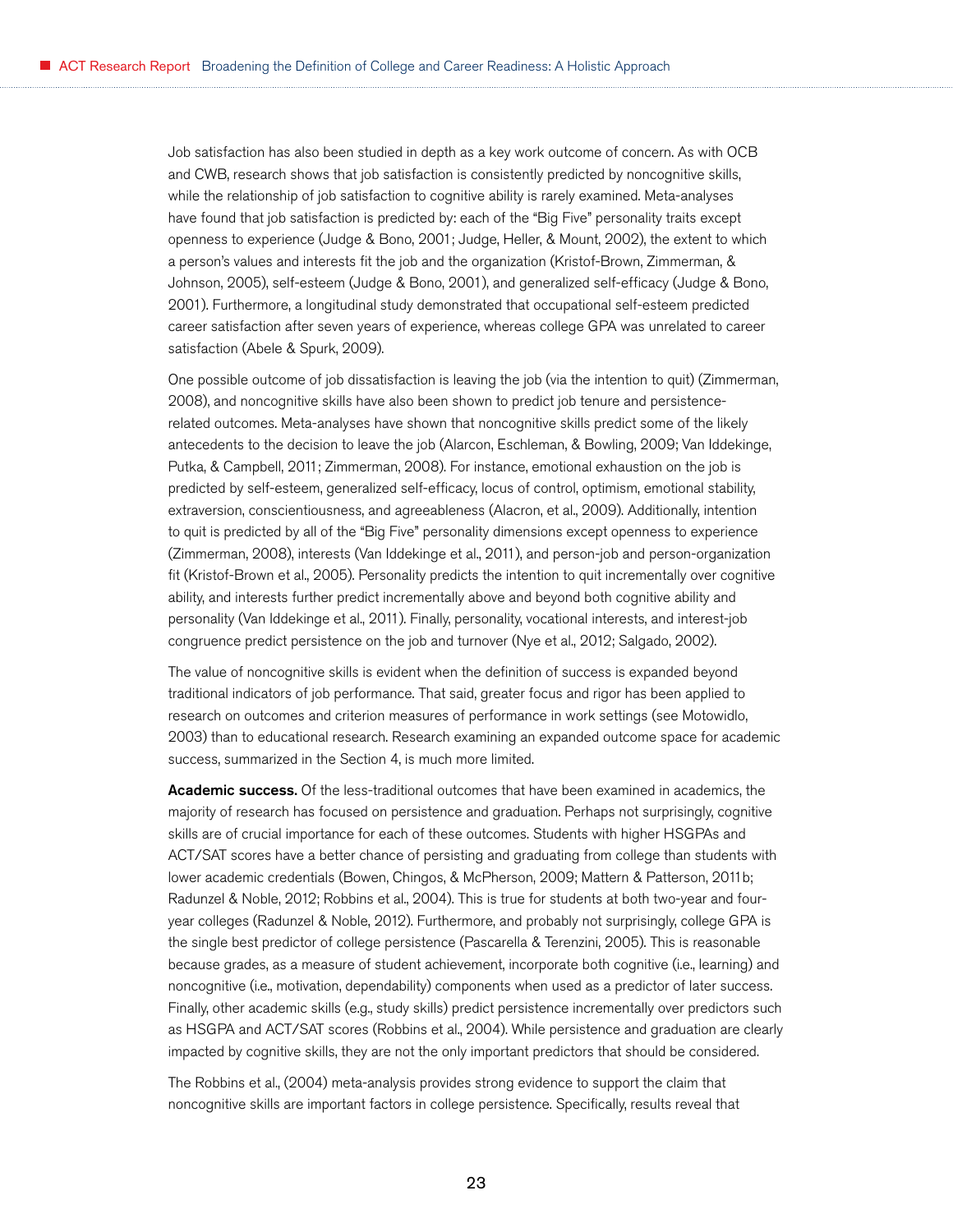Job satisfaction has also been studied in depth as a key work outcome of concern. As with OCB and CWB, research shows that job satisfaction is consistently predicted by noncognitive skills, while the relationship of job satisfaction to cognitive ability is rarely examined. Meta-analyses have found that job satisfaction is predicted by: each of the "Big Five" personality traits except openness to experience (Judge & Bono, 2001; Judge, Heller, & Mount, 2002), the extent to which a person's values and interests fit the job and the organization (Kristof-Brown, Zimmerman, & Johnson, 2005), self-esteem (Judge & Bono, 2001), and generalized self-efficacy (Judge & Bono, 2001). Furthermore, a longitudinal study demonstrated that occupational self-esteem predicted career satisfaction after seven years of experience, whereas college GPA was unrelated to career satisfaction (Abele & Spurk, 2009).

One possible outcome of job dissatisfaction is leaving the job (via the intention to quit) (Zimmerman, 2008), and noncognitive skills have also been shown to predict job tenure and persistence-related outcomes. Meta-analyses have shown that noncognitive skills predict some of the likely antecedents to the decision to leave the job (Alarcon, Eschleman, & Bowling, 2009; Van Iddekinge, Putka, & Campbell, 2011; Zimmerman, 2008). For instance, emotional exhaustion on the job is predicted by self-esteem, generalized self-efficacy, locus of control, optimism, emotional stability, extraversion, conscientiousness, and agreeableness (Alacron, et al., 2009). Additionally, intention to quit is predicted by all of the "Big Five" personality dimensions except openness to experience (Zimmerman, 2008), interests (Van Iddekinge et al., 2011), and person-job and person-organization fit (Kristof-Brown et al., 2005). Personality predicts the intention to quit incrementally over cognitive ability, and interests further predict incrementally above and beyond both cognitive ability and personality (Van Iddekinge et al., 2011). Finally, personality, vocational interests, and interest-job congruence predict persistence on the job and turnover (Nye et al., 2012; Salgado, 2002).

The value of noncognitive skills is evident when the definition of success is expanded beyond traditional indicators of job performance. That said, greater focus and rigor has been applied to research on outcomes and criterion measures of performance in work settings (see Motowidlo, 2003) than to educational research. Research examining an expanded outcome space for academic success, summarized in the Section 4, is much more limited.

**Academic success.** Of the less-traditional outcomes that have been examined in academics, the majority of research has focused on persistence and graduation. Perhaps not surprisingly, cognitive skills are of crucial importance for each of these outcomes. Students with higher HSGPAs and ACT/SAT scores have a better chance of persisting and graduating from college than students with lower academic credentials (Bowen, Chingos, & McPherson, 2009; Mattern & Patterson, 2011b; Radunzel & Noble, 2012; Robbins et al., 2004). This is true for students at both two-year and four-year colleges (Radunzel & Noble, 2012). Furthermore, and probably not surprisingly, college GPA is the single best predictor of college persistence (Pascarella & Terenzini, 2005). This is reasonable because grades, as a measure of student achievement, incorporate both cognitive (i.e., learning) and noncognitive (i.e., motivation, dependability) components when used as a predictor of later success. Finally, other academic skills (e.g., study skills) predict persistence incrementally over predictors such as HSGPA and ACT/SAT scores (Robbins et al., 2004). While persistence and graduation are clearly impacted by cognitive skills, they are not the only important predictors that should be considered.

The Robbins et al., (2004) meta-analysis provides strong evidence to support the claim that noncognitive skills are important factors in college persistence. Specifically, results reveal that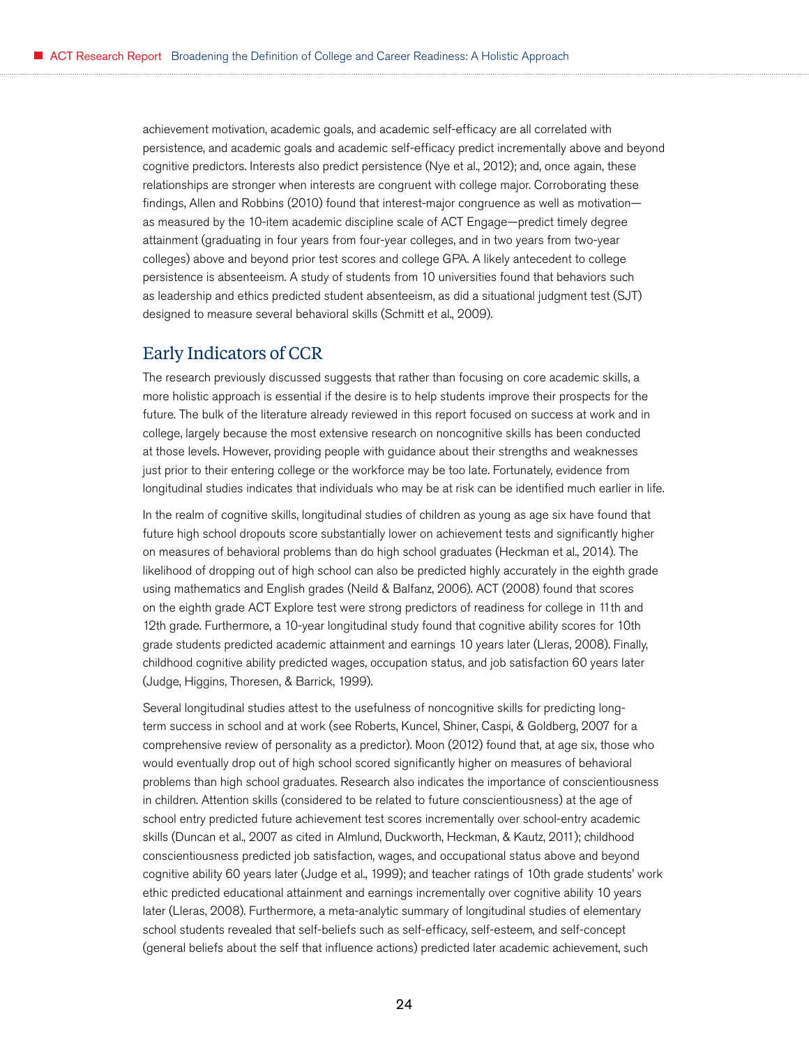achievement motivation, academic goals, and academic self-efficacy are all correlated with persistence, and academic goals and academic self-efficacy predict incrementally above and beyond cognitive predictors. Interests also predict persistence (Nye et al., 2012); and, once again, these relationships are stronger when interests are congruent with college major. Corroborating these findings, Allen and Robbins (2010) found that interest-major congruence as well as motivation—as measured by the 10-item academic discipline scale of ACT Engage—predict timely degree attainment (graduating in four years from four-year colleges, and in two years from two-year colleges) above and beyond prior test scores and college GPA. A likely antecedent to college persistence is absenteeism. A study of students from 10 universities found that behaviors such as leadership and ethics predicted student absenteeism, as did a situational judgment test (SJT) designed to measure several behavioral skills (Schmitt et al., 2009).

## Early Indicators of CCR

The research previously discussed suggests that rather than focusing on core academic skills, a more holistic approach is essential if the desire is to help students improve their prospects for the future. The bulk of the literature already reviewed in this report focused on success at work and in college, largely because the most extensive research on noncognitive skills has been conducted at those levels. However, providing people with guidance about their strengths and weaknesses just prior to their entering college or the workforce may be too late. Fortunately, evidence from longitudinal studies indicates that individuals who may be at risk can be identified much earlier in life.

In the realm of cognitive skills, longitudinal studies of children as young as age six have found that future high school dropouts score substantially lower on achievement tests and significantly higher on measures of behavioral problems than do high school graduates (Heckman et al., 2014). The likelihood of dropping out of high school can also be predicted highly accurately in the eighth grade using mathematics and English grades (Neild & Balfanz, 2006). ACT (2008) found that scores on the eighth grade ACT Explore test were strong predictors of readiness for college in 11th and 12th grade. Furthermore, a 10-year longitudinal study found that cognitive ability scores for 10th grade students predicted academic attainment and earnings 10 years later (Lleras, 2008). Finally, childhood cognitive ability predicted wages, occupation status, and job satisfaction 60 years later (Judge, Higgins, Thoresen, & Barrick, 1999).

Several longitudinal studies attest to the usefulness of noncognitive skills for predicting long-term success in school and at work (see Roberts, Kuncel, Shiner, Caspi, & Goldberg, 2007 for a comprehensive review of personality as a predictor). Moon (2012) found that, at age six, those who would eventually drop out of high school scored significantly higher on measures of behavioral problems than high school graduates. Research also indicates the importance of conscientiousness in children. Attention skills (considered to be related to future conscientiousness) at the age of school entry predicted future achievement test scores incrementally over school-entry academic skills (Duncan et al., 2007 as cited in Almlund, Duckworth, Heckman, & Kautz, 2011); childhood conscientiousness predicted job satisfaction, wages, and occupational status above and beyond cognitive ability 60 years later (Judge et al., 1999); and teacher ratings of 10th grade students' work ethic predicted educational attainment and earnings incrementally over cognitive ability 10 years later (Lleras, 2008). Furthermore, a meta-analytic summary of longitudinal studies of elementary school students revealed that self-beliefs such as self-efficacy, self-esteem, and self-concept (general beliefs about the self that influence actions) predicted later academic achievement, such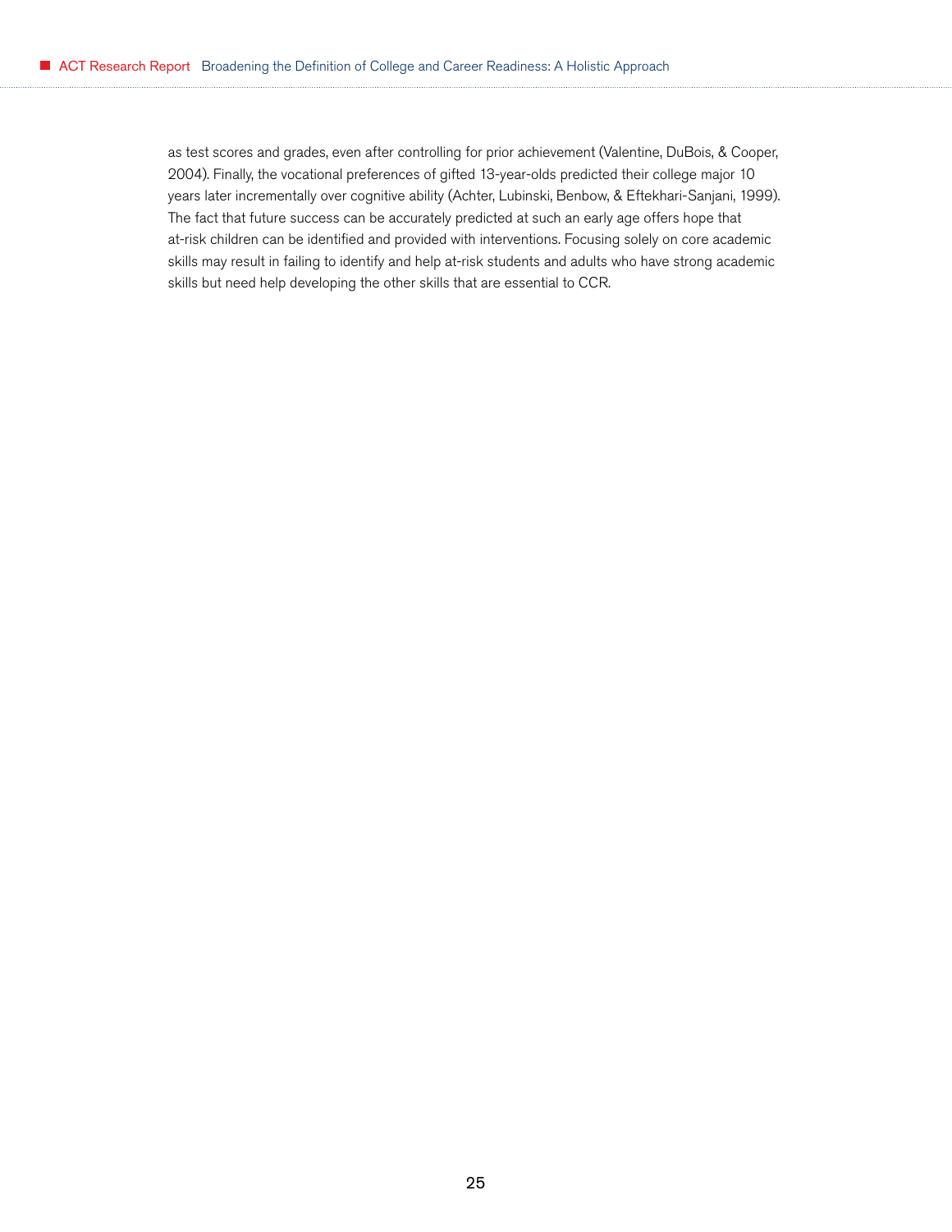as test scores and grades, even after controlling for prior achievement (Valentine, DuBois, & Cooper, 2004). Finally, the vocational preferences of gifted 13-year-olds predicted their college major 10 years later incrementally over cognitive ability (Achter, Lubinski, Benbow, & Eftekhari-Sanjani, 1999). The fact that future success can be accurately predicted at such an early age offers hope that at-risk children can be identified and provided with interventions. Focusing solely on core academic skills may result in failing to identify and help at-risk students and adults who have strong academic skills but need help developing the other skills that are essential to CCR.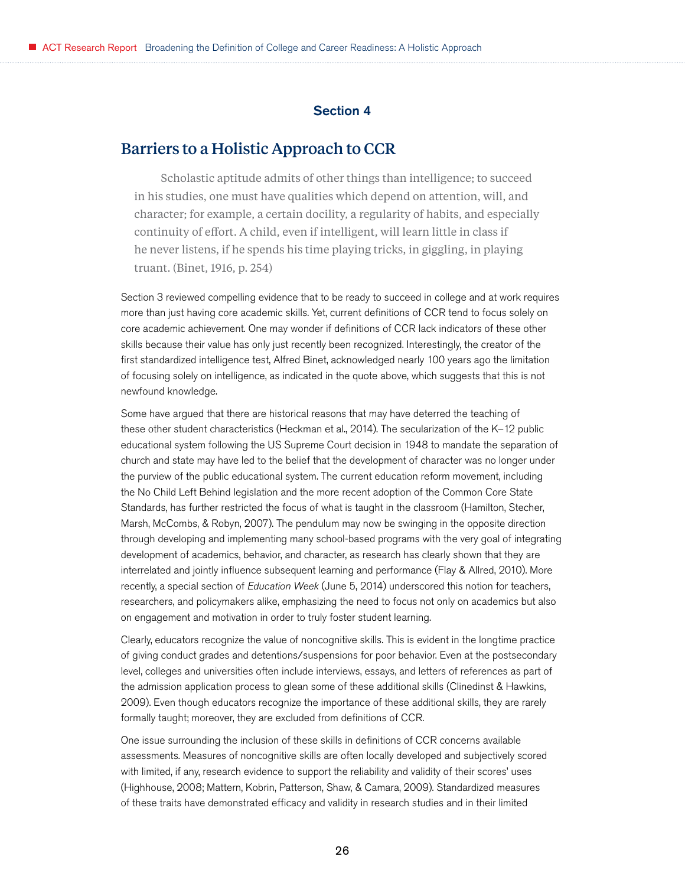## Section 4

# Barriers to a Holistic Approach to CCR

> Scholastic aptitude admits of other things than intelligence; to succeed in his studies, one must have qualities which depend on attention, will, and character; for example, a certain docility, a regularity of habits, and especially continuity of effort. A child, even if intelligent, will learn little in class if he never listens, if he spends his time playing tricks, in giggling, in playing truant. (Binet, 1916, p. 254)

Section 3 reviewed compelling evidence that to be ready to succeed in college and at work requires more than just having core academic skills. Yet, current definitions of CCR tend to focus solely on core academic achievement. One may wonder if definitions of CCR lack indicators of these other skills because their value has only just recently been recognized. Interestingly, the creator of the first standardized intelligence test, Alfred Binet, acknowledged nearly 100 years ago the limitation of focusing solely on intelligence, as indicated in the quote above, which suggests that this is not newfound knowledge.

Some have argued that there are historical reasons that may have deterred the teaching of these other student characteristics (Heckman et al., 2014). The secularization of the K–12 public educational system following the US Supreme Court decision in 1948 to mandate the separation of church and state may have led to the belief that the development of character was no longer under the purview of the public educational system. The current education reform movement, including the No Child Left Behind legislation and the more recent adoption of the Common Core State Standards, has further restricted the focus of what is taught in the classroom (Hamilton, Stecher, Marsh, McCombs, & Robyn, 2007). The pendulum may now be swinging in the opposite direction through developing and implementing many school-based programs with the very goal of integrating development of academics, behavior, and character, as research has clearly shown that they are interrelated and jointly influence subsequent learning and performance (Flay & Allred, 2010). More recently, a special section of *Education Week* (June 5, 2014) underscored this notion for teachers, researchers, and policymakers alike, emphasizing the need to focus not only on academics but also on engagement and motivation in order to truly foster student learning.

Clearly, educators recognize the value of noncognitive skills. This is evident in the longtime practice of giving conduct grades and detentions/suspensions for poor behavior. Even at the postsecondary level, colleges and universities often include interviews, essays, and letters of references as part of the admission application process to glean some of these additional skills (Clinedinst & Hawkins, 2009). Even though educators recognize the importance of these additional skills, they are rarely formally taught; moreover, they are excluded from definitions of CCR.

One issue surrounding the inclusion of these skills in definitions of CCR concerns available assessments. Measures of noncognitive skills are often locally developed and subjectively scored with limited, if any, research evidence to support the reliability and validity of their scores' uses (Highhouse, 2008; Mattern, Kobrin, Patterson, Shaw, & Camara, 2009). Standardized measures of these traits have demonstrated efficacy and validity in research studies and in their limited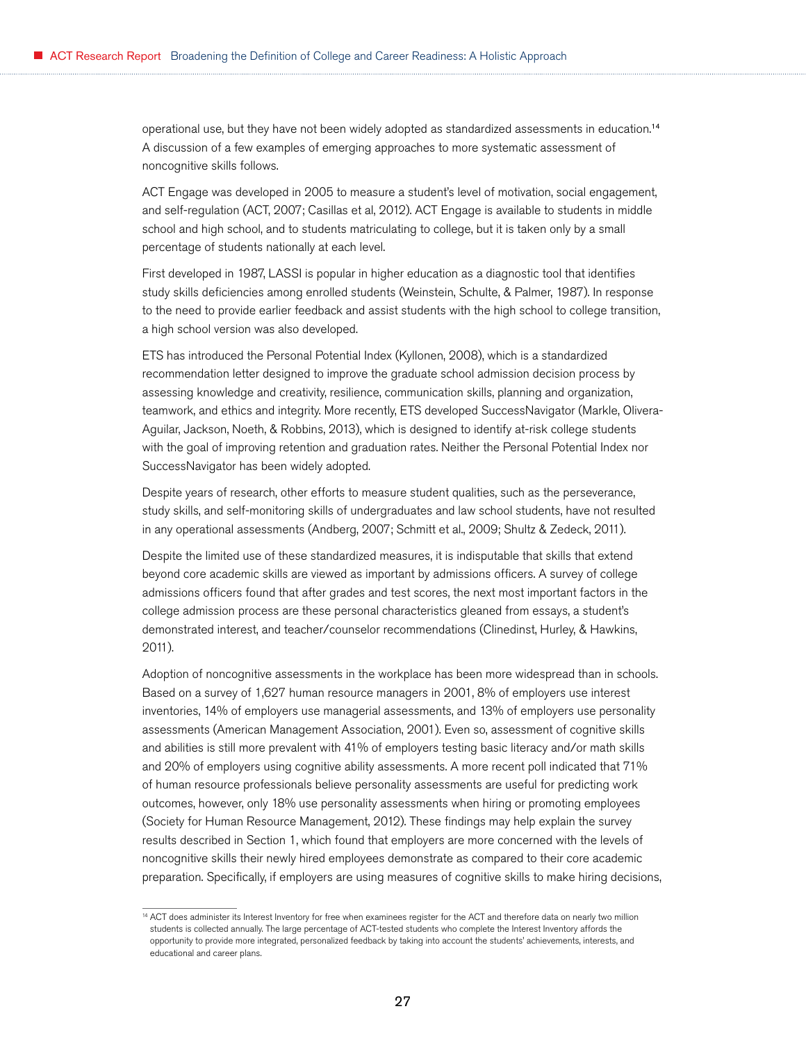operational use, but they have not been widely adopted as standardized assessments in education.[14] A discussion of a few examples of emerging approaches to more systematic assessment of noncognitive skills follows.

ACT Engage was developed in 2005 to measure a student's level of motivation, social engagement, and self-regulation (ACT, 2007; Casillas et al, 2012). ACT Engage is available to students in middle school and high school, and to students matriculating to college, but it is taken only by a small percentage of students nationally at each level.

First developed in 1987, LASSI is popular in higher education as a diagnostic tool that identifies study skills deficiencies among enrolled students (Weinstein, Schulte, & Palmer, 1987). In response to the need to provide earlier feedback and assist students with the high school to college transition, a high school version was also developed.

ETS has introduced the Personal Potential Index (Kyllonen, 2008), which is a standardized recommendation letter designed to improve the graduate school admission decision process by assessing knowledge and creativity, resilience, communication skills, planning and organization, teamwork, and ethics and integrity. More recently, ETS developed SuccessNavigator (Markle, Olivera-Aguilar, Jackson, Noeth, & Robbins, 2013), which is designed to identify at-risk college students with the goal of improving retention and graduation rates. Neither the Personal Potential Index nor SuccessNavigator has been widely adopted.

Despite years of research, other efforts to measure student qualities, such as the perseverance, study skills, and self-monitoring skills of undergraduates and law school students, have not resulted in any operational assessments (Andberg, 2007; Schmitt et al., 2009; Shultz & Zedeck, 2011).

Despite the limited use of these standardized measures, it is indisputable that skills that extend beyond core academic skills are viewed as important by admissions officers. A survey of college admissions officers found that after grades and test scores, the next most important factors in the college admission process are these personal characteristics gleaned from essays, a student's demonstrated interest, and teacher/counselor recommendations (Clinedinst, Hurley, & Hawkins, 2011).

Adoption of noncognitive assessments in the workplace has been more widespread than in schools. Based on a survey of 1,627 human resource managers in 2001, 8% of employers use interest inventories, 14% of employers use managerial assessments, and 13% of employers use personality assessments (American Management Association, 2001). Even so, assessment of cognitive skills and abilities is still more prevalent with 41% of employers testing basic literacy and/or math skills and 20% of employers using cognitive ability assessments. A more recent poll indicated that 71% of human resource professionals believe personality assessments are useful for predicting work outcomes, however, only 18% use personality assessments when hiring or promoting employees (Society for Human Resource Management, 2012). These findings may help explain the survey results described in Section 1, which found that employers are more concerned with the levels of noncognitive skills their newly hired employees demonstrate as compared to their core academic preparation. Specifically, if employers are using measures of cognitive skills to make hiring decisions,

---

[14] ACT does administer its Interest Inventory for free when examinees register for the ACT and therefore data on nearly two million students is collected annually. The large percentage of ACT-tested students who complete the Interest Inventory affords the opportunity to provide more integrated, personalized feedback by taking into account the students' achievements, interests, and educational and career plans.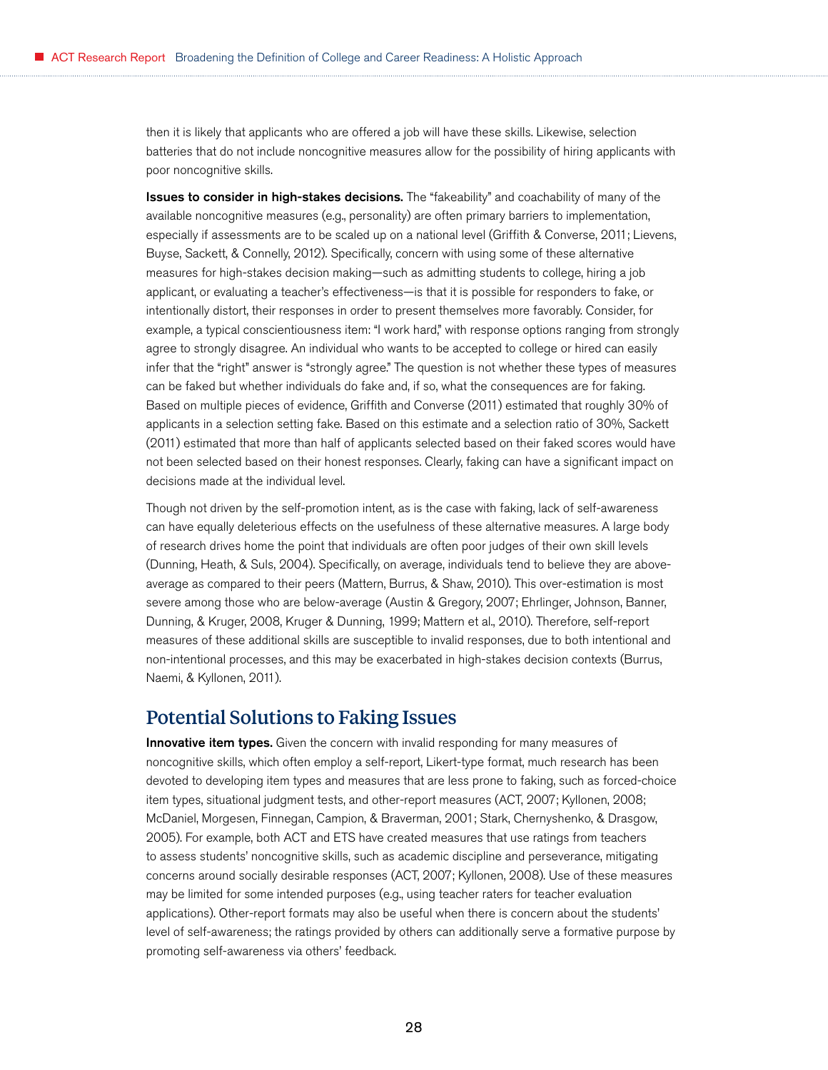then it is likely that applicants who are offered a job will have these skills. Likewise, selection batteries that do not include noncognitive measures allow for the possibility of hiring applicants with poor noncognitive skills.

**Issues to consider in high-stakes decisions.** The "fakeability" and coachability of many of the available noncognitive measures (e.g., personality) are often primary barriers to implementation, especially if assessments are to be scaled up on a national level (Griffith & Converse, 2011; Lievens, Buyse, Sackett, & Connelly, 2012). Specifically, concern with using some of these alternative measures for high-stakes decision making—such as admitting students to college, hiring a job applicant, or evaluating a teacher's effectiveness—is that it is possible for responders to fake, or intentionally distort, their responses in order to present themselves more favorably. Consider, for example, a typical conscientiousness item: "I work hard," with response options ranging from strongly agree to strongly disagree. An individual who wants to be accepted to college or hired can easily infer that the "right" answer is "strongly agree." The question is not whether these types of measures can be faked but whether individuals do fake and, if so, what the consequences are for faking. Based on multiple pieces of evidence, Griffith and Converse (2011) estimated that roughly 30% of applicants in a selection setting fake. Based on this estimate and a selection ratio of 30%, Sackett (2011) estimated that more than half of applicants selected based on their faked scores would have not been selected based on their honest responses. Clearly, faking can have a significant impact on decisions made at the individual level.

Though not driven by the self-promotion intent, as is the case with faking, lack of self-awareness can have equally deleterious effects on the usefulness of these alternative measures. A large body of research drives home the point that individuals are often poor judges of their own skill levels (Dunning, Heath, & Suls, 2004). Specifically, on average, individuals tend to believe they are above-average as compared to their peers (Mattern, Burrus, & Shaw, 2010). This over-estimation is most severe among those who are below-average (Austin & Gregory, 2007; Ehrlinger, Johnson, Banner, Dunning, & Kruger, 2008, Kruger & Dunning, 1999; Mattern et al., 2010). Therefore, self-report measures of these additional skills are susceptible to invalid responses, due to both intentional and non-intentional processes, and this may be exacerbated in high-stakes decision contexts (Burrus, Naemi, & Kyllonen, 2011).

## Potential Solutions to Faking Issues

**Innovative item types.** Given the concern with invalid responding for many measures of noncognitive skills, which often employ a self-report, Likert-type format, much research has been devoted to developing item types and measures that are less prone to faking, such as forced-choice item types, situational judgment tests, and other-report measures (ACT, 2007; Kyllonen, 2008; McDaniel, Morgesen, Finnegan, Campion, & Braverman, 2001; Stark, Chernyshenko, & Drasgow, 2005). For example, both ACT and ETS have created measures that use ratings from teachers to assess students' noncognitive skills, such as academic discipline and perseverance, mitigating concerns around socially desirable responses (ACT, 2007; Kyllonen, 2008). Use of these measures may be limited for some intended purposes (e.g., using teacher raters for teacher evaluation applications). Other-report formats may also be useful when there is concern about the students' level of self-awareness; the ratings provided by others can additionally serve a formative purpose by promoting self-awareness via others' feedback.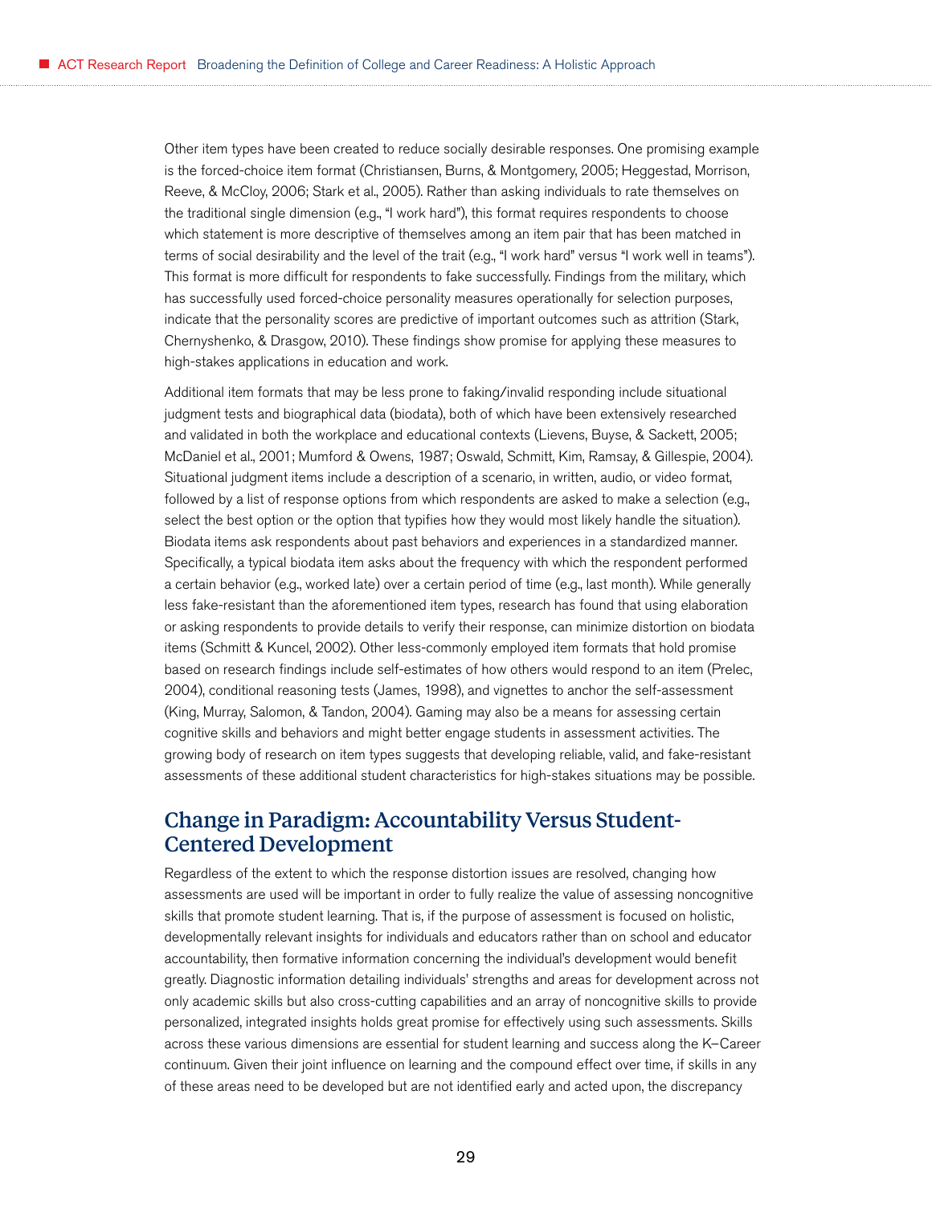Other item types have been created to reduce socially desirable responses. One promising example is the forced-choice item format (Christiansen, Burns, & Montgomery, 2005; Heggestad, Morrison, Reeve, & McCloy, 2006; Stark et al., 2005). Rather than asking individuals to rate themselves on the traditional single dimension (e.g., "I work hard"), this format requires respondents to choose which statement is more descriptive of themselves among an item pair that has been matched in terms of social desirability and the level of the trait (e.g., "I work hard" versus "I work well in teams"). This format is more difficult for respondents to fake successfully. Findings from the military, which has successfully used forced-choice personality measures operationally for selection purposes, indicate that the personality scores are predictive of important outcomes such as attrition (Stark, Chernyshenko, & Drasgow, 2010). These findings show promise for applying these measures to high-stakes applications in education and work.

Additional item formats that may be less prone to faking/invalid responding include situational judgment tests and biographical data (biodata), both of which have been extensively researched and validated in both the workplace and educational contexts (Lievens, Buyse, & Sackett, 2005; McDaniel et al., 2001; Mumford & Owens, 1987; Oswald, Schmitt, Kim, Ramsay, & Gillespie, 2004). Situational judgment items include a description of a scenario, in written, audio, or video format, followed by a list of response options from which respondents are asked to make a selection (e.g., select the best option or the option that typifies how they would most likely handle the situation). Biodata items ask respondents about past behaviors and experiences in a standardized manner. Specifically, a typical biodata item asks about the frequency with which the respondent performed a certain behavior (e.g., worked late) over a certain period of time (e.g., last month). While generally less fake-resistant than the aforementioned item types, research has found that using elaboration or asking respondents to provide details to verify their response, can minimize distortion on biodata items (Schmitt & Kuncel, 2002). Other less-commonly employed item formats that hold promise based on research findings include self-estimates of how others would respond to an item (Prelec, 2004), conditional reasoning tests (James, 1998), and vignettes to anchor the self-assessment (King, Murray, Salomon, & Tandon, 2004). Gaming may also be a means for assessing certain cognitive skills and behaviors and might better engage students in assessment activities. The growing body of research on item types suggests that developing reliable, valid, and fake-resistant assessments of these additional student characteristics for high-stakes situations may be possible.

## Change in Paradigm: Accountability Versus Student-Centered Development

Regardless of the extent to which the response distortion issues are resolved, changing how assessments are used will be important in order to fully realize the value of assessing noncognitive skills that promote student learning. That is, if the purpose of assessment is focused on holistic, developmentally relevant insights for individuals and educators rather than on school and educator accountability, then formative information concerning the individual's development would benefit greatly. Diagnostic information detailing individuals' strengths and areas for development across not only academic skills but also cross-cutting capabilities and an array of noncognitive skills to provide personalized, integrated insights holds great promise for effectively using such assessments. Skills across these various dimensions are essential for student learning and success along the K–Career continuum. Given their joint influence on learning and the compound effect over time, if skills in any of these areas need to be developed but are not identified early and acted upon, the discrepancy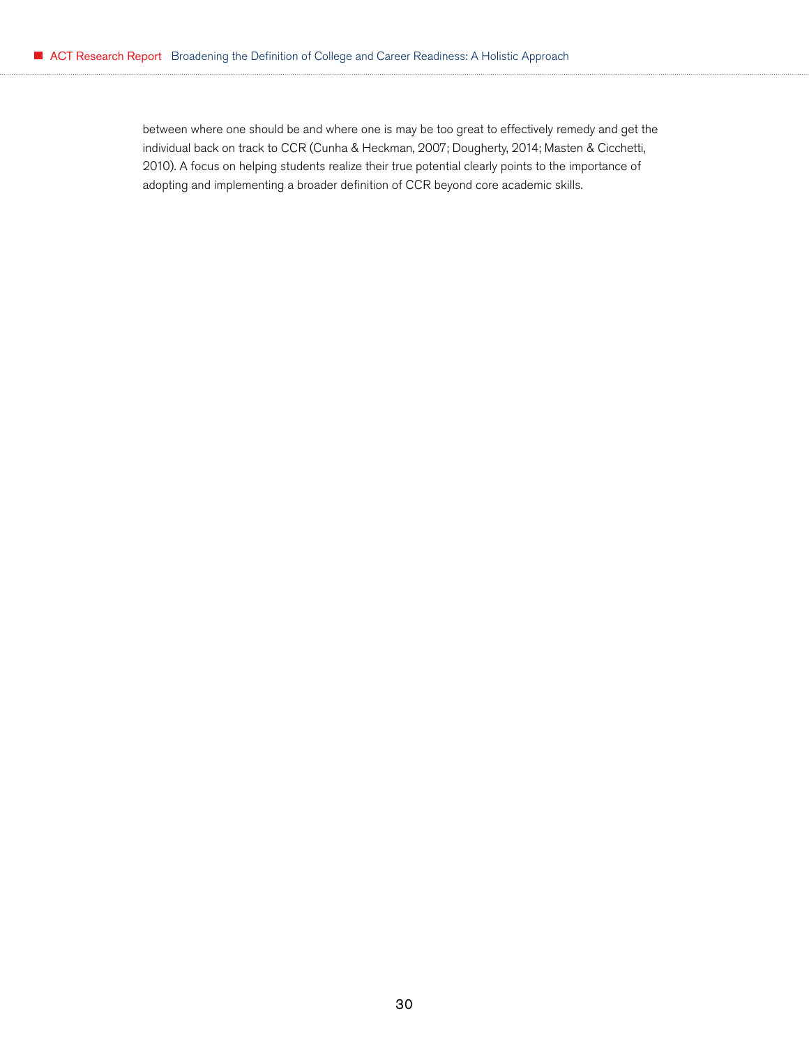between where one should be and where one is may be too great to effectively remedy and get the individual back on track to CCR (Cunha & Heckman, 2007; Dougherty, 2014; Masten & Cicchetti, 2010). A focus on helping students realize their true potential clearly points to the importance of adopting and implementing a broader definition of CCR beyond core academic skills.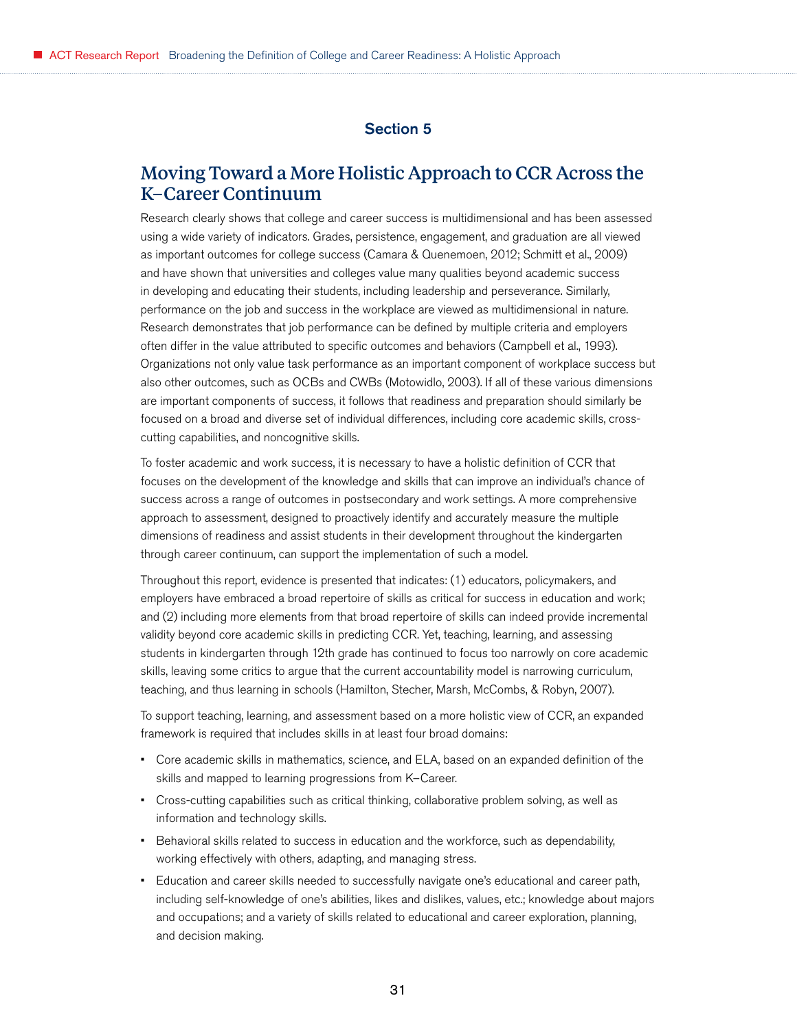## Section 5

# Moving Toward a More Holistic Approach to CCR Across the K–Career Continuum

Research clearly shows that college and career success is multidimensional and has been assessed using a wide variety of indicators. Grades, persistence, engagement, and graduation are all viewed as important outcomes for college success (Camara & Quenemoen, 2012; Schmitt et al., 2009) and have shown that universities and colleges value many qualities beyond academic success in developing and educating their students, including leadership and perseverance. Similarly, performance on the job and success in the workplace are viewed as multidimensional in nature. Research demonstrates that job performance can be defined by multiple criteria and employers often differ in the value attributed to specific outcomes and behaviors (Campbell et al., 1993). Organizations not only value task performance as an important component of workplace success but also other outcomes, such as OCBs and CWBs (Motowidlo, 2003). If all of these various dimensions are important components of success, it follows that readiness and preparation should similarly be focused on a broad and diverse set of individual differences, including core academic skills, cross-cutting capabilities, and noncognitive skills.

To foster academic and work success, it is necessary to have a holistic definition of CCR that focuses on the development of the knowledge and skills that can improve an individual's chance of success across a range of outcomes in postsecondary and work settings. A more comprehensive approach to assessment, designed to proactively identify and accurately measure the multiple dimensions of readiness and assist students in their development throughout the kindergarten through career continuum, can support the implementation of such a model.

Throughout this report, evidence is presented that indicates: (1) educators, policymakers, and employers have embraced a broad repertoire of skills as critical for success in education and work; and (2) including more elements from that broad repertoire of skills can indeed provide incremental validity beyond core academic skills in predicting CCR. Yet, teaching, learning, and assessing students in kindergarten through 12th grade has continued to focus too narrowly on core academic skills, leaving some critics to argue that the current accountability model is narrowing curriculum, teaching, and thus learning in schools (Hamilton, Stecher, Marsh, McCombs, & Robyn, 2007).

To support teaching, learning, and assessment based on a more holistic view of CCR, an expanded framework is required that includes skills in at least four broad domains:

- Core academic skills in mathematics, science, and ELA, based on an expanded definition of the skills and mapped to learning progressions from K–Career.
- Cross-cutting capabilities such as critical thinking, collaborative problem solving, as well as information and technology skills.
- Behavioral skills related to success in education and the workforce, such as dependability, working effectively with others, adapting, and managing stress.
- Education and career skills needed to successfully navigate one's educational and career path, including self-knowledge of one's abilities, likes and dislikes, values, etc.; knowledge about majors and occupations; and a variety of skills related to educational and career exploration, planning, and decision making.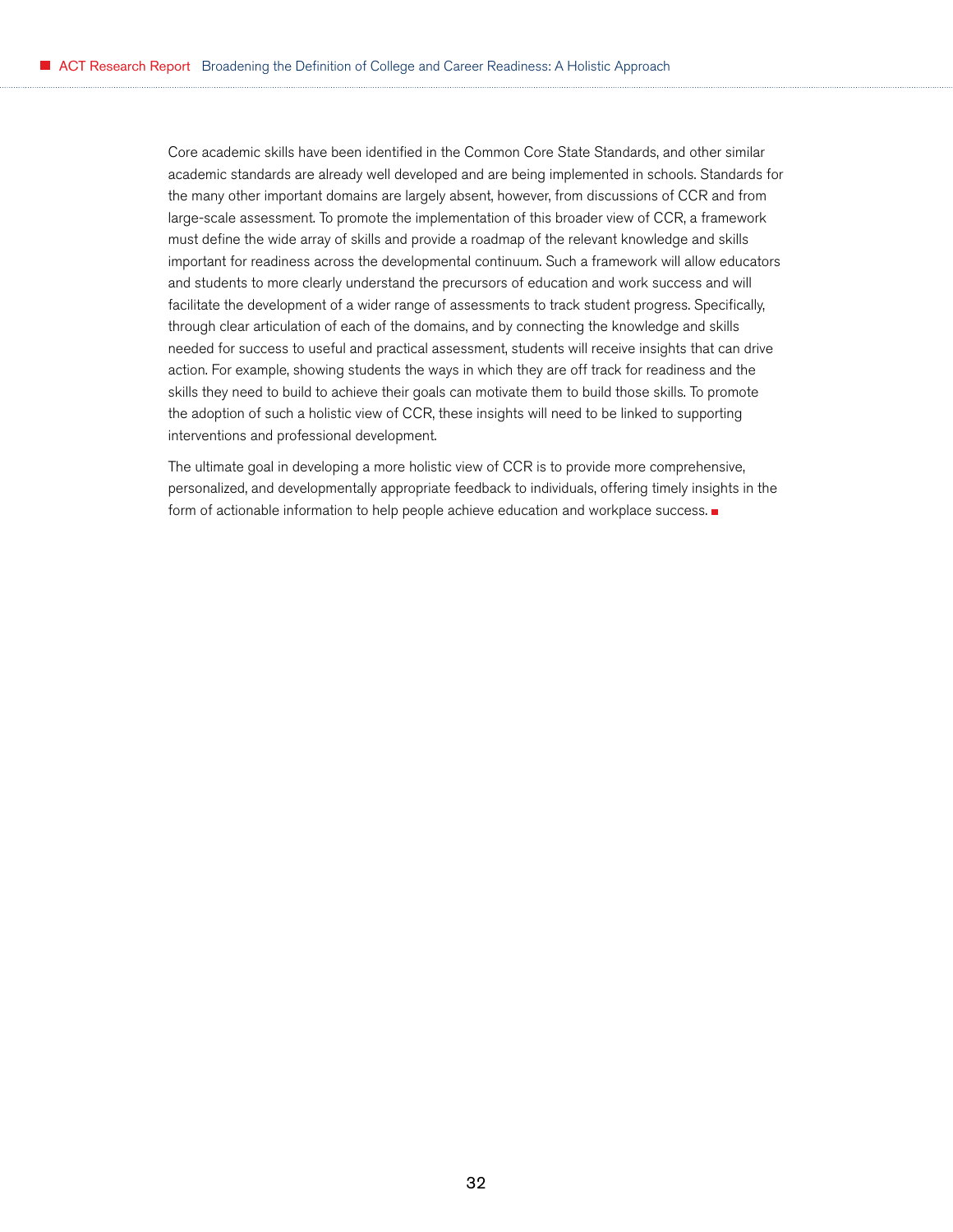Core academic skills have been identified in the Common Core State Standards, and other similar academic standards are already well developed and are being implemented in schools. Standards for the many other important domains are largely absent, however, from discussions of CCR and from large-scale assessment. To promote the implementation of this broader view of CCR, a framework must define the wide array of skills and provide a roadmap of the relevant knowledge and skills important for readiness across the developmental continuum. Such a framework will allow educators and students to more clearly understand the precursors of education and work success and will facilitate the development of a wider range of assessments to track student progress. Specifically, through clear articulation of each of the domains, and by connecting the knowledge and skills needed for success to useful and practical assessment, students will receive insights that can drive action. For example, showing students the ways in which they are off track for readiness and the skills they need to build to achieve their goals can motivate them to build those skills. To promote the adoption of such a holistic view of CCR, these insights will need to be linked to supporting interventions and professional development.

The ultimate goal in developing a more holistic view of CCR is to provide more comprehensive, personalized, and developmentally appropriate feedback to individuals, offering timely insights in the form of actionable information to help people achieve education and workplace success.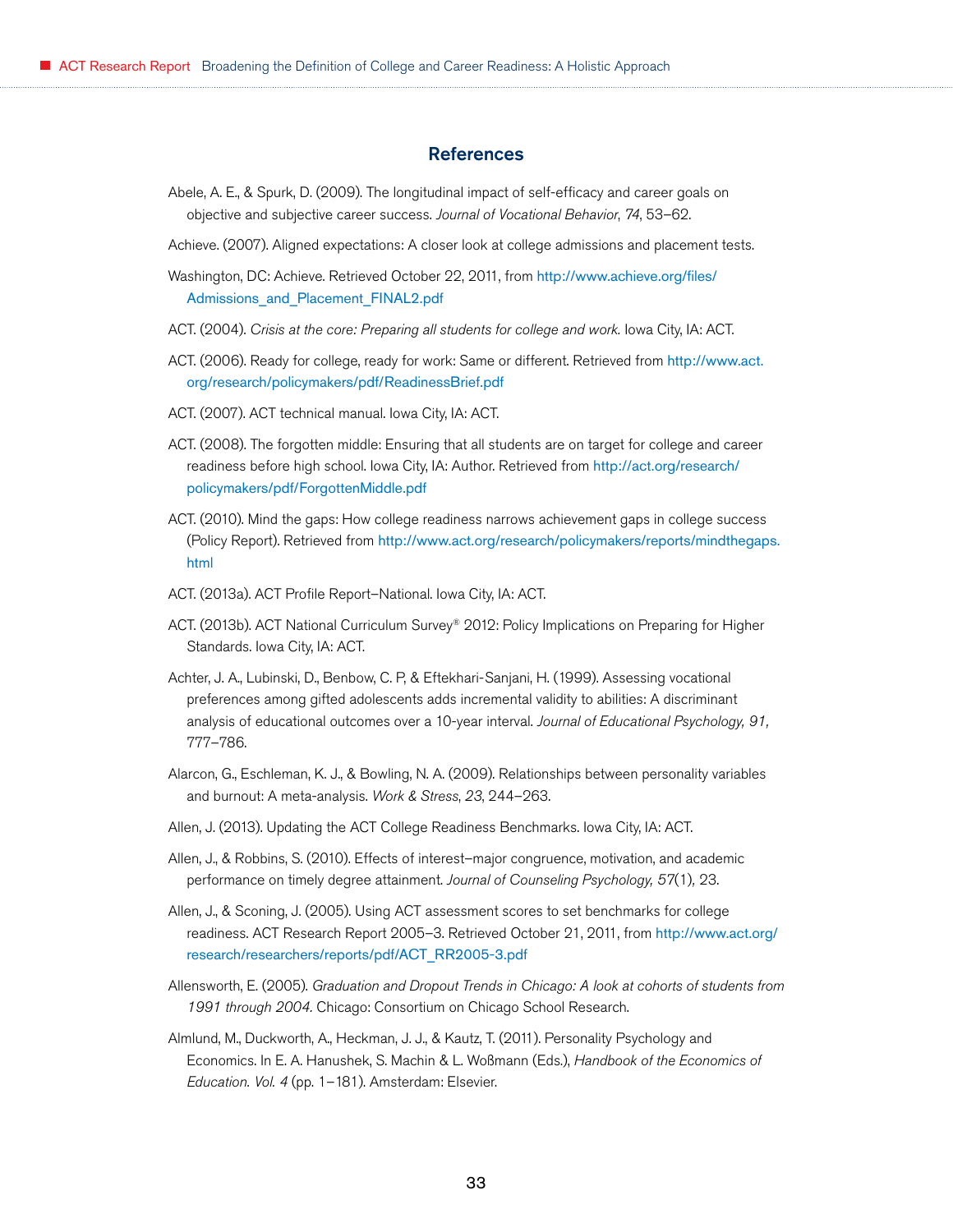## References

Abele, A. E., & Spurk, D. (2009). The longitudinal impact of self-efficacy and career goals on objective and subjective career success. *Journal of Vocational Behavior*, *74*, 53–62.

Achieve. (2007). Aligned expectations: A closer look at college admissions and placement tests.

Washington, DC: Achieve. Retrieved October 22, 2011, from http://www.achieve.org/files/Admissions_and_Placement_FINAL2.pdf

ACT. (2004). *Crisis at the core: Preparing all students for college and work.* Iowa City, IA: ACT.

ACT. (2006). Ready for college, ready for work: Same or different. Retrieved from http://www.act.org/research/policymakers/pdf/ReadinessBrief.pdf

ACT. (2007). ACT technical manual. Iowa City, IA: ACT.

ACT. (2008). The forgotten middle: Ensuring that all students are on target for college and career readiness before high school. Iowa City, IA: Author. Retrieved from http://act.org/research/policymakers/pdf/ForgottenMiddle.pdf

ACT. (2010). Mind the gaps: How college readiness narrows achievement gaps in college success (Policy Report). Retrieved from http://www.act.org/research/policymakers/reports/mindthegaps.html

ACT. (2013a). ACT Profile Report–National. Iowa City, IA: ACT.

ACT. (2013b). ACT National Curriculum Survey® 2012: Policy Implications on Preparing for Higher Standards. Iowa City, IA: ACT.

Achter, J. A., Lubinski, D., Benbow, C. P, & Eftekhari-Sanjani, H. (1999). Assessing vocational preferences among gifted adolescents adds incremental validity to abilities: A discriminant analysis of educational outcomes over a 10-year interval. *Journal of Educational Psychology, 91,* 777–786.

Alarcon, G., Eschleman, K. J., & Bowling, N. A. (2009). Relationships between personality variables and burnout: A meta-analysis. *Work & Stress*, *23*, 244–263.

Allen, J. (2013). Updating the ACT College Readiness Benchmarks. Iowa City, IA: ACT.

Allen, J., & Robbins, S. (2010). Effects of interest–major congruence, motivation, and academic performance on timely degree attainment. *Journal of Counseling Psychology, 57*(1)*,* 23.

Allen, J., & Sconing, J. (2005). Using ACT assessment scores to set benchmarks for college readiness. ACT Research Report 2005–3. Retrieved October 21, 2011, from http://www.act.org/research/researchers/reports/pdf/ACT_RR2005-3.pdf

Allensworth, E. (2005). *Graduation and Dropout Trends in Chicago: A look at cohorts of students from 1991 through 2004.* Chicago: Consortium on Chicago School Research.

Almlund, M., Duckworth, A., Heckman, J. J., & Kautz, T. (2011). Personality Psychology and Economics. In E. A. Hanushek, S. Machin & L. Woßmann (Eds.), *Handbook of the Economics of Education. Vol. 4* (pp. 1–181). Amsterdam: Elsevier.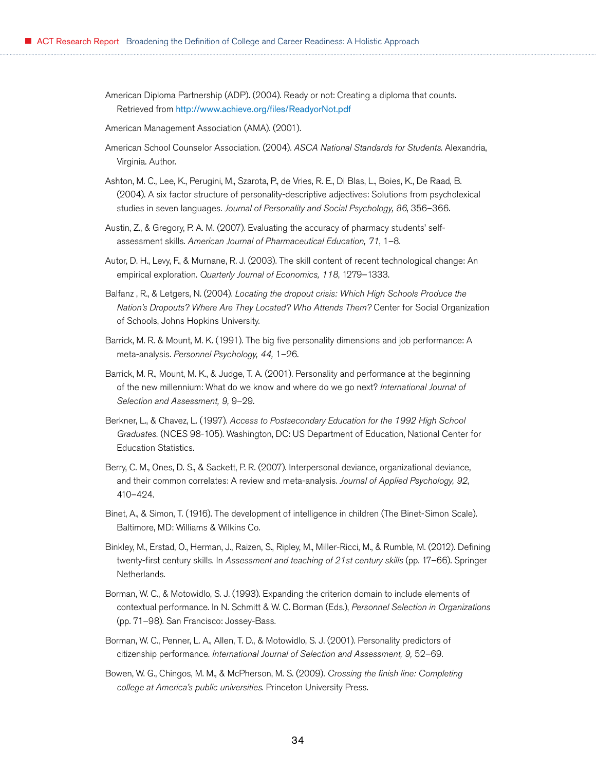American Diploma Partnership (ADP). (2004). Ready or not: Creating a diploma that counts. Retrieved from http://www.achieve.org/files/ReadyorNot.pdf

American Management Association (AMA). (2001).

American School Counselor Association. (2004). *ASCA National Standards for Students.* Alexandria, Virginia. Author.

Ashton, M. C., Lee, K., Perugini, M., Szarota, P., de Vries, R. E., Di Blas, L., Boies, K., De Raad, B. (2004). A six factor structure of personality-descriptive adjectives: Solutions from psycholexical studies in seven languages. *Journal of Personality and Social Psychology, 86*, 356–366.

Austin, Z., & Gregory, P. A. M. (2007). Evaluating the accuracy of pharmacy students' self-assessment skills. *American Journal of Pharmaceutical Education, 71*, 1–8.

Autor, D. H., Levy, F., & Murnane, R. J. (2003). The skill content of recent technological change: An empirical exploration. *Quarterly Journal of Economics, 118*, 1279–1333.

Balfanz , R., & Letgers, N. (2004). *Locating the dropout crisis: Which High Schools Produce the Nation's Dropouts? Where Are They Located? Who Attends Them?* Center for Social Organization of Schools, Johns Hopkins University.

Barrick, M. R. & Mount, M. K. (1991). The big five personality dimensions and job performance: A meta-analysis. *Personnel Psychology, 44,* 1–26.

Barrick, M. R., Mount, M. K., & Judge, T. A. (2001). Personality and performance at the beginning of the new millennium: What do we know and where do we go next? *International Journal of Selection and Assessment, 9,* 9–29.

Berkner, L., & Chavez, L. (1997). *Access to Postsecondary Education for the 1992 High School Graduates.* (NCES 98-105). Washington, DC: US Department of Education, National Center for Education Statistics.

Berry, C. M., Ones, D. S., & Sackett, P. R. (2007). Interpersonal deviance, organizational deviance, and their common correlates: A review and meta-analysis. *Journal of Applied Psychology, 92*, 410–424.

Binet, A., & Simon, T. (1916). The development of intelligence in children (The Binet-Simon Scale). Baltimore, MD: Williams & Wilkins Co.

Binkley, M., Erstad, O., Herman, J., Raizen, S., Ripley, M., Miller-Ricci, M., & Rumble, M. (2012). Defining twenty-first century skills. In *Assessment and teaching of 21st century skills* (pp. 17–66). Springer Netherlands.

Borman, W. C., & Motowidlo, S. J. (1993). Expanding the criterion domain to include elements of contextual performance. In N. Schmitt & W. C. Borman (Eds.), *Personnel Selection in Organizations* (pp. 71–98). San Francisco: Jossey-Bass.

Borman, W. C., Penner, L. A., Allen, T. D., & Motowidlo, S. J. (2001). Personality predictors of citizenship performance. *International Journal of Selection and Assessment, 9,* 52–69.

Bowen, W. G., Chingos, M. M., & McPherson, M. S. (2009). *Crossing the finish line: Completing college at America's public universities.* Princeton University Press.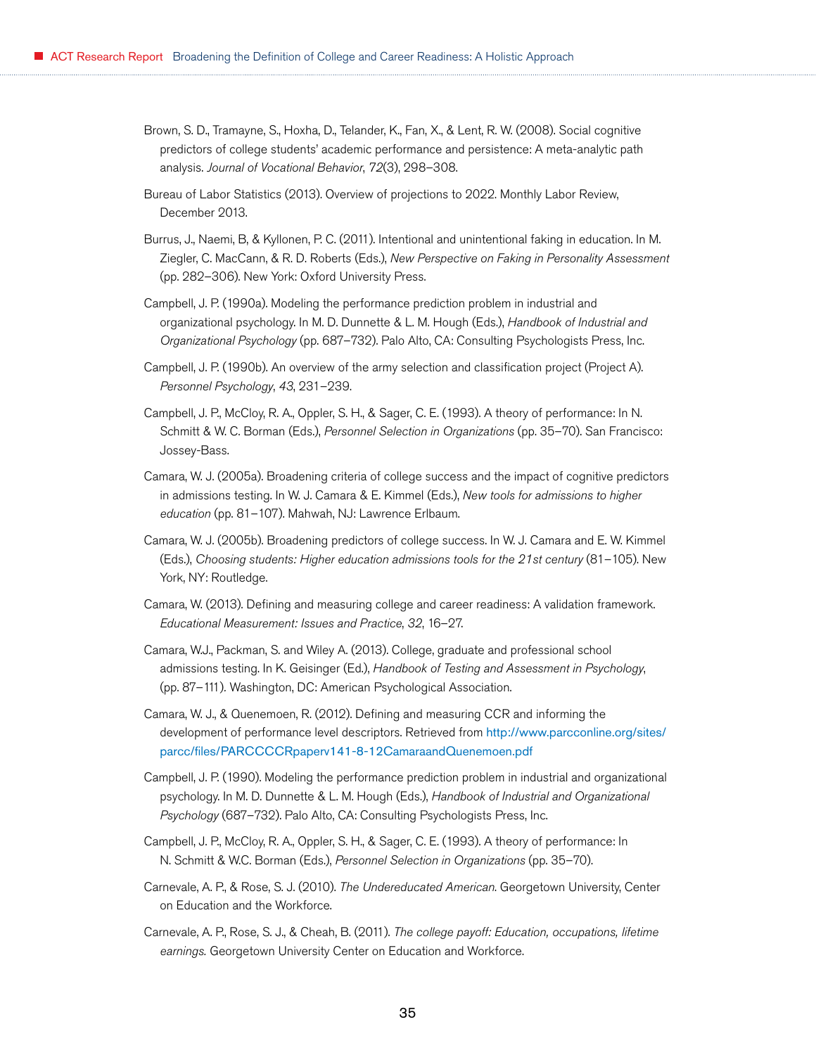Brown, S. D., Tramayne, S., Hoxha, D., Telander, K., Fan, X., & Lent, R. W. (2008). Social cognitive predictors of college students' academic performance and persistence: A meta-analytic path analysis. *Journal of Vocational Behavior*, *72*(3), 298–308.

Bureau of Labor Statistics (2013). Overview of projections to 2022. Monthly Labor Review, December 2013.

Burrus, J., Naemi, B, & Kyllonen, P. C. (2011). Intentional and unintentional faking in education. In M. Ziegler, C. MacCann, & R. D. Roberts (Eds.), *New Perspective on Faking in Personality Assessment* (pp. 282–306). New York: Oxford University Press.

Campbell, J. P. (1990a). Modeling the performance prediction problem in industrial and organizational psychology. In M. D. Dunnette & L. M. Hough (Eds.), *Handbook of Industrial and Organizational Psychology* (pp. 687–732). Palo Alto, CA: Consulting Psychologists Press, Inc.

Campbell, J. P. (1990b). An overview of the army selection and classification project (Project A). *Personnel Psychology*, *43*, 231–239.

Campbell, J. P., McCloy, R. A., Oppler, S. H., & Sager, C. E. (1993). A theory of performance: In N. Schmitt & W. C. Borman (Eds.), *Personnel Selection in Organizations* (pp. 35–70). San Francisco: Jossey-Bass.

Camara, W. J. (2005a). Broadening criteria of college success and the impact of cognitive predictors in admissions testing. In W. J. Camara & E. Kimmel (Eds.), *New tools for admissions to higher education* (pp. 81–107). Mahwah, NJ: Lawrence Erlbaum.

Camara, W. J. (2005b). Broadening predictors of college success. In W. J. Camara and E. W. Kimmel (Eds.), *Choosing students: Higher education admissions tools for the 21st century* (81–105). New York, NY: Routledge.

Camara, W. (2013). Defining and measuring college and career readiness: A validation framework. *Educational Measurement: Issues and Practice*, *32*, 16–27.

Camara, W.J., Packman, S. and Wiley A. (2013). College, graduate and professional school admissions testing. In K. Geisinger (Ed.), *Handbook of Testing and Assessment in Psychology*, (pp. 87–111). Washington, DC: American Psychological Association.

Camara, W. J., & Quenemoen, R. (2012). Defining and measuring CCR and informing the development of performance level descriptors. Retrieved from http://www.parcconline.org/sites/parcc/files/PARCCCCRpaperv141-8-12CamaraandQuenemoen.pdf

Campbell, J. P. (1990). Modeling the performance prediction problem in industrial and organizational psychology. In M. D. Dunnette & L. M. Hough (Eds.), *Handbook of Industrial and Organizational Psychology* (687–732). Palo Alto, CA: Consulting Psychologists Press, Inc.

Campbell, J. P., McCloy, R. A., Oppler, S. H., & Sager, C. E. (1993). A theory of performance: In N. Schmitt & W.C. Borman (Eds.), *Personnel Selection in Organizations* (pp. 35–70).

Carnevale, A. P., & Rose, S. J. (2010). *The Undereducated American.* Georgetown University, Center on Education and the Workforce.

Carnevale, A. P., Rose, S. J., & Cheah, B. (2011). *The college payoff: Education, occupations, lifetime earnings.* Georgetown University Center on Education and Workforce.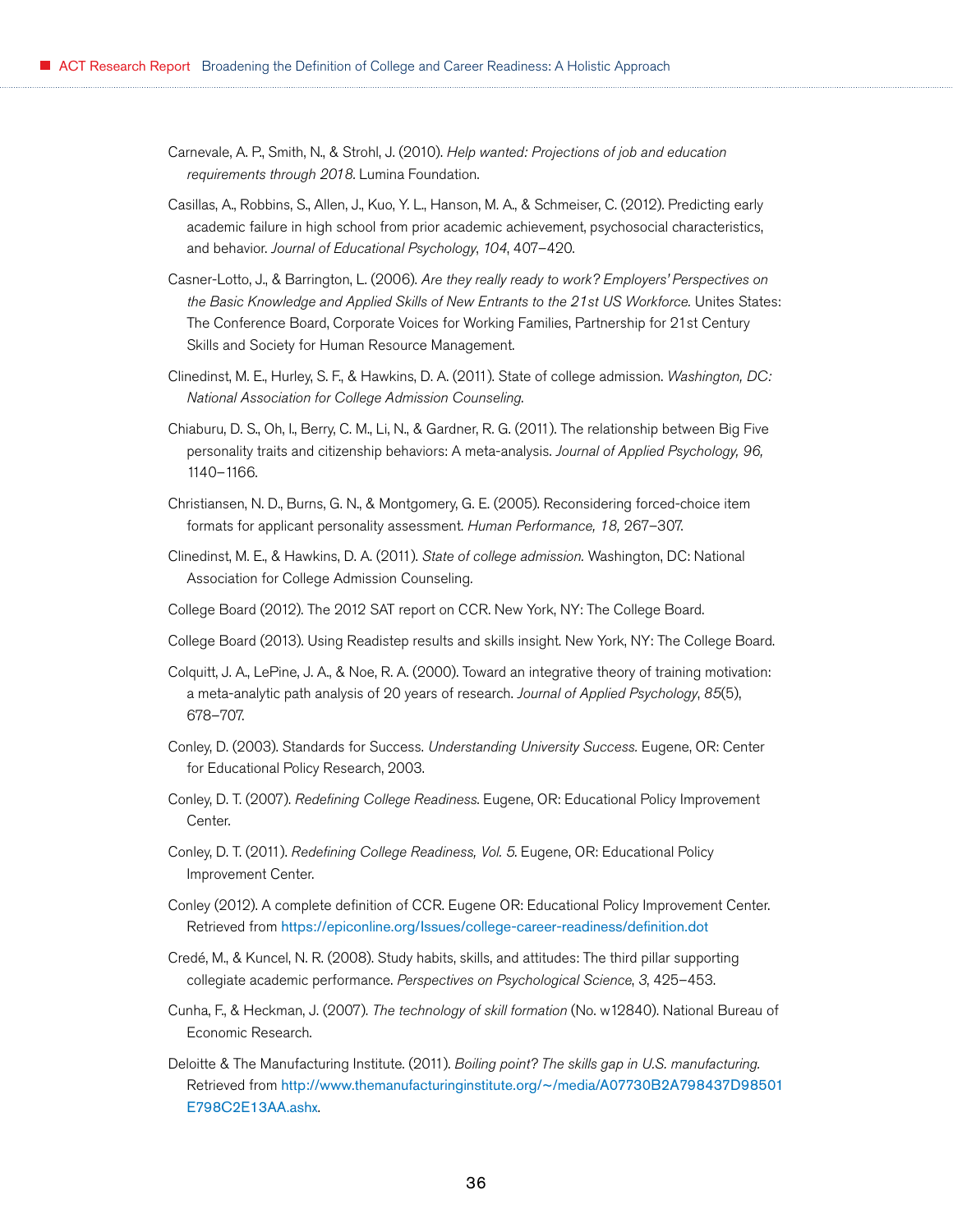Carnevale, A. P., Smith, N., & Strohl, J. (2010). *Help wanted: Projections of job and education requirements through 2018*. Lumina Foundation.

Casillas, A., Robbins, S., Allen, J., Kuo, Y. L., Hanson, M. A., & Schmeiser, C. (2012). Predicting early academic failure in high school from prior academic achievement, psychosocial characteristics, and behavior. *Journal of Educational Psychology*, *104*, 407–420.

Casner-Lotto, J., & Barrington, L. (2006). *Are they really ready to work? Employers' Perspectives on the Basic Knowledge and Applied Skills of New Entrants to the 21st US Workforce.* Unites States: The Conference Board, Corporate Voices for Working Families, Partnership for 21st Century Skills and Society for Human Resource Management.

Clinedinst, M. E., Hurley, S. F., & Hawkins, D. A. (2011). State of college admission. *Washington, DC: National Association for College Admission Counseling.*

Chiaburu, D. S., Oh, I., Berry, C. M., Li, N., & Gardner, R. G. (2011). The relationship between Big Five personality traits and citizenship behaviors: A meta-analysis. *Journal of Applied Psychology, 96,* 1140–1166.

Christiansen, N. D., Burns, G. N., & Montgomery, G. E. (2005). Reconsidering forced-choice item formats for applicant personality assessment. *Human Performance, 18,* 267–307.

Clinedinst, M. E., & Hawkins, D. A. (2011). *State of college admission.* Washington, DC: National Association for College Admission Counseling.

College Board (2012). The 2012 SAT report on CCR. New York, NY: The College Board.

College Board (2013). Using Readistep results and skills insight. New York, NY: The College Board.

Colquitt, J. A., LePine, J. A., & Noe, R. A. (2000). Toward an integrative theory of training motivation: a meta-analytic path analysis of 20 years of research. *Journal of Applied Psychology*, *85*(5), 678–707.

Conley, D. (2003). Standards for Success. *Understanding University Success.* Eugene, OR: Center for Educational Policy Research, 2003.

Conley, D. T. (2007). *Redefining College Readiness.* Eugene, OR: Educational Policy Improvement Center.

Conley, D. T. (2011). *Redefining College Readiness, Vol. 5.* Eugene, OR: Educational Policy Improvement Center.

Conley (2012). A complete definition of CCR. Eugene OR: Educational Policy Improvement Center. Retrieved from https://epiconline.org/Issues/college-career-readiness/definition.dot

Credé, M., & Kuncel, N. R. (2008). Study habits, skills, and attitudes: The third pillar supporting collegiate academic performance. *Perspectives on Psychological Science*, *3*, 425–453.

Cunha, F., & Heckman, J. (2007). *The technology of skill formation* (No. w12840). National Bureau of Economic Research.

Deloitte & The Manufacturing Institute. (2011). *Boiling point? The skills gap in U.S. manufacturing.* Retrieved from http://www.themanufacturinginstitute.org/~/media/A07730B2A798437D98501E798C2E13AA.ashx.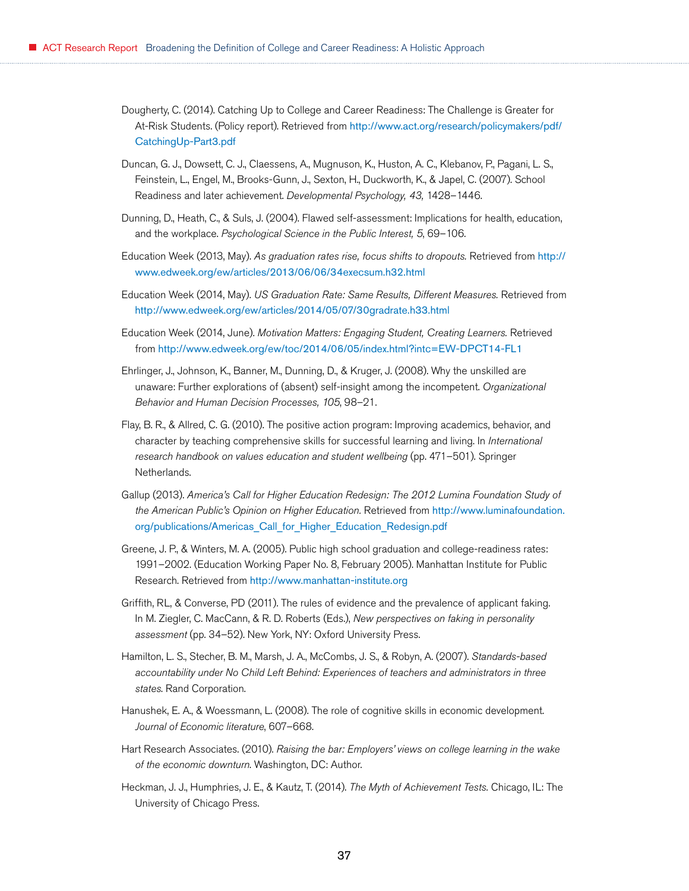Dougherty, C. (2014). Catching Up to College and Career Readiness: The Challenge is Greater for At-Risk Students. (Policy report). Retrieved from http://www.act.org/research/policymakers/pdf/CatchingUp-Part3.pdf

Duncan, G. J., Dowsett, C. J., Claessens, A., Mugnuson, K., Huston, A. C., Klebanov, P., Pagani, L. S., Feinstein, L., Engel, M., Brooks-Gunn, J., Sexton, H., Duckworth, K., & Japel, C. (2007). School Readiness and later achievement. *Developmental Psychology, 43,* 1428–1446.

Dunning, D., Heath, C., & Suls, J. (2004). Flawed self-assessment: Implications for health, education, and the workplace. *Psychological Science in the Public Interest, 5*, 69–106.

Education Week (2013, May). *As graduation rates rise, focus shifts to dropouts.* Retrieved from http://www.edweek.org/ew/articles/2013/06/06/34execsum.h32.html

Education Week (2014, May). *US Graduation Rate: Same Results, Different Measures.* Retrieved from http://www.edweek.org/ew/articles/2014/05/07/30gradrate.h33.html

Education Week (2014, June). *Motivation Matters: Engaging Student, Creating Learners.* Retrieved from http://www.edweek.org/ew/toc/2014/06/05/index.html?intc=EW-DPCT14-FL1

Ehrlinger, J., Johnson, K., Banner, M., Dunning, D., & Kruger, J. (2008). Why the unskilled are unaware: Further explorations of (absent) self-insight among the incompetent. *Organizational Behavior and Human Decision Processes, 105*, 98–21.

Flay, B. R., & Allred, C. G. (2010). The positive action program: Improving academics, behavior, and character by teaching comprehensive skills for successful learning and living. In *International research handbook on values education and student wellbeing* (pp. 471–501). Springer Netherlands.

Gallup (2013). *America's Call for Higher Education Redesign: The 2012 Lumina Foundation Study of the American Public's Opinion on Higher Education.* Retrieved from http://www.luminafoundation.org/publications/Americas_Call_for_Higher_Education_Redesign.pdf

Greene, J. P., & Winters, M. A. (2005). Public high school graduation and college-readiness rates: 1991–2002. (Education Working Paper No. 8, February 2005). Manhattan Institute for Public Research. Retrieved from http://www.manhattan-institute.org

Griffith, RL, & Converse, PD (2011). The rules of evidence and the prevalence of applicant faking. In M. Ziegler, C. MacCann, & R. D. Roberts (Eds.), *New perspectives on faking in personality assessment* (pp. 34–52). New York, NY: Oxford University Press.

Hamilton, L. S., Stecher, B. M., Marsh, J. A., McCombs, J. S., & Robyn, A. (2007). *Standards-based accountability under No Child Left Behind: Experiences of teachers and administrators in three states.* Rand Corporation.

Hanushek, E. A., & Woessmann, L. (2008). The role of cognitive skills in economic development. *Journal of Economic literature*, 607–668.

Hart Research Associates. (2010). *Raising the bar: Employers' views on college learning in the wake of the economic downturn.* Washington, DC: Author.

Heckman, J. J., Humphries, J. E., & Kautz, T. (2014). *The Myth of Achievement Tests.* Chicago, IL: The University of Chicago Press.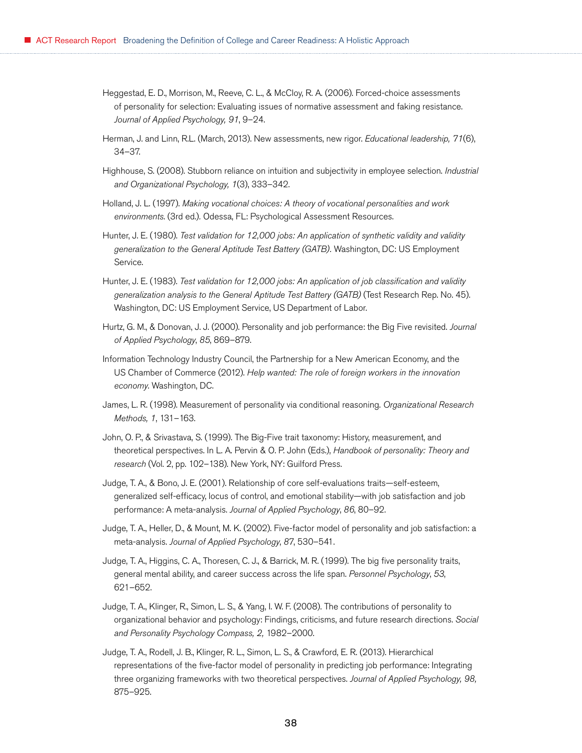Heggestad, E. D., Morrison, M., Reeve, C. L., & McCloy, R. A. (2006). Forced-choice assessments of personality for selection: Evaluating issues of normative assessment and faking resistance. *Journal of Applied Psychology, 91*, 9–24.

Herman, J. and Linn, R.L. (March, 2013). New assessments, new rigor. *Educational leadership, 71*(6), 34–37.

Highhouse, S. (2008). Stubborn reliance on intuition and subjectivity in employee selection. *Industrial and Organizational Psychology, 1*(3), 333–342.

Holland, J. L. (1997). *Making vocational choices: A theory of vocational personalities and work environments.* (3rd ed.). Odessa, FL: Psychological Assessment Resources.

Hunter, J. E. (1980). *Test validation for 12,000 jobs: An application of synthetic validity and validity generalization to the General Aptitude Test Battery (GATB).* Washington, DC: US Employment Service.

Hunter, J. E. (1983). *Test validation for 12,000 jobs: An application of job classification and validity generalization analysis to the General Aptitude Test Battery (GATB)* (Test Research Rep. No. 45). Washington, DC: US Employment Service, US Department of Labor.

Hurtz, G. M., & Donovan, J. J. (2000). Personality and job performance: the Big Five revisited. *Journal of Applied Psychology*, *85*, 869–879.

Information Technology Industry Council, the Partnership for a New American Economy, and the US Chamber of Commerce (2012). *Help wanted: The role of foreign workers in the innovation economy.* Washington, DC.

James, L. R. (1998). Measurement of personality via conditional reasoning. *Organizational Research Methods, 1*, 131–163.

John, O. P., & Srivastava, S. (1999). The Big-Five trait taxonomy: History, measurement, and theoretical perspectives. In L. A. Pervin & O. P. John (Eds.), *Handbook of personality: Theory and research* (Vol. 2, pp. 102–138). New York, NY: Guilford Press.

Judge, T. A., & Bono, J. E. (2001). Relationship of core self-evaluations traits—self-esteem, generalized self-efficacy, locus of control, and emotional stability—with job satisfaction and job performance: A meta-analysis. *Journal of Applied Psychology*, *86*, 80–92.

Judge, T. A., Heller, D., & Mount, M. K. (2002). Five-factor model of personality and job satisfaction: a meta-analysis. *Journal of Applied Psychology*, *87*, 530–541.

Judge, T. A., Higgins, C. A., Thoresen, C. J., & Barrick, M. R. (1999). The big five personality traits, general mental ability, and career success across the life span. *Personnel Psychology*, *53*, 621–652.

Judge, T. A., Klinger, R., Simon, L. S., & Yang, I. W. F. (2008). The contributions of personality to organizational behavior and psychology: Findings, criticisms, and future research directions. *Social and Personality Psychology Compass, 2,* 1982–2000.

Judge, T. A., Rodell, J. B., Klinger, R. L., Simon, L. S., & Crawford, E. R. (2013). Hierarchical representations of the five-factor model of personality in predicting job performance: Integrating three organizing frameworks with two theoretical perspectives. *Journal of Applied Psychology, 98,* 875–925.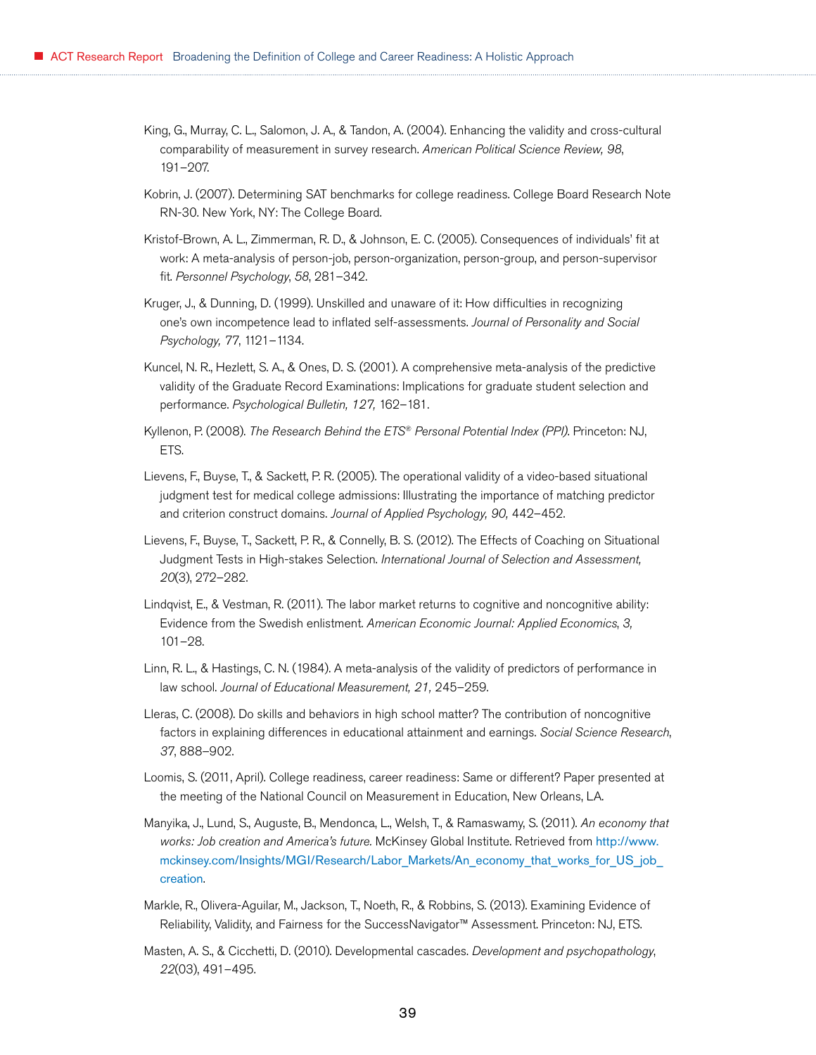King, G., Murray, C. L., Salomon, J. A., & Tandon, A. (2004). Enhancing the validity and cross-cultural comparability of measurement in survey research. *American Political Science Review, 98*, 191–207.

Kobrin, J. (2007). Determining SAT benchmarks for college readiness. College Board Research Note RN-30. New York, NY: The College Board.

Kristof-Brown, A. L., Zimmerman, R. D., & Johnson, E. C. (2005). Consequences of individuals' fit at work: A meta-analysis of person-job, person-organization, person-group, and person-supervisor fit. *Personnel Psychology*, *58*, 281–342.

Kruger, J., & Dunning, D. (1999). Unskilled and unaware of it: How difficulties in recognizing one's own incompetence lead to inflated self-assessments. *Journal of Personality and Social Psychology, 77*, 1121–1134.

Kuncel, N. R., Hezlett, S. A., & Ones, D. S. (2001). A comprehensive meta-analysis of the predictive validity of the Graduate Record Examinations: Implications for graduate student selection and performance. *Psychological Bulletin, 127,* 162–181.

Kyllenon, P. (2008). *The Research Behind the ETS® Personal Potential Index (PPI)*. Princeton: NJ, ETS.

Lievens, F., Buyse, T., & Sackett, P. R. (2005). The operational validity of a video-based situational judgment test for medical college admissions: Illustrating the importance of matching predictor and criterion construct domains. *Journal of Applied Psychology, 90,* 442–452.

Lievens, F., Buyse, T., Sackett, P. R., & Connelly, B. S. (2012). The Effects of Coaching on Situational Judgment Tests in High-stakes Selection. *International Journal of Selection and Assessment, 20*(3), 272–282.

Lindqvist, E., & Vestman, R. (2011). The labor market returns to cognitive and noncognitive ability: Evidence from the Swedish enlistment. *American Economic Journal: Applied Economics*, *3,* 101–28.

Linn, R. L., & Hastings, C. N. (1984). A meta-analysis of the validity of predictors of performance in law school. *Journal of Educational Measurement, 21*, 245–259.

Lleras, C. (2008). Do skills and behaviors in high school matter? The contribution of noncognitive factors in explaining differences in educational attainment and earnings. *Social Science Research*, *37*, 888–902.

Loomis, S. (2011, April). College readiness, career readiness: Same or different? Paper presented at the meeting of the National Council on Measurement in Education, New Orleans, LA.

Manyika, J., Lund, S., Auguste, B., Mendonca, L., Welsh, T., & Ramaswamy, S. (2011). *An economy that works: Job creation and America's future.* McKinsey Global Institute. Retrieved from http://www.mckinsey.com/Insights/MGI/Research/Labor_Markets/An_economy_that_works_for_US_job_creation.

Markle, R., Olivera-Aguilar, M., Jackson, T., Noeth, R., & Robbins, S. (2013). Examining Evidence of Reliability, Validity, and Fairness for the SuccessNavigator™ Assessment. Princeton: NJ, ETS.

Masten, A. S., & Cicchetti, D. (2010). Developmental cascades. *Development and psychopathology*, *22*(03), 491–495.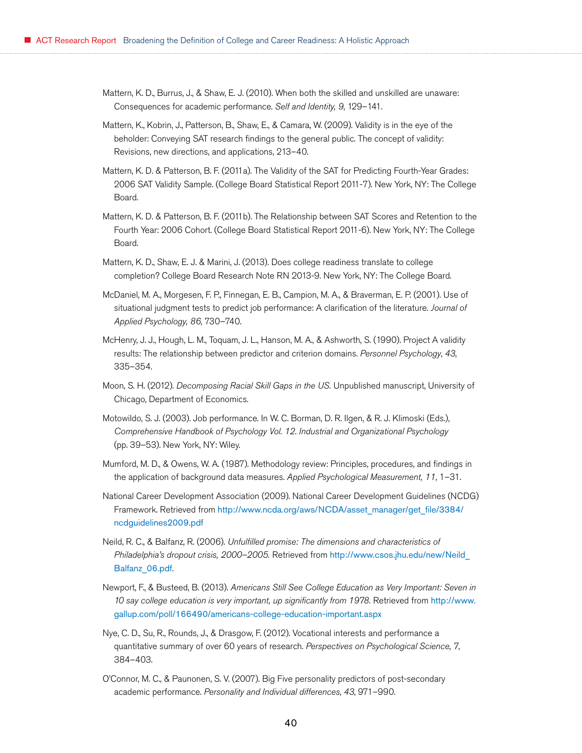Mattern, K. D., Burrus, J., & Shaw, E. J. (2010). When both the skilled and unskilled are unaware: Consequences for academic performance. *Self and Identity, 9*, 129–141.

Mattern, K., Kobrin, J., Patterson, B., Shaw, E., & Camara, W. (2009). Validity is in the eye of the beholder: Conveying SAT research findings to the general public. The concept of validity: Revisions, new directions, and applications, 213–40.

Mattern, K. D. & Patterson, B. F. (2011a). The Validity of the SAT for Predicting Fourth-Year Grades: 2006 SAT Validity Sample. (College Board Statistical Report 2011-7). New York, NY: The College Board.

Mattern, K. D. & Patterson, B. F. (2011b). The Relationship between SAT Scores and Retention to the Fourth Year: 2006 Cohort. (College Board Statistical Report 2011-6). New York, NY: The College Board.

Mattern, K. D., Shaw, E. J. & Marini, J. (2013). Does college readiness translate to college completion? College Board Research Note RN 2013-9. New York, NY: The College Board.

McDaniel, M. A., Morgesen, F. P., Finnegan, E. B., Campion, M. A., & Braverman, E. P. (2001). Use of situational judgment tests to predict job performance: A clarification of the literature. *Journal of Applied Psychology, 86*, 730–740.

McHenry, J. J., Hough, L. M., Toquam, J. L., Hanson, M. A., & Ashworth, S. (1990). Project A validity results: The relationship between predictor and criterion domains. *Personnel Psychology*, *43*, 335–354.

Moon, S. H. (2012). *Decomposing Racial Skill Gaps in the US.* Unpublished manuscript, University of Chicago, Department of Economics.

Motowildo, S. J. (2003). Job performance. In W. C. Borman, D. R. Ilgen, & R. J. Klimoski (Eds.), *Comprehensive Handbook of Psychology Vol. 12. Industrial and Organizational Psychology* (pp. 39–53). New York, NY: Wiley.

Mumford, M. D., & Owens, W. A. (1987). Methodology review: Principles, procedures, and findings in the application of background data measures. *Applied Psychological Measurement, 11*, 1–31.

National Career Development Association (2009). National Career Development Guidelines (NCDG) Framework. Retrieved from http://www.ncda.org/aws/NCDA/asset_manager/get_file/3384/ncdguidelines2009.pdf

Neild, R. C., & Balfanz, R. (2006). *Unfulfilled promise: The dimensions and characteristics of Philadelphia's dropout crisis, 2000–2005.* Retrieved from http://www.csos.jhu.edu/new/Neild_Balfanz_06.pdf.

Newport, F., & Busteed, B. (2013). *Americans Still See College Education as Very Important: Seven in 10 say college education is very important, up significantly from 1978.* Retrieved from http://www.gallup.com/poll/166490/americans-college-education-important.aspx

Nye, C. D., Su, R., Rounds, J., & Drasgow, F. (2012). Vocational interests and performance a quantitative summary of over 60 years of research. *Perspectives on Psychological Science*, 7, 384–403.

O'Connor, M. C., & Paunonen, S. V. (2007). Big Five personality predictors of post-secondary academic performance. *Personality and Individual differences*, *43*, 971–990.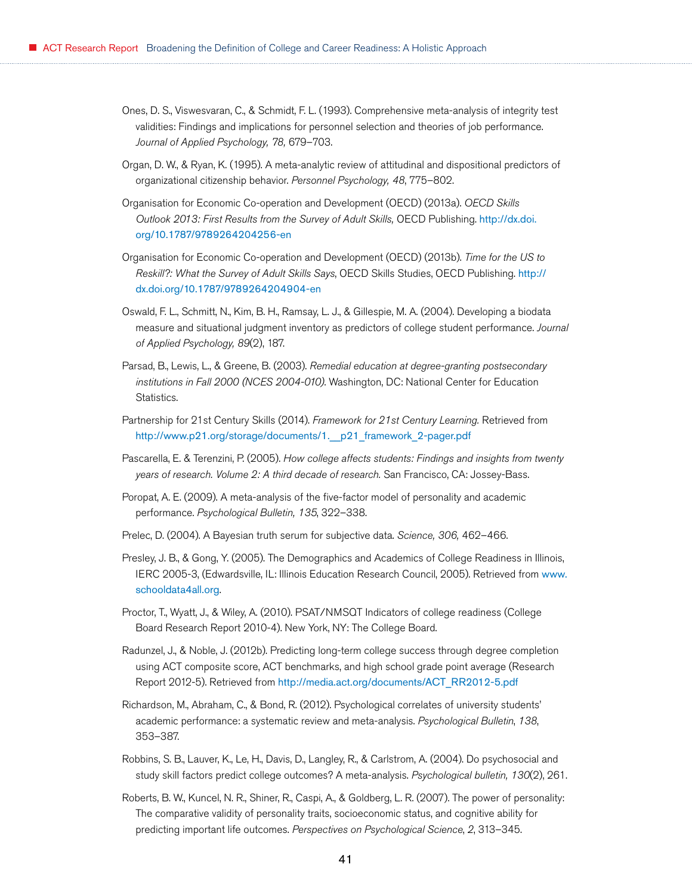Ones, D. S., Viswesvaran, C., & Schmidt, F. L. (1993). Comprehensive meta-analysis of integrity test validities: Findings and implications for personnel selection and theories of job performance. *Journal of Applied Psychology, 78,* 679–703.

Organ, D. W., & Ryan, K. (1995). A meta-analytic review of attitudinal and dispositional predictors of organizational citizenship behavior. *Personnel Psychology, 48*, 775–802.

Organisation for Economic Co-operation and Development (OECD) (2013a). *OECD Skills Outlook 2013: First Results from the Survey of Adult Skills,* OECD Publishing. http://dx.doi.org/10.1787/9789264204256-en

Organisation for Economic Co-operation and Development (OECD) (2013b). *Time for the US to Reskill?: What the Survey of Adult Skills Says*, OECD Skills Studies, OECD Publishing. http://dx.doi.org/10.1787/9789264204904-en

Oswald, F. L., Schmitt, N., Kim, B. H., Ramsay, L. J., & Gillespie, M. A. (2004). Developing a biodata measure and situational judgment inventory as predictors of college student performance. *Journal of Applied Psychology, 89*(2), 187.

Parsad, B., Lewis, L., & Greene, B. (2003). *Remedial education at degree-granting postsecondary institutions in Fall 2000 (NCES 2004-010).* Washington, DC: National Center for Education Statistics.

Partnership for 21st Century Skills (2014). *Framework for 21st Century Learning.* Retrieved from http://www.p21.org/storage/documents/1.__p21_framework_2-pager.pdf

Pascarella, E. & Terenzini, P. (2005). *How college affects students: Findings and insights from twenty years of research. Volume 2: A third decade of research.* San Francisco, CA: Jossey-Bass.

Poropat, A. E. (2009). A meta-analysis of the five-factor model of personality and academic performance. *Psychological Bulletin, 135*, 322–338.

Prelec, D. (2004). A Bayesian truth serum for subjective data. *Science, 306,* 462–466.

Presley, J. B., & Gong, Y. (2005). The Demographics and Academics of College Readiness in Illinois, IERC 2005-3, (Edwardsville, IL: Illinois Education Research Council, 2005). Retrieved from www.schooldata4all.org.

Proctor, T., Wyatt, J., & Wiley, A. (2010). PSAT/NMSQT Indicators of college readiness (College Board Research Report 2010-4). New York, NY: The College Board.

Radunzel, J., & Noble, J. (2012b). Predicting long-term college success through degree completion using ACT composite score, ACT benchmarks, and high school grade point average (Research Report 2012-5). Retrieved from http://media.act.org/documents/ACT_RR2012-5.pdf

Richardson, M., Abraham, C., & Bond, R. (2012). Psychological correlates of university students' academic performance: a systematic review and meta-analysis. *Psychological Bulletin*, *138*, 353–387.

Robbins, S. B., Lauver, K., Le, H., Davis, D., Langley, R., & Carlstrom, A. (2004). Do psychosocial and study skill factors predict college outcomes? A meta-analysis. *Psychological bulletin, 130*(2), 261.

Roberts, B. W., Kuncel, N. R., Shiner, R., Caspi, A., & Goldberg, L. R. (2007). The power of personality: The comparative validity of personality traits, socioeconomic status, and cognitive ability for predicting important life outcomes. *Perspectives on Psychological Science*, *2*, 313–345.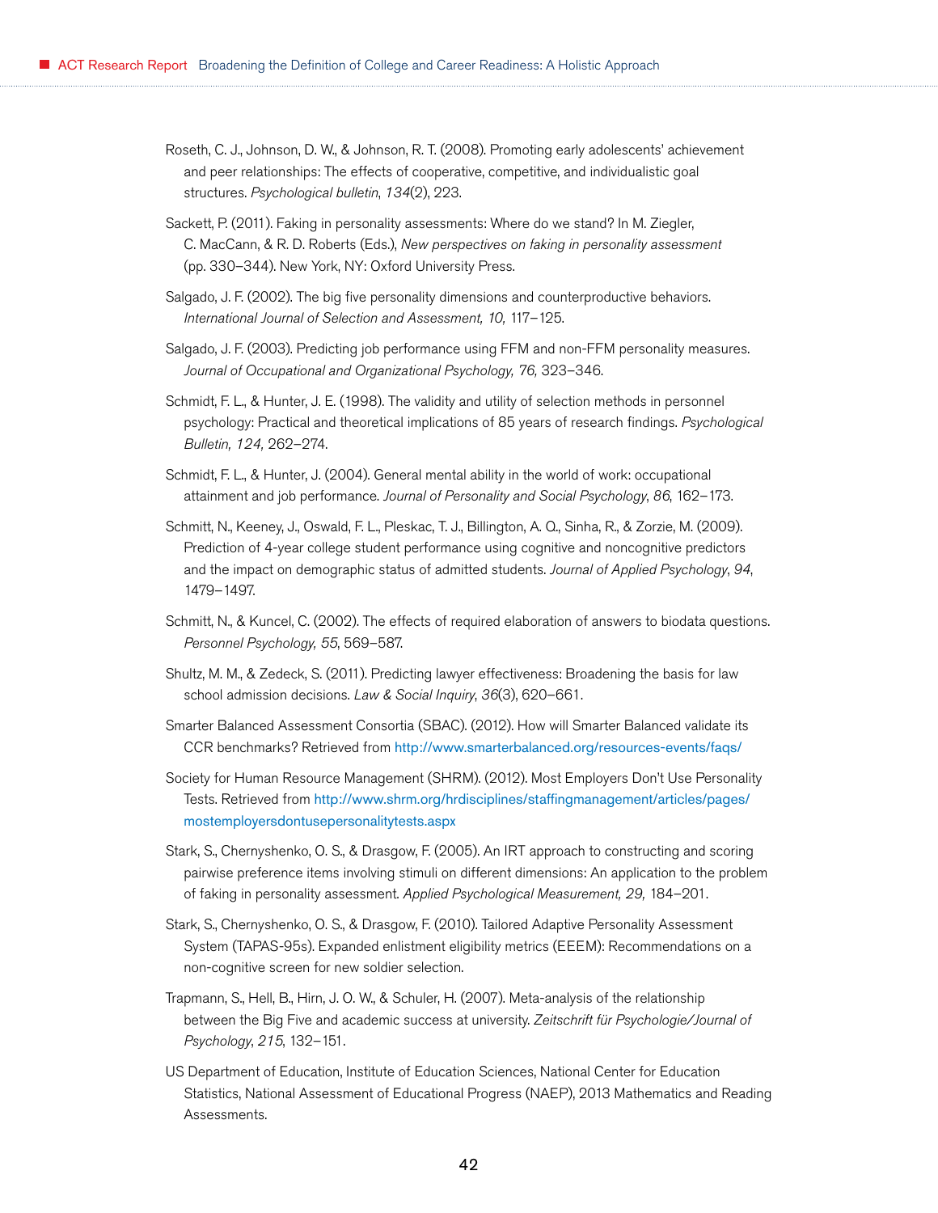Roseth, C. J., Johnson, D. W., & Johnson, R. T. (2008). Promoting early adolescents' achievement and peer relationships: The effects of cooperative, competitive, and individualistic goal structures. *Psychological bulletin*, *134*(2), 223.

Sackett, P. (2011). Faking in personality assessments: Where do we stand? In M. Ziegler, C. MacCann, & R. D. Roberts (Eds.), *New perspectives on faking in personality assessment* (pp. 330–344). New York, NY: Oxford University Press.

Salgado, J. F. (2002). The big five personality dimensions and counterproductive behaviors. *International Journal of Selection and Assessment, 10,* 117–125.

Salgado, J. F. (2003). Predicting job performance using FFM and non-FFM personality measures. *Journal of Occupational and Organizational Psychology, 76,* 323–346.

Schmidt, F. L., & Hunter, J. E. (1998). The validity and utility of selection methods in personnel psychology: Practical and theoretical implications of 85 years of research findings. *Psychological Bulletin, 124,* 262–274.

Schmidt, F. L., & Hunter, J. (2004). General mental ability in the world of work: occupational attainment and job performance. *Journal of Personality and Social Psychology*, *86*, 162–173.

Schmitt, N., Keeney, J., Oswald, F. L., Pleskac, T. J., Billington, A. Q., Sinha, R., & Zorzie, M. (2009). Prediction of 4-year college student performance using cognitive and noncognitive predictors and the impact on demographic status of admitted students. *Journal of Applied Psychology*, *94*, 1479–1497.

Schmitt, N., & Kuncel, C. (2002). The effects of required elaboration of answers to biodata questions. *Personnel Psychology, 55*, 569–587.

Shultz, M. M., & Zedeck, S. (2011). Predicting lawyer effectiveness: Broadening the basis for law school admission decisions. *Law & Social Inquiry*, *36*(3), 620–661.

Smarter Balanced Assessment Consortia (SBAC). (2012). How will Smarter Balanced validate its CCR benchmarks? Retrieved from http://www.smarterbalanced.org/resources-events/faqs/

Society for Human Resource Management (SHRM). (2012). Most Employers Don't Use Personality Tests. Retrieved from http://www.shrm.org/hrdisciplines/staffingmanagement/articles/pages/mostemployersdontusepersonalitytests.aspx

Stark, S., Chernyshenko, O. S., & Drasgow, F. (2005). An IRT approach to constructing and scoring pairwise preference items involving stimuli on different dimensions: An application to the problem of faking in personality assessment. *Applied Psychological Measurement, 29,* 184–201.

Stark, S., Chernyshenko, O. S., & Drasgow, F. (2010). Tailored Adaptive Personality Assessment System (TAPAS-95s). Expanded enlistment eligibility metrics (EEEM): Recommendations on a non-cognitive screen for new soldier selection.

Trapmann, S., Hell, B., Hirn, J. O. W., & Schuler, H. (2007). Meta-analysis of the relationship between the Big Five and academic success at university. *Zeitschrift für Psychologie/Journal of Psychology*, *215*, 132–151.

US Department of Education, Institute of Education Sciences, National Center for Education Statistics, National Assessment of Educational Progress (NAEP), 2013 Mathematics and Reading Assessments.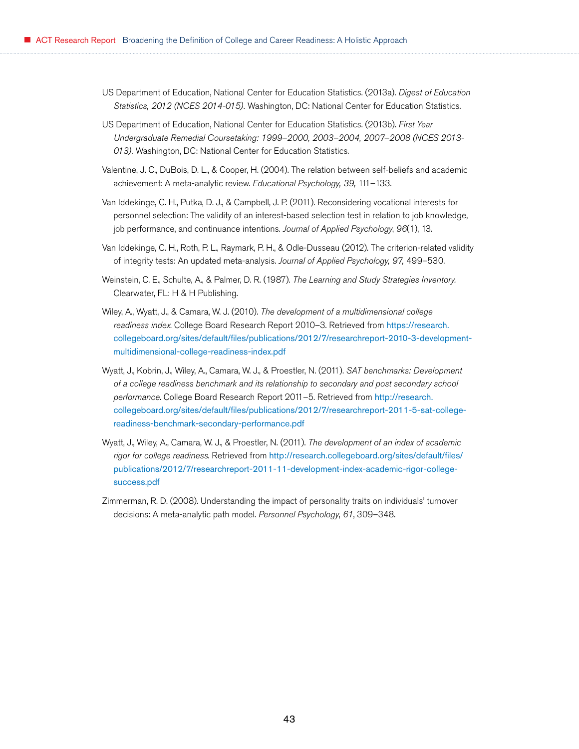US Department of Education, National Center for Education Statistics. (2013a). *Digest of Education Statistics, 2012 (NCES 2014-015).* Washington, DC: National Center for Education Statistics.

US Department of Education, National Center for Education Statistics. (2013b). *First Year Undergraduate Remedial Coursetaking: 1999–2000, 2003–2004, 2007–2008 (NCES 2013-013).* Washington, DC: National Center for Education Statistics.

Valentine, J. C., DuBois, D. L., & Cooper, H. (2004). The relation between self-beliefs and academic achievement: A meta-analytic review. *Educational Psychology, 39,* 111–133.

Van Iddekinge, C. H., Putka, D. J., & Campbell, J. P. (2011). Reconsidering vocational interests for personnel selection: The validity of an interest-based selection test in relation to job knowledge, job performance, and continuance intentions. *Journal of Applied Psychology*, *96*(1), 13.

Van Iddekinge, C. H., Roth, P. L., Raymark, P. H., & Odle-Dusseau (2012). The criterion-related validity of integrity tests: An updated meta-analysis. *Journal of Applied Psychology, 97,* 499–530.

Weinstein, C. E., Schulte, A., & Palmer, D. R. (1987). *The Learning and Study Strategies Inventory.* Clearwater, FL: H & H Publishing.

Wiley, A., Wyatt, J., & Camara, W. J. (2010). *The development of a multidimensional college readiness index.* College Board Research Report 2010–3. Retrieved from https://research.collegeboard.org/sites/default/files/publications/2012/7/researchreport-2010-3-development-multidimensional-college-readiness-index.pdf

Wyatt, J., Kobrin, J., Wiley, A., Camara, W. J., & Proestler, N. (2011). *SAT benchmarks: Development of a college readiness benchmark and its relationship to secondary and post secondary school performance.* College Board Research Report 2011–5. Retrieved from http://research.collegeboard.org/sites/default/files/publications/2012/7/researchreport-2011-5-sat-college-readiness-benchmark-secondary-performance.pdf

Wyatt, J., Wiley, A., Camara, W. J., & Proestler, N. (2011). *The development of an index of academic rigor for college readiness.* Retrieved from http://research.collegeboard.org/sites/default/files/publications/2012/7/researchreport-2011-11-development-index-academic-rigor-college-success.pdf

Zimmerman, R. D. (2008). Understanding the impact of personality traits on individuals' turnover decisions: A meta-analytic path model. *Personnel Psychology*, *61*, 309–348.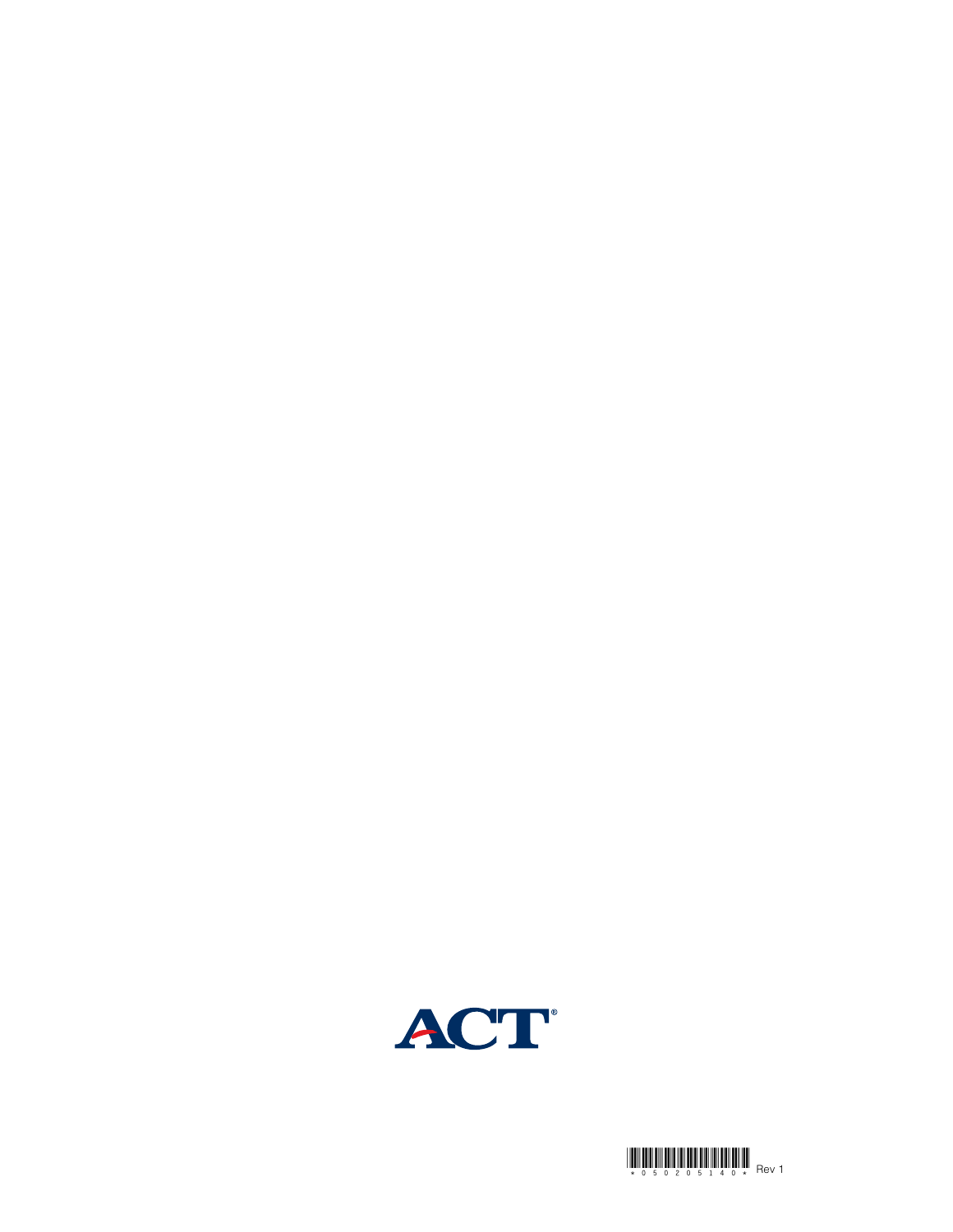ACT®

*050205140* Rev 1